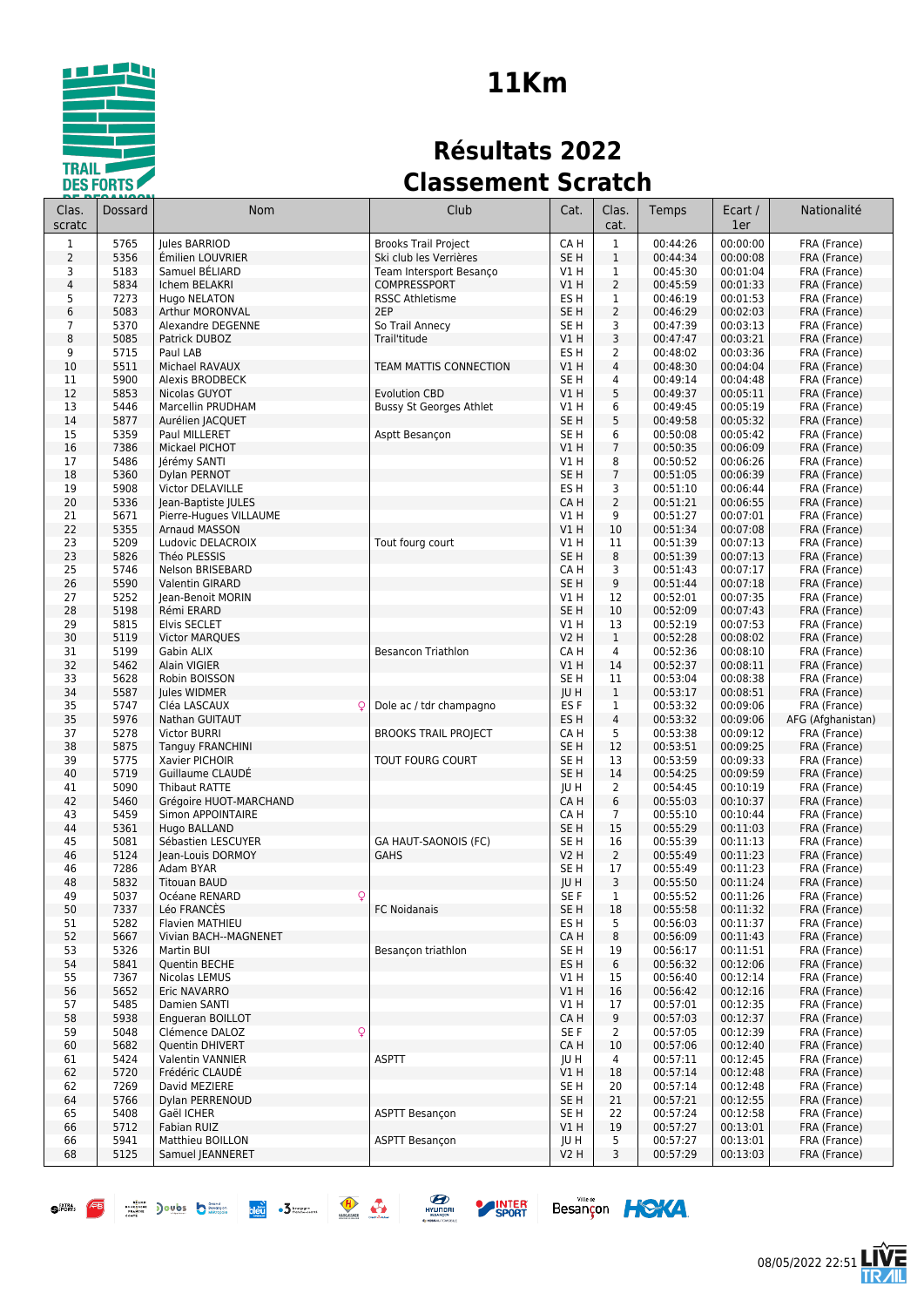# 11Km

## Résultats 2022

## Classement Scratch

| Clas. scratc | Dossard | Nom | Club | Cat. | Clas. cat. | Temps | Ecart / 1er | Nationalité |
|---|---|---|---|---|---|---|---|---|
| 1 | 5765 | Jules BARRIOD | Brooks Trail Project | CA H | 1 | 00:44:26 | 00:00:00 | FRA (France) |
| 2 | 5356 | Émilien LOUVRIER | Ski club les Verrières | SE H | 1 | 00:44:34 | 00:00:08 | FRA (France) |
| 3 | 5183 | Samuel BÉLIARD | Team Intersport Besanço | V1 H | 1 | 00:45:30 | 00:01:04 | FRA (France) |
| 4 | 5834 | Ichem BELAKRI | COMPRESSPORT | V1 H | 2 | 00:45:59 | 00:01:33 | FRA (France) |
| 5 | 7273 | Hugo NELATON | RSSC Athletisme | ES H | 1 | 00:46:19 | 00:01:53 | FRA (France) |
| 6 | 5083 | Arthur MORONVAL | 2EP | SE H | 2 | 00:46:29 | 00:02:03 | FRA (France) |
| 7 | 5370 | Alexandre DEGENNE | So Trail Annecy | SE H | 3 | 00:47:39 | 00:03:13 | FRA (France) |
| 8 | 5085 | Patrick DUBOZ | Trail'titude | V1 H | 3 | 00:47:47 | 00:03:21 | FRA (France) |
| 9 | 5715 | Paul LAB | | ES H | 2 | 00:48:02 | 00:03:36 | FRA (France) |
| 10 | 5511 | Michael RAVAUX | TEAM MATTIS CONNECTION | V1 H | 4 | 00:48:30 | 00:04:04 | FRA (France) |
| 11 | 5900 | Alexis BRODBECK | | SE H | 4 | 00:49:14 | 00:04:48 | FRA (France) |
| 12 | 5853 | Nicolas GUYOT | Evolution CBD | V1 H | 5 | 00:49:37 | 00:05:11 | FRA (France) |
| 13 | 5446 | Marcellin PRUDHAM | Bussy St Georges Athlet | V1 H | 6 | 00:49:45 | 00:05:19 | FRA (France) |
| 14 | 5877 | Aurélien JACQUET | | SE H | 5 | 00:49:58 | 00:05:32 | FRA (France) |
| 15 | 5359 | Paul MILLERET | Asptt Besançon | SE H | 6 | 00:50:08 | 00:05:42 | FRA (France) |
| 16 | 7386 | Mickael PICHOT | | V1 H | 7 | 00:50:35 | 00:06:09 | FRA (France) |
| 17 | 5486 | Jérémy SANTI | | V1 H | 8 | 00:50:52 | 00:06:26 | FRA (France) |
| 18 | 5360 | Dylan PERNOT | | SE H | 7 | 00:51:05 | 00:06:39 | FRA (France) |
| 19 | 5908 | Victor DELAVILLE | | ES H | 3 | 00:51:10 | 00:06:44 | FRA (France) |
| 20 | 5336 | Jean-Baptiste JULES | | CA H | 2 | 00:51:21 | 00:06:55 | FRA (France) |
| 21 | 5671 | Pierre-Hugues VILLAUME | | V1 H | 9 | 00:51:27 | 00:07:01 | FRA (France) |
| 22 | 5355 | Arnaud MASSON | | V1 H | 10 | 00:51:34 | 00:07:08 | FRA (France) |
| 23 | 5209 | Ludovic DELACROIX | Tout fourg court | V1 H | 11 | 00:51:39 | 00:07:13 | FRA (France) |
| 23 | 5826 | Théo PLESSIS | | SE H | 8 | 00:51:39 | 00:07:13 | FRA (France) |
| 25 | 5746 | Nelson BRISEBARD | | CA H | 3 | 00:51:43 | 00:07:17 | FRA (France) |
| 26 | 5590 | Valentin GIRARD | | SE H | 9 | 00:51:44 | 00:07:18 | FRA (France) |
| 27 | 5252 | Jean-Benoit MORIN | | V1 H | 12 | 00:52:01 | 00:07:35 | FRA (France) |
| 28 | 5198 | Rémi ERARD | | SE H | 10 | 00:52:09 | 00:07:43 | FRA (France) |
| 29 | 5815 | Elvis SECLET | | V1 H | 13 | 00:52:19 | 00:07:53 | FRA (France) |
| 30 | 5119 | Victor MARQUES | | V2 H | 1 | 00:52:28 | 00:08:02 | FRA (France) |
| 31 | 5199 | Gabin ALIX | Besancon Triathlon | CA H | 4 | 00:52:36 | 00:08:10 | FRA (France) |
| 32 | 5462 | Alain VIGIER | | V1 H | 14 | 00:52:37 | 00:08:11 | FRA (France) |
| 33 | 5628 | Robin BOISSON | | SE H | 11 | 00:53:04 | 00:08:38 | FRA (France) |
| 34 | 5587 | Jules WIDMER | | JU H | 1 | 00:53:17 | 00:08:51 | FRA (France) |
| 35 | 5747 | Cléa LASCAUX ♀ | Dole ac / tdr champagno | ES F | 1 | 00:53:32 | 00:09:06 | FRA (France) |
| 35 | 5976 | Nathan GUITAUT | | ES H | 4 | 00:53:32 | 00:09:06 | AFG (Afghanistan) |
| 37 | 5278 | Victor BURRI | BROOKS TRAIL PROJECT | CA H | 5 | 00:53:38 | 00:09:12 | FRA (France) |
| 38 | 5875 | Tanguy FRANCHINI | | SE H | 12 | 00:53:51 | 00:09:25 | FRA (France) |
| 39 | 5775 | Xavier PICHOIR | TOUT FOURG COURT | SE H | 13 | 00:53:59 | 00:09:33 | FRA (France) |
| 40 | 5719 | Guillaume CLAUDÉ | | SE H | 14 | 00:54:25 | 00:09:59 | FRA (France) |
| 41 | 5090 | Thibaut RATTE | | JU H | 2 | 00:54:45 | 00:10:19 | FRA (France) |
| 42 | 5460 | Grégoire HUOT-MARCHAND | | CA H | 6 | 00:55:03 | 00:10:37 | FRA (France) |
| 43 | 5459 | Simon APPOINTAIRE | | CA H | 7 | 00:55:10 | 00:10:44 | FRA (France) |
| 44 | 5361 | Hugo BALLAND | | SE H | 15 | 00:55:29 | 00:11:03 | FRA (France) |
| 45 | 5081 | Sébastien LESCUYER | GA HAUT-SAONOIS (FC) | SE H | 16 | 00:55:39 | 00:11:13 | FRA (France) |
| 46 | 5124 | Jean-Louis DORMOY | GAHS | V2 H | 2 | 00:55:49 | 00:11:23 | FRA (France) |
| 46 | 7286 | Adam BYAR | | SE H | 17 | 00:55:49 | 00:11:23 | FRA (France) |
| 48 | 5832 | Titouan BAUD | | JU H | 3 | 00:55:50 | 00:11:24 | FRA (France) |
| 49 | 5037 | Océane RENARD ♀ | | SE F | 1 | 00:55:52 | 00:11:26 | FRA (France) |
| 50 | 7337 | Léo FRANCÈS | FC Noidanais | SE H | 18 | 00:55:58 | 00:11:32 | FRA (France) |
| 51 | 5282 | Flavien MATHIEU | | ES H | 5 | 00:56:03 | 00:11:37 | FRA (France) |
| 52 | 5667 | Vivian BACH--MAGNENET | | CA H | 8 | 00:56:09 | 00:11:43 | FRA (France) |
| 53 | 5326 | Martin BUI | Besançon triathlon | SE H | 19 | 00:56:17 | 00:11:51 | FRA (France) |
| 54 | 5841 | Quentin BECHE | | ES H | 6 | 00:56:32 | 00:12:06 | FRA (France) |
| 55 | 7367 | Nicolas LEMUS | | V1 H | 15 | 00:56:40 | 00:12:14 | FRA (France) |
| 56 | 5652 | Eric NAVARRO | | V1 H | 16 | 00:56:42 | 00:12:16 | FRA (France) |
| 57 | 5485 | Damien SANTI | | V1 H | 17 | 00:57:01 | 00:12:35 | FRA (France) |
| 58 | 5938 | Engueran BOILLOT | | CA H | 9 | 00:57:03 | 00:12:37 | FRA (France) |
| 59 | 5048 | Clémence DALOZ ♀ | | SE F | 2 | 00:57:05 | 00:12:39 | FRA (France) |
| 60 | 5682 | Quentin DHIVERT | | CA H | 10 | 00:57:06 | 00:12:40 | FRA (France) |
| 61 | 5424 | Valentin VANNIER | ASPTT | JU H | 4 | 00:57:11 | 00:12:45 | FRA (France) |
| 62 | 5720 | Frédéric CLAUDÉ | | V1 H | 18 | 00:57:14 | 00:12:48 | FRA (France) |
| 62 | 7269 | David MEZIERE | | SE H | 20 | 00:57:14 | 00:12:48 | FRA (France) |
| 64 | 5766 | Dylan PERRENOUD | | SE H | 21 | 00:57:21 | 00:12:55 | FRA (France) |
| 65 | 5408 | Gaël ICHER | ASPTT Besançon | SE H | 22 | 00:57:24 | 00:12:58 | FRA (France) |
| 66 | 5712 | Fabian RUIZ | | V1 H | 19 | 00:57:27 | 00:13:01 | FRA (France) |
| 66 | 5941 | Matthieu BOILLON | ASPTT Besançon | JU H | 5 | 00:57:27 | 00:13:01 | FRA (France) |
| 68 | 5125 | Samuel JEANNERET | | V2 H | 3 | 00:57:29 | 00:13:03 | FRA (France) |

08/05/2022 22:51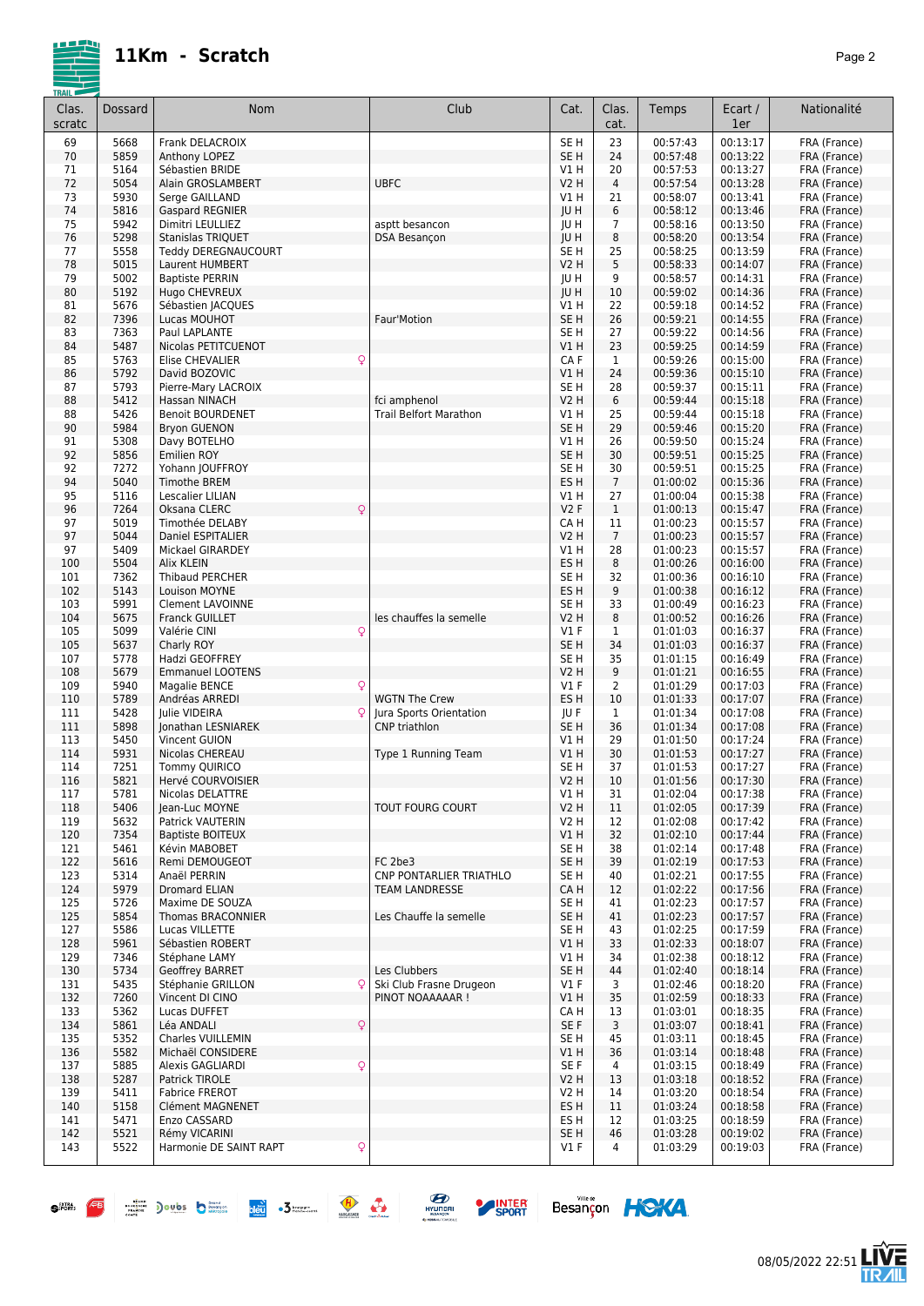# 11Km - Scratch

| Clas. scratc | Dossard | Nom | Club | Cat. | Clas. cat. | Temps | Ecart / 1er | Nationalité |
|---|---|---|---|---|---|---|---|---|
| 69 | 5668 | Frank DELACROIX | | SE H | 23 | 00:57:43 | 00:13:17 | FRA (France) |
| 70 | 5859 | Anthony LOPEZ | | SE H | 24 | 00:57:48 | 00:13:22 | FRA (France) |
| 71 | 5164 | Sébastien BRIDE | | V1 H | 20 | 00:57:53 | 00:13:27 | FRA (France) |
| 72 | 5054 | Alain GROSLAMBERT | UBFC | V2 H | 4 | 00:57:54 | 00:13:28 | FRA (France) |
| 73 | 5930 | Serge GAILLAND | | V1 H | 21 | 00:58:07 | 00:13:41 | FRA (France) |
| 74 | 5816 | Gaspard REGNIER | | JU H | 6 | 00:58:12 | 00:13:46 | FRA (France) |
| 75 | 5942 | Dimitri LEULLIEZ | asptt besancon | JU H | 7 | 00:58:16 | 00:13:50 | FRA (France) |
| 76 | 5298 | Stanislas TRIQUET | DSA Besançon | JU H | 8 | 00:58:20 | 00:13:54 | FRA (France) |
| 77 | 5558 | Teddy DEREGNAUCOURT | | SE H | 25 | 00:58:25 | 00:13:59 | FRA (France) |
| 78 | 5015 | Laurent HUMBERT | | V2 H | 5 | 00:58:33 | 00:14:07 | FRA (France) |
| 79 | 5002 | Baptiste PERRIN | | JU H | 9 | 00:58:57 | 00:14:31 | FRA (France) |
| 80 | 5192 | Hugo CHEVREUX | | JU H | 10 | 00:59:02 | 00:14:36 | FRA (France) |
| 81 | 5676 | Sébastien JACQUES | | V1 H | 22 | 00:59:18 | 00:14:52 | FRA (France) |
| 82 | 7396 | Lucas MOUHOT | Faur'Motion | SE H | 26 | 00:59:21 | 00:14:55 | FRA (France) |
| 83 | 7363 | Paul LAPLANTE | | SE H | 27 | 00:59:22 | 00:14:56 | FRA (France) |
| 84 | 5487 | Nicolas PETITCUENOT | | V1 H | 23 | 00:59:25 | 00:14:59 | FRA (France) |
| 85 | 5763 | Elise CHEVALIER ♀ | | CA F | 1 | 00:59:26 | 00:15:00 | FRA (France) |
| 86 | 5792 | David BOZOVIC | | V1 H | 24 | 00:59:36 | 00:15:10 | FRA (France) |
| 87 | 5793 | Pierre-Mary LACROIX | | SE H | 28 | 00:59:37 | 00:15:11 | FRA (France) |
| 88 | 5412 | Hassan NINACH | fci amphenol | V2 H | 6 | 00:59:44 | 00:15:18 | FRA (France) |
| 88 | 5426 | Benoit BOURDENET | Trail Belfort Marathon | V1 H | 25 | 00:59:44 | 00:15:18 | FRA (France) |
| 90 | 5984 | Bryon GUENON | | SE H | 29 | 00:59:46 | 00:15:20 | FRA (France) |
| 91 | 5308 | Davy BOTELHO | | V1 H | 26 | 00:59:50 | 00:15:24 | FRA (France) |
| 92 | 5856 | Emilien ROY | | SE H | 30 | 00:59:51 | 00:15:25 | FRA (France) |
| 92 | 7272 | Yohann JOUFFROY | | SE H | 30 | 00:59:51 | 00:15:25 | FRA (France) |
| 94 | 5040 | Timothe BREM | | ES H | 7 | 01:00:02 | 00:15:36 | FRA (France) |
| 95 | 5116 | Lescalier LILIAN | | V1 H | 27 | 01:00:04 | 00:15:38 | FRA (France) |
| 96 | 7264 | Oksana CLERC ♀ | | V2 F | 1 | 01:00:13 | 00:15:47 | FRA (France) |
| 97 | 5019 | Timothée DELABY | | CA H | 11 | 01:00:23 | 00:15:57 | FRA (France) |
| 97 | 5044 | Daniel ESPITALIER | | V2 H | 7 | 01:00:23 | 00:15:57 | FRA (France) |
| 97 | 5409 | Mickael GIRARDEY | | V1 H | 28 | 01:00:23 | 00:15:57 | FRA (France) |
| 100 | 5504 | Alix KLEIN | | ES H | 8 | 01:00:26 | 00:16:00 | FRA (France) |
| 101 | 7362 | Thibaud PERCHER | | SE H | 32 | 01:00:36 | 00:16:10 | FRA (France) |
| 102 | 5143 | Louison MOYNE | | ES H | 9 | 01:00:38 | 00:16:12 | FRA (France) |
| 103 | 5991 | Clement LAVOINNE | | SE H | 33 | 01:00:49 | 00:16:23 | FRA (France) |
| 104 | 5675 | Franck GUILLET | les chauffes la semelle | V2 H | 8 | 01:00:52 | 00:16:26 | FRA (France) |
| 105 | 5099 | Valérie CINI ♀ | | V1 F | 1 | 01:01:03 | 00:16:37 | FRA (France) |
| 105 | 5637 | Charly ROY | | SE H | 34 | 01:01:03 | 00:16:37 | FRA (France) |
| 107 | 5778 | Hadzi GEOFFREY | | SE H | 35 | 01:01:15 | 00:16:49 | FRA (France) |
| 108 | 5679 | Emmanuel LOOTENS | | V2 H | 9 | 01:01:21 | 00:16:55 | FRA (France) |
| 109 | 5940 | Magalie BENCE ♀ | | V1 F | 2 | 01:01:29 | 00:17:03 | FRA (France) |
| 110 | 5789 | Andréas ARREDI | WGTN The Crew | ES H | 10 | 01:01:33 | 00:17:07 | FRA (France) |
| 111 | 5428 | Julie VIDEIRA ♀ | Jura Sports Orientation | JU F | 1 | 01:01:34 | 00:17:08 | FRA (France) |
| 111 | 5898 | Jonathan LESNIAREK | CNP triathlon | SE H | 36 | 01:01:34 | 00:17:08 | FRA (France) |
| 113 | 5450 | Vincent GUION | | V1 H | 29 | 01:01:50 | 00:17:24 | FRA (France) |
| 114 | 5931 | Nicolas CHEREAU | Type 1 Running Team | V1 H | 30 | 01:01:53 | 00:17:27 | FRA (France) |
| 114 | 7251 | Tommy QUIRICO | | SE H | 37 | 01:01:53 | 00:17:27 | FRA (France) |
| 116 | 5821 | Hervé COURVOISIER | | V2 H | 10 | 01:01:56 | 00:17:30 | FRA (France) |
| 117 | 5781 | Nicolas DELATTRE | | V1 H | 31 | 01:02:04 | 00:17:38 | FRA (France) |
| 118 | 5406 | Jean-Luc MOYNE | TOUT FOURG COURT | V2 H | 11 | 01:02:05 | 00:17:39 | FRA (France) |
| 119 | 5632 | Patrick VAUTERIN | | V2 H | 12 | 01:02:08 | 00:17:42 | FRA (France) |
| 120 | 7354 | Baptiste BOITEUX | | V1 H | 32 | 01:02:10 | 00:17:44 | FRA (France) |
| 121 | 5461 | Kévin MABOBET | | SE H | 38 | 01:02:14 | 00:17:48 | FRA (France) |
| 122 | 5616 | Remi DEMOUGEOT | FC 2be3 | SE H | 39 | 01:02:19 | 00:17:53 | FRA (France) |
| 123 | 5314 | Anaël PERRIN | CNP PONTARLIER TRIATHLO | SE H | 40 | 01:02:21 | 00:17:55 | FRA (France) |
| 124 | 5979 | Dromard ELIAN | TEAM LANDRESSE | CA H | 12 | 01:02:22 | 00:17:56 | FRA (France) |
| 125 | 5726 | Maxime DE SOUZA | | SE H | 41 | 01:02:23 | 00:17:57 | FRA (France) |
| 125 | 5854 | Thomas BRACONNIER | Les Chauffe la semelle | SE H | 41 | 01:02:23 | 00:17:57 | FRA (France) |
| 127 | 5586 | Lucas VILLETTE | | SE H | 43 | 01:02:25 | 00:17:59 | FRA (France) |
| 128 | 5961 | Sébastien ROBERT | | V1 H | 33 | 01:02:33 | 00:18:07 | FRA (France) |
| 129 | 7346 | Stéphane LAMY | | V1 H | 34 | 01:02:38 | 00:18:12 | FRA (France) |
| 130 | 5734 | Geoffrey BARRET | Les Clubbers | SE H | 44 | 01:02:40 | 00:18:14 | FRA (France) |
| 131 | 5435 | Stéphanie GRILLON ♀ | Ski Club Frasne Drugeon | V1 F | 3 | 01:02:46 | 00:18:20 | FRA (France) |
| 132 | 7260 | Vincent DI CINO | PINOT NOAAAAAR ! | V1 H | 35 | 01:02:59 | 00:18:33 | FRA (France) |
| 133 | 5362 | Lucas DUFFET | | CA H | 13 | 01:03:01 | 00:18:35 | FRA (France) |
| 134 | 5861 | Léa ANDALI ♀ | | SE F | 3 | 01:03:07 | 00:18:41 | FRA (France) |
| 135 | 5352 | Charles VUILLEMIN | | SE H | 45 | 01:03:11 | 00:18:45 | FRA (France) |
| 136 | 5582 | Michaël CONSIDERE | | V1 H | 36 | 01:03:14 | 00:18:48 | FRA (France) |
| 137 | 5885 | Alexis GAGLIARDI ♀ | | SE F | 4 | 01:03:15 | 00:18:49 | FRA (France) |
| 138 | 5287 | Patrick TIROLE | | V2 H | 13 | 01:03:18 | 00:18:52 | FRA (France) |
| 139 | 5411 | Fabrice FREROT | | V2 H | 14 | 01:03:20 | 00:18:54 | FRA (France) |
| 140 | 5158 | Clément MAGNENET | | ES H | 11 | 01:03:24 | 00:18:58 | FRA (France) |
| 141 | 5471 | Enzo CASSARD | | ES H | 12 | 01:03:25 | 00:18:59 | FRA (France) |
| 142 | 5521 | Rémy VICARINI | | SE H | 46 | 01:03:28 | 00:19:02 | FRA (France) |
| 143 | 5522 | Harmonie DE SAINT RAPT ♀ | | V1 F | 4 | 01:03:29 | 00:19:03 | FRA (France) |

08/05/2022 22:51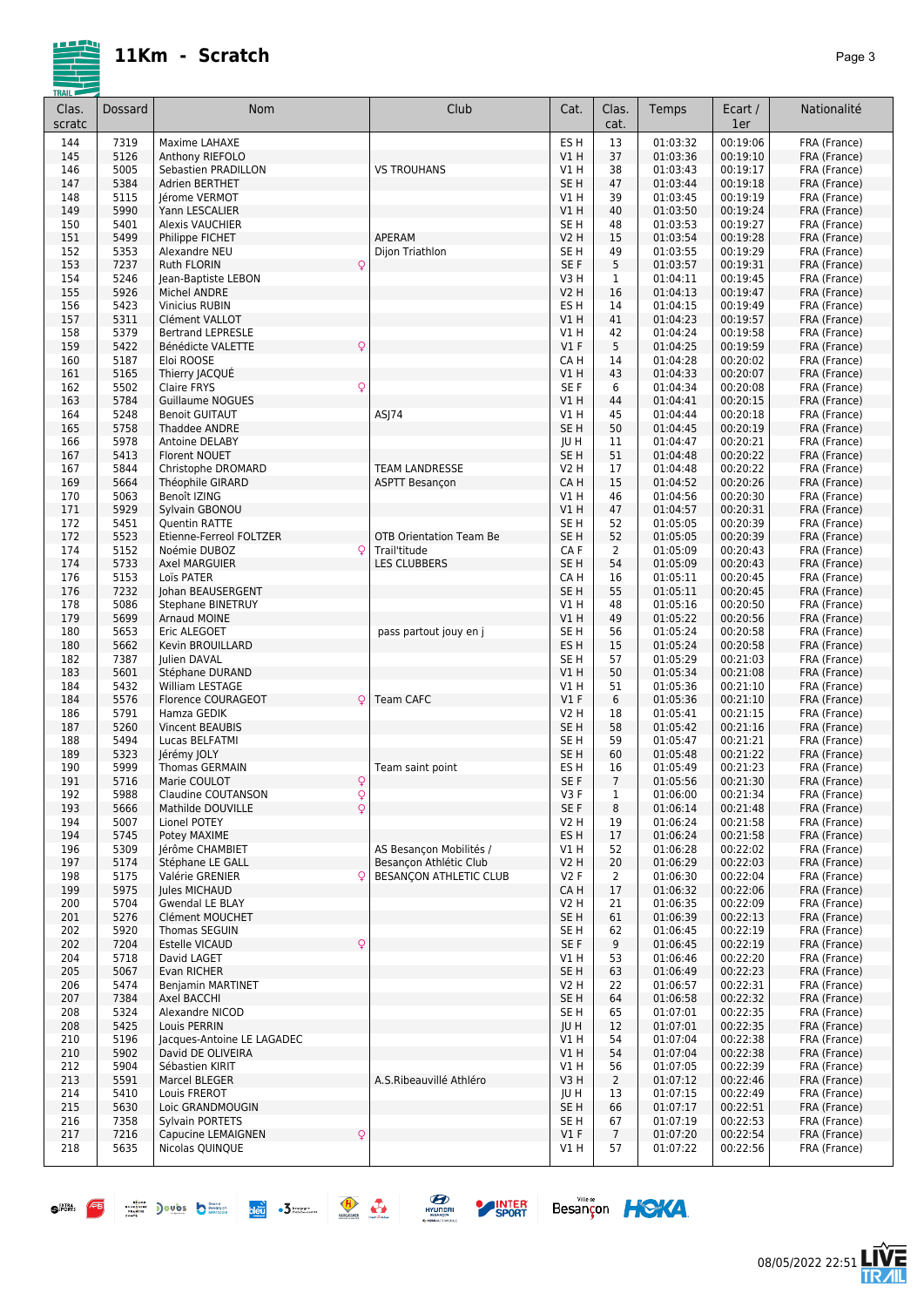# 11Km - Scratch

| Clas. scratc | Dossard | Nom | | Club | Cat. | Clas. cat. | Temps | Ecart / 1er | Nationalité |
|---|---|---|---|---|---|---|---|---|---|
| 144 | 7319 | Maxime LAHAXE | | | ES H | 13 | 01:03:32 | 00:19:06 | FRA (France) |
| 145 | 5126 | Anthony RIEFOLO | | | V1 H | 37 | 01:03:36 | 00:19:10 | FRA (France) |
| 146 | 5005 | Sebastien PRADILLON | | VS TROUHANS | V1 H | 38 | 01:03:43 | 00:19:17 | FRA (France) |
| 147 | 5384 | Adrien BERTHET | | | SE H | 47 | 01:03:44 | 00:19:18 | FRA (France) |
| 148 | 5115 | Jérome VERMOT | | | V1 H | 39 | 01:03:45 | 00:19:19 | FRA (France) |
| 149 | 5990 | Yann LESCALIER | | | V1 H | 40 | 01:03:50 | 00:19:24 | FRA (France) |
| 150 | 5401 | Alexis VAUCHIER | | | SE H | 48 | 01:03:53 | 00:19:27 | FRA (France) |
| 151 | 5499 | Philippe FICHET | | APERAM | V2 H | 15 | 01:03:54 | 00:19:28 | FRA (France) |
| 152 | 5353 | Alexandre NEU | | Dijon Triathlon | SE H | 49 | 01:03:55 | 00:19:29 | FRA (France) |
| 153 | 7237 | Ruth FLORIN | ♀ | | SE F | 5 | 01:03:57 | 00:19:31 | FRA (France) |
| 154 | 5246 | Jean-Baptiste LEBON | | | V3 H | 1 | 01:04:11 | 00:19:45 | FRA (France) |
| 155 | 5926 | Michel ANDRE | | | V2 H | 16 | 01:04:13 | 00:19:47 | FRA (France) |
| 156 | 5423 | Vinicius RUBIN | | | ES H | 14 | 01:04:15 | 00:19:49 | FRA (France) |
| 157 | 5311 | Clément VALLOT | | | V1 H | 41 | 01:04:23 | 00:19:57 | FRA (France) |
| 158 | 5379 | Bertrand LEPRESLE | | | V1 H | 42 | 01:04:24 | 00:19:58 | FRA (France) |
| 159 | 5422 | Bénédicte VALETTE | ♀ | | V1 F | 5 | 01:04:25 | 00:19:59 | FRA (France) |
| 160 | 5187 | Eloi ROOSE | | | CA H | 14 | 01:04:28 | 00:20:02 | FRA (France) |
| 161 | 5165 | Thierry JACQUÉ | | | V1 H | 43 | 01:04:33 | 00:20:07 | FRA (France) |
| 162 | 5502 | Claire FRYS | ♀ | | SE F | 6 | 01:04:34 | 00:20:08 | FRA (France) |
| 163 | 5784 | Guillaume NOGUES | | | V1 H | 44 | 01:04:41 | 00:20:15 | FRA (France) |
| 164 | 5248 | Benoit GUITAUT | | ASJ74 | V1 H | 45 | 01:04:44 | 00:20:18 | FRA (France) |
| 165 | 5758 | Thaddee ANDRE | | | SE H | 50 | 01:04:45 | 00:20:19 | FRA (France) |
| 166 | 5978 | Antoine DELABY | | | JU H | 11 | 01:04:47 | 00:20:21 | FRA (France) |
| 167 | 5413 | Florent NOUET | | | SE H | 51 | 01:04:48 | 00:20:22 | FRA (France) |
| 167 | 5844 | Christophe DROMARD | | TEAM LANDRESSE | V2 H | 17 | 01:04:48 | 00:20:22 | FRA (France) |
| 169 | 5664 | Théophile GIRARD | | ASPTT Besançon | CA H | 15 | 01:04:52 | 00:20:26 | FRA (France) |
| 170 | 5063 | Benoît IZING | | | V1 H | 46 | 01:04:56 | 00:20:30 | FRA (France) |
| 171 | 5929 | Sylvain GBONOU | | | V1 H | 47 | 01:04:57 | 00:20:31 | FRA (France) |
| 172 | 5451 | Quentin RATTE | | | SE H | 52 | 01:05:05 | 00:20:39 | FRA (France) |
| 172 | 5523 | Etienne-Ferreol FOLTZER | | OTB Orientation Team Be | SE H | 52 | 01:05:05 | 00:20:39 | FRA (France) |
| 174 | 5152 | Noémie DUBOZ | ♀ | Trail'titude | CA F | 2 | 01:05:09 | 00:20:43 | FRA (France) |
| 174 | 5733 | Axel MARGUIER | | LES CLUBBERS | SE H | 54 | 01:05:09 | 00:20:43 | FRA (France) |
| 176 | 5153 | Loïs PATER | | | CA H | 16 | 01:05:11 | 00:20:45 | FRA (France) |
| 176 | 7232 | Johan BEAUSERGENT | | | SE H | 55 | 01:05:11 | 00:20:45 | FRA (France) |
| 178 | 5086 | Stephane BINETRUY | | | V1 H | 48 | 01:05:16 | 00:20:50 | FRA (France) |
| 179 | 5699 | Arnaud MOINE | | | V1 H | 49 | 01:05:22 | 00:20:56 | FRA (France) |
| 180 | 5653 | Eric ALEGOET | | pass partout jouy en j | SE H | 56 | 01:05:24 | 00:20:58 | FRA (France) |
| 180 | 5662 | Kevin BROUILLARD | | | ES H | 15 | 01:05:24 | 00:20:58 | FRA (France) |
| 182 | 7387 | Julien DAVAL | | | SE H | 57 | 01:05:29 | 00:21:03 | FRA (France) |
| 183 | 5601 | Stéphane DURAND | | | V1 H | 50 | 01:05:34 | 00:21:08 | FRA (France) |
| 184 | 5432 | William LESTAGE | | | V1 H | 51 | 01:05:36 | 00:21:10 | FRA (France) |
| 184 | 5576 | Florence COURAGEOT | ♀ | Team CAFC | V1 F | 6 | 01:05:36 | 00:21:10 | FRA (France) |
| 186 | 5791 | Hamza GEDIK | | | V2 H | 18 | 01:05:41 | 00:21:15 | FRA (France) |
| 187 | 5260 | Vincent BEAUBIS | | | SE H | 58 | 01:05:42 | 00:21:16 | FRA (France) |
| 188 | 5494 | Lucas BELFATMI | | | SE H | 59 | 01:05:47 | 00:21:21 | FRA (France) |
| 189 | 5323 | Jérémy JOLY | | | SE H | 60 | 01:05:48 | 00:21:22 | FRA (France) |
| 190 | 5999 | Thomas GERMAIN | | Team saint point | ES H | 16 | 01:05:49 | 00:21:23 | FRA (France) |
| 191 | 5716 | Marie COULOT | ♀ | | SE F | 7 | 01:05:56 | 00:21:30 | FRA (France) |
| 192 | 5988 | Claudine COUTANSON | ♀ | | V3 F | 1 | 01:06:00 | 00:21:34 | FRA (France) |
| 193 | 5666 | Mathilde DOUVILLE | ♀ | | SE F | 8 | 01:06:14 | 00:21:48 | FRA (France) |
| 194 | 5007 | Lionel POTEY | | | V2 H | 19 | 01:06:24 | 00:21:58 | FRA (France) |
| 194 | 5745 | Potey MAXIME | | | ES H | 17 | 01:06:24 | 00:21:58 | FRA (France) |
| 196 | 5309 | Jérôme CHAMBIET | | AS Besançon Mobilités / | V1 H | 52 | 01:06:28 | 00:22:02 | FRA (France) |
| 197 | 5174 | Stéphane LE GALL | | Besançon Athlétic Club | V2 H | 20 | 01:06:29 | 00:22:03 | FRA (France) |
| 198 | 5175 | Valérie GRENIER | ♀ | BESANÇON ATHLETIC CLUB | V2 F | 2 | 01:06:30 | 00:22:04 | FRA (France) |
| 199 | 5975 | Jules MICHAUD | | | CA H | 17 | 01:06:32 | 00:22:06 | FRA (France) |
| 200 | 5704 | Gwendal LE BLAY | | | V2 H | 21 | 01:06:35 | 00:22:09 | FRA (France) |
| 201 | 5276 | Clément MOUCHET | | | SE H | 61 | 01:06:39 | 00:22:13 | FRA (France) |
| 202 | 5920 | Thomas SEGUIN | | | SE H | 62 | 01:06:45 | 00:22:19 | FRA (France) |
| 202 | 7204 | Estelle VICAUD | ♀ | | SE F | 9 | 01:06:45 | 00:22:19 | FRA (France) |
| 204 | 5718 | David LAGET | | | V1 H | 53 | 01:06:46 | 00:22:20 | FRA (France) |
| 205 | 5067 | Evan RICHER | | | SE H | 63 | 01:06:49 | 00:22:23 | FRA (France) |
| 206 | 5474 | Benjamin MARTINET | | | V2 H | 22 | 01:06:57 | 00:22:31 | FRA (France) |
| 207 | 7384 | Axel BACCHI | | | SE H | 64 | 01:06:58 | 00:22:32 | FRA (France) |
| 208 | 5324 | Alexandre NICOD | | | SE H | 65 | 01:07:01 | 00:22:35 | FRA (France) |
| 208 | 5425 | Louis PERRIN | | | JU H | 12 | 01:07:01 | 00:22:35 | FRA (France) |
| 210 | 5196 | Jacques-Antoine LE LAGADEC | | | V1 H | 54 | 01:07:04 | 00:22:38 | FRA (France) |
| 210 | 5902 | David DE OLIVEIRA | | | V1 H | 54 | 01:07:04 | 00:22:38 | FRA (France) |
| 212 | 5904 | Sébastien KIRIT | | | V1 H | 56 | 01:07:05 | 00:22:39 | FRA (France) |
| 213 | 5591 | Marcel BLEGER | | A.S.Ribeauvillé Athléro | V3 H | 2 | 01:07:12 | 00:22:46 | FRA (France) |
| 214 | 5410 | Louis FREROT | | | JU H | 13 | 01:07:15 | 00:22:49 | FRA (France) |
| 215 | 5630 | Loic GRANDMOUGIN | | | SE H | 66 | 01:07:17 | 00:22:51 | FRA (France) |
| 216 | 7358 | Sylvain PORTETS | | | SE H | 67 | 01:07:19 | 00:22:53 | FRA (France) |
| 217 | 7216 | Capucine LEMAIGNEN | ♀ | | V1 F | 7 | 01:07:20 | 00:22:54 | FRA (France) |
| 218 | 5635 | Nicolas QUINQUE | | | V1 H | 57 | 01:07:22 | 00:22:56 | FRA (France) |

08/05/2022 22:51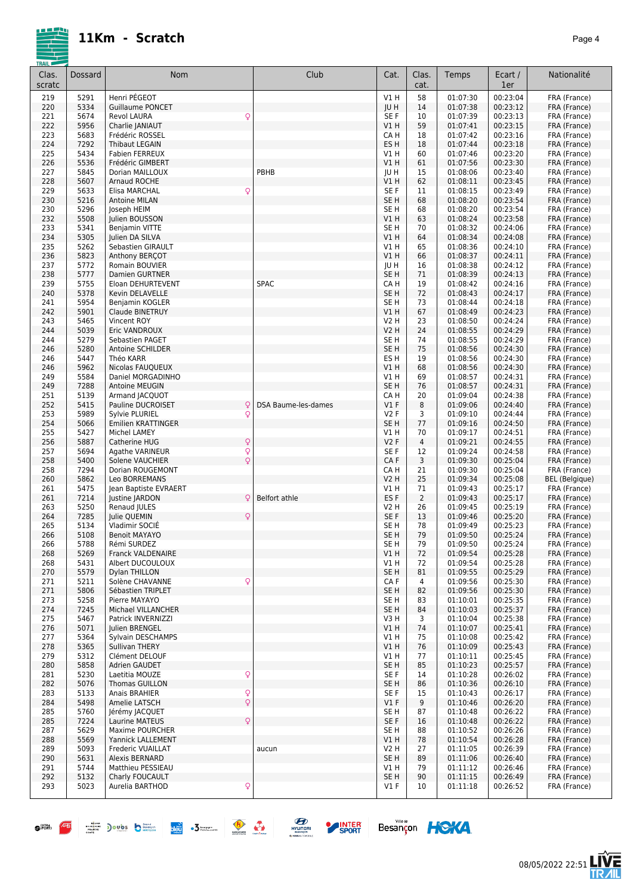# 11Km - Scratch

| Clas. scratc | Dossard | Nom | | Club | Cat. | Clas. cat. | Temps | Ecart / 1er | Nationalité |
|---|---|---|---|---|---|---|---|---|---|
| 219 | 5291 | Henri PÉGEOT | | | V1 H | 58 | 01:07:30 | 00:23:04 | FRA (France) |
| 220 | 5334 | Guillaume PONCET | | | JU H | 14 | 01:07:38 | 00:23:12 | FRA (France) |
| 221 | 5674 | Revol LAURA | ♀ | | SE F | 10 | 01:07:39 | 00:23:13 | FRA (France) |
| 222 | 5956 | Charlie JANIAUT | | | V1 H | 59 | 01:07:41 | 00:23:15 | FRA (France) |
| 223 | 5683 | Frédéric ROSSEL | | | CA H | 18 | 01:07:42 | 00:23:16 | FRA (France) |
| 224 | 7292 | Thibaut LEGAIN | | | ES H | 18 | 01:07:44 | 00:23:18 | FRA (France) |
| 225 | 5434 | Fabien FERREUX | | | V1 H | 60 | 01:07:46 | 00:23:20 | FRA (France) |
| 226 | 5536 | Frédéric GIMBERT | | | V1 H | 61 | 01:07:56 | 00:23:30 | FRA (France) |
| 227 | 5845 | Dorian MAILLOUX | | PBHB | JU H | 15 | 01:08:06 | 00:23:40 | FRA (France) |
| 228 | 5607 | Arnaud ROCHE | | | V1 H | 62 | 01:08:11 | 00:23:45 | FRA (France) |
| 229 | 5633 | Elisa MARCHAL | ♀ | | SE F | 11 | 01:08:15 | 00:23:49 | FRA (France) |
| 230 | 5216 | Antoine MILAN | | | SE H | 68 | 01:08:20 | 00:23:54 | FRA (France) |
| 230 | 5296 | Joseph HEIM | | | SE H | 68 | 01:08:20 | 00:23:54 | FRA (France) |
| 232 | 5508 | Julien BOUSSON | | | V1 H | 63 | 01:08:24 | 00:23:58 | FRA (France) |
| 233 | 5341 | Benjamin VITTE | | | SE H | 70 | 01:08:32 | 00:24:06 | FRA (France) |
| 234 | 5305 | Julien DA SILVA | | | V1 H | 64 | 01:08:34 | 00:24:08 | FRA (France) |
| 235 | 5262 | Sebastien GIRAULT | | | V1 H | 65 | 01:08:36 | 00:24:10 | FRA (France) |
| 236 | 5823 | Anthony BERÇOT | | | V1 H | 66 | 01:08:37 | 00:24:11 | FRA (France) |
| 237 | 5772 | Romain BOUVIER | | | JU H | 16 | 01:08:38 | 00:24:12 | FRA (France) |
| 238 | 5777 | Damien GURTNER | | | SE H | 71 | 01:08:39 | 00:24:13 | FRA (France) |
| 239 | 5755 | Eloan DEHURTEVENT | | SPAC | CA H | 19 | 01:08:42 | 00:24:16 | FRA (France) |
| 240 | 5378 | Kevin DELAVELLE | | | SE H | 72 | 01:08:43 | 00:24:17 | FRA (France) |
| 241 | 5954 | Benjamin KOGLER | | | SE H | 73 | 01:08:44 | 00:24:18 | FRA (France) |
| 242 | 5901 | Claude BINETRUY | | | V1 H | 67 | 01:08:49 | 00:24:23 | FRA (France) |
| 243 | 5465 | Vincent ROY | | | V2 H | 23 | 01:08:50 | 00:24:24 | FRA (France) |
| 244 | 5039 | Eric VANDROUX | | | V2 H | 24 | 01:08:55 | 00:24:29 | FRA (France) |
| 244 | 5279 | Sebastien PAGET | | | SE H | 74 | 01:08:55 | 00:24:29 | FRA (France) |
| 246 | 5280 | Antoine SCHILDER | | | SE H | 75 | 01:08:56 | 00:24:30 | FRA (France) |
| 246 | 5447 | Théo KARR | | | ES H | 19 | 01:08:56 | 00:24:30 | FRA (France) |
| 246 | 5962 | Nicolas FAUQUEUX | | | V1 H | 68 | 01:08:56 | 00:24:30 | FRA (France) |
| 249 | 5584 | Daniel MORGADINHO | | | V1 H | 69 | 01:08:57 | 00:24:31 | FRA (France) |
| 249 | 7288 | Antoine MEUGIN | | | SE H | 76 | 01:08:57 | 00:24:31 | FRA (France) |
| 251 | 5139 | Armand JACQUOT | | | CA H | 20 | 01:09:04 | 00:24:38 | FRA (France) |
| 252 | 5415 | Pauline DUCROISET | ♀ | DSA Baume-les-dames | V1 F | 8 | 01:09:06 | 00:24:40 | FRA (France) |
| 253 | 5989 | Sylvie PLURIEL | ♀ | | V2 F | 3 | 01:09:10 | 00:24:44 | FRA (France) |
| 254 | 5066 | Emilien KRATTINGER | | | SE H | 77 | 01:09:16 | 00:24:50 | FRA (France) |
| 255 | 5427 | Michel LAMEY | | | V1 H | 70 | 01:09:17 | 00:24:51 | FRA (France) |
| 256 | 5887 | Catherine HUG | ♀ | | V2 F | 4 | 01:09:21 | 00:24:55 | FRA (France) |
| 257 | 5694 | Agathe VARINEUR | ♀ | | SE F | 12 | 01:09:24 | 00:24:58 | FRA (France) |
| 258 | 5400 | Solene VAUCHIER | ♀ | | CA F | 3 | 01:09:30 | 00:25:04 | FRA (France) |
| 258 | 7294 | Dorian ROUGEMONT | | | CA H | 21 | 01:09:30 | 00:25:04 | FRA (France) |
| 260 | 5862 | Leo BORREMANS | | | V2 H | 25 | 01:09:34 | 00:25:08 | BEL (Belgique) |
| 261 | 5475 | Jean Baptiste EVRAERT | | | V1 H | 71 | 01:09:43 | 00:25:17 | FRA (France) |
| 261 | 7214 | Justine JARDON | ♀ | Belfort athle | ES F | 2 | 01:09:43 | 00:25:17 | FRA (France) |
| 263 | 5250 | Renaud JULES | | | V2 H | 26 | 01:09:45 | 00:25:19 | FRA (France) |
| 264 | 7285 | Julie QUEMIN | ♀ | | SE F | 13 | 01:09:46 | 00:25:20 | FRA (France) |
| 265 | 5134 | Vladimir SOCIÉ | | | SE H | 78 | 01:09:49 | 00:25:23 | FRA (France) |
| 266 | 5108 | Benoit MAYAYO | | | SE H | 79 | 01:09:50 | 00:25:24 | FRA (France) |
| 266 | 5788 | Rémi SURDEZ | | | SE H | 79 | 01:09:50 | 00:25:24 | FRA (France) |
| 268 | 5269 | Franck VALDENAIRE | | | V1 H | 72 | 01:09:54 | 00:25:28 | FRA (France) |
| 268 | 5431 | Albert DUCOULOUX | | | V1 H | 72 | 01:09:54 | 00:25:28 | FRA (France) |
| 270 | 5579 | Dylan THILLON | | | SE H | 81 | 01:09:55 | 00:25:29 | FRA (France) |
| 271 | 5211 | Solène CHAVANNE | ♀ | | CA F | 4 | 01:09:56 | 00:25:30 | FRA (France) |
| 271 | 5806 | Sébastien TRIPLET | | | SE H | 82 | 01:09:56 | 00:25:30 | FRA (France) |
| 273 | 5258 | Pierre MAYAYO | | | SE H | 83 | 01:10:01 | 00:25:35 | FRA (France) |
| 274 | 7245 | Michael VILLANCHER | | | SE H | 84 | 01:10:03 | 00:25:37 | FRA (France) |
| 275 | 5467 | Patrick INVERNIZZI | | | V3 H | 3 | 01:10:04 | 00:25:38 | FRA (France) |
| 276 | 5071 | Julien BRENGEL | | | V1 H | 74 | 01:10:07 | 00:25:41 | FRA (France) |
| 277 | 5364 | Sylvain DESCHAMPS | | | V1 H | 75 | 01:10:08 | 00:25:42 | FRA (France) |
| 278 | 5365 | Sullivan THERY | | | V1 H | 76 | 01:10:09 | 00:25:43 | FRA (France) |
| 279 | 5312 | Clément DELOUF | | | V1 H | 77 | 01:10:11 | 00:25:45 | FRA (France) |
| 280 | 5858 | Adrien GAUDET | | | SE H | 85 | 01:10:23 | 00:25:57 | FRA (France) |
| 281 | 5230 | Laetitia MOUZE | ♀ | | SE F | 14 | 01:10:28 | 00:26:02 | FRA (France) |
| 282 | 5076 | Thomas GUILLON | | | SE H | 86 | 01:10:36 | 00:26:10 | FRA (France) |
| 283 | 5133 | Anais BRAHIER | ♀ | | SE F | 15 | 01:10:43 | 00:26:17 | FRA (France) |
| 284 | 5498 | Amelie LATSCH | ♀ | | V1 F | 9 | 01:10:46 | 00:26:20 | FRA (France) |
| 285 | 5760 | Jérémy JACQUET | | | SE H | 87 | 01:10:48 | 00:26:22 | FRA (France) |
| 285 | 7224 | Laurine MATEUS | ♀ | | SE F | 16 | 01:10:48 | 00:26:22 | FRA (France) |
| 287 | 5629 | Maxime POURCHER | | | SE H | 88 | 01:10:52 | 00:26:26 | FRA (France) |
| 288 | 5569 | Yannick LALLEMENT | | | V1 H | 78 | 01:10:54 | 00:26:28 | FRA (France) |
| 289 | 5093 | Frederic VUAILLAT | | aucun | V2 H | 27 | 01:11:05 | 00:26:39 | FRA (France) |
| 290 | 5631 | Alexis BERNARD | | | SE H | 89 | 01:11:06 | 00:26:40 | FRA (France) |
| 291 | 5744 | Matthieu PESSIEAU | | | V1 H | 79 | 01:11:12 | 00:26:46 | FRA (France) |
| 292 | 5132 | Charly FOUCAULT | | | SE H | 90 | 01:11:15 | 00:26:49 | FRA (France) |
| 293 | 5023 | Aurelia BARTHOD | ♀ | | V1 F | 10 | 01:11:18 | 00:26:52 | FRA (France) |

08/05/2022 22:51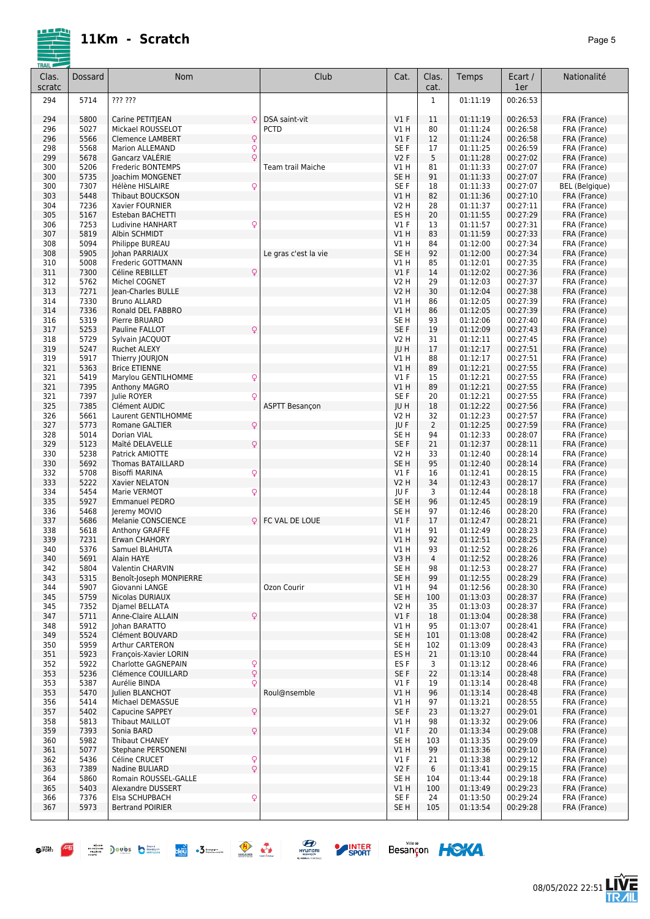# 11Km - Scratch

| Clas. scratc | Dossard | Nom | | Club | Cat. | Clas. cat. | Temps | Ecart / 1er | Nationalité |
|---|---|---|---|---|---|---|---|---|---|
| 294 | 5714 | ??? ??? | | | | 1 | 01:11:19 | 00:26:53 | |
| 294 | 5800 | Carine PETITJEAN | ♀ | DSA saint-vit | V1 F | 11 | 01:11:19 | 00:26:53 | FRA (France) |
| 296 | 5027 | Mickael ROUSSELOT | | PCTD | V1 H | 80 | 01:11:24 | 00:26:58 | FRA (France) |
| 296 | 5566 | Clemence LAMBERT | ♀ | | V1 F | 12 | 01:11:24 | 00:26:58 | FRA (France) |
| 298 | 5568 | Marion ALLEMAND | ♀ | | SE F | 17 | 01:11:25 | 00:26:59 | FRA (France) |
| 299 | 5678 | Gancarz VALÉRIE | ♀ | | V2 F | 5 | 01:11:28 | 00:27:02 | FRA (France) |
| 300 | 5206 | Frederic BONTEMPS | | Team trail Maiche | V1 H | 81 | 01:11:33 | 00:27:07 | FRA (France) |
| 300 | 5735 | Joachim MONGENET | | | SE H | 91 | 01:11:33 | 00:27:07 | FRA (France) |
| 300 | 7307 | Hélène HISLAIRE | ♀ | | SE F | 18 | 01:11:33 | 00:27:07 | BEL (Belgique) |
| 303 | 5448 | Thibaut BOUCKSON | | | V1 H | 82 | 01:11:36 | 00:27:10 | FRA (France) |
| 304 | 7236 | Xavier FOURNIER | | | V2 H | 28 | 01:11:37 | 00:27:11 | FRA (France) |
| 305 | 5167 | Esteban BACHETTI | | | ES H | 20 | 01:11:55 | 00:27:29 | FRA (France) |
| 306 | 7253 | Ludivine HANHART | ♀ | | V1 F | 13 | 01:11:57 | 00:27:31 | FRA (France) |
| 307 | 5819 | Albin SCHMIDT | | | V1 H | 83 | 01:11:59 | 00:27:33 | FRA (France) |
| 308 | 5094 | Philippe BUREAU | | | V1 H | 84 | 01:12:00 | 00:27:34 | FRA (France) |
| 308 | 5905 | Johan PARRIAUX | | Le gras c'est la vie | SE H | 92 | 01:12:00 | 00:27:34 | FRA (France) |
| 310 | 5008 | Frederic GOTTMANN | | | V1 H | 85 | 01:12:01 | 00:27:35 | FRA (France) |
| 311 | 7300 | Céline REBILLET | ♀ | | V1 F | 14 | 01:12:02 | 00:27:36 | FRA (France) |
| 312 | 5762 | Michel COGNET | | | V2 H | 29 | 01:12:03 | 00:27:37 | FRA (France) |
| 313 | 7271 | Jean-Charles BULLE | | | V2 H | 30 | 01:12:04 | 00:27:38 | FRA (France) |
| 314 | 7330 | Bruno ALLARD | | | V1 H | 86 | 01:12:05 | 00:27:39 | FRA (France) |
| 314 | 7336 | Ronald DEL FABBRO | | | V1 H | 86 | 01:12:05 | 00:27:39 | FRA (France) |
| 316 | 5319 | Pierre BRUARD | | | SE H | 93 | 01:12:06 | 00:27:40 | FRA (France) |
| 317 | 5253 | Pauline FALLOT | ♀ | | SE F | 19 | 01:12:09 | 00:27:43 | FRA (France) |
| 318 | 5729 | Sylvain JACQUOT | | | V2 H | 31 | 01:12:11 | 00:27:45 | FRA (France) |
| 319 | 5247 | Ruchet ALEXY | | | JU H | 17 | 01:12:17 | 00:27:51 | FRA (France) |
| 319 | 5917 | Thierry JOURJON | | | V1 H | 88 | 01:12:17 | 00:27:51 | FRA (France) |
| 321 | 5363 | Brice ETIENNE | | | V1 H | 89 | 01:12:21 | 00:27:55 | FRA (France) |
| 321 | 5419 | Marylou GENTILHOMME | ♀ | | V1 F | 15 | 01:12:21 | 00:27:55 | FRA (France) |
| 321 | 7395 | Anthony MAGRO | | | V1 H | 89 | 01:12:21 | 00:27:55 | FRA (France) |
| 321 | 7397 | Julie ROYER | ♀ | | SE F | 20 | 01:12:21 | 00:27:55 | FRA (France) |
| 325 | 7385 | Clément AUDIC | | ASPTT Besançon | JU H | 18 | 01:12:22 | 00:27:56 | FRA (France) |
| 326 | 5661 | Laurent GENTILHOMME | | | V2 H | 32 | 01:12:23 | 00:27:57 | FRA (France) |
| 327 | 5773 | Romane GALTIER | ♀ | | JU F | 2 | 01:12:25 | 00:27:59 | FRA (France) |
| 328 | 5014 | Dorian VIAL | | | SE H | 94 | 01:12:33 | 00:28:07 | FRA (France) |
| 329 | 5123 | Maïté DELAVELLE | ♀ | | SE F | 21 | 01:12:37 | 00:28:11 | FRA (France) |
| 330 | 5238 | Patrick AMIOTTE | | | V2 H | 33 | 01:12:40 | 00:28:14 | FRA (France) |
| 330 | 5692 | Thomas BATAILLARD | | | SE H | 95 | 01:12:40 | 00:28:14 | FRA (France) |
| 332 | 5708 | Bisoffi MARINA | ♀ | | V1 F | 16 | 01:12:41 | 00:28:15 | FRA (France) |
| 333 | 5222 | Xavier NELATON | | | V2 H | 34 | 01:12:43 | 00:28:17 | FRA (France) |
| 334 | 5454 | Marie VERMOT | ♀ | | JU F | 3 | 01:12:44 | 00:28:18 | FRA (France) |
| 335 | 5927 | Emmanuel PEDRO | | | SE H | 96 | 01:12:45 | 00:28:19 | FRA (France) |
| 336 | 5468 | Jeremy MOVIO | | | SE H | 97 | 01:12:46 | 00:28:20 | FRA (France) |
| 337 | 5686 | Melanie CONSCIENCE | ♀ | FC VAL DE LOUE | V1 F | 17 | 01:12:47 | 00:28:21 | FRA (France) |
| 338 | 5618 | Anthony GRAFFE | | | V1 H | 91 | 01:12:49 | 00:28:23 | FRA (France) |
| 339 | 7231 | Erwan CHAHORY | | | V1 H | 92 | 01:12:51 | 00:28:25 | FRA (France) |
| 340 | 5376 | Samuel BLAHUTA | | | V1 H | 93 | 01:12:52 | 00:28:26 | FRA (France) |
| 340 | 5691 | Alain HAYE | | | V3 H | 4 | 01:12:52 | 00:28:26 | FRA (France) |
| 342 | 5804 | Valentin CHARVIN | | | SE H | 98 | 01:12:53 | 00:28:27 | FRA (France) |
| 343 | 5315 | Benoît-Joseph MONPIERRE | | | SE H | 99 | 01:12:55 | 00:28:29 | FRA (France) |
| 344 | 5907 | Giovanni LANGE | | Ozon Courir | V1 H | 94 | 01:12:56 | 00:28:30 | FRA (France) |
| 345 | 5759 | Nicolas DURIAUX | | | SE H | 100 | 01:13:03 | 00:28:37 | FRA (France) |
| 345 | 7352 | Djamel BELLATA | | | V2 H | 35 | 01:13:03 | 00:28:37 | FRA (France) |
| 347 | 5711 | Anne-Claire ALLAIN | ♀ | | V1 F | 18 | 01:13:04 | 00:28:38 | FRA (France) |
| 348 | 5912 | Johan BARATTO | | | V1 H | 95 | 01:13:07 | 00:28:41 | FRA (France) |
| 349 | 5524 | Clément BOUVARD | | | SE H | 101 | 01:13:08 | 00:28:42 | FRA (France) |
| 350 | 5959 | Arthur CARTERON | | | SE H | 102 | 01:13:09 | 00:28:43 | FRA (France) |
| 351 | 5923 | François-Xavier LORIN | | | ES H | 21 | 01:13:10 | 00:28:44 | FRA (France) |
| 352 | 5922 | Charlotte GAGNEPAIN | ♀ | | ES F | 3 | 01:13:12 | 00:28:46 | FRA (France) |
| 353 | 5236 | Clémence COUILLARD | ♀ | | SE F | 22 | 01:13:14 | 00:28:48 | FRA (France) |
| 353 | 5387 | Aurélie BINDA | ♀ | | V1 F | 19 | 01:13:14 | 00:28:48 | FRA (France) |
| 353 | 5470 | Julien BLANCHOT | | Roul@nsemble | V1 H | 96 | 01:13:14 | 00:28:48 | FRA (France) |
| 356 | 5414 | Michael DEMASSUE | | | V1 H | 97 | 01:13:21 | 00:28:55 | FRA (France) |
| 357 | 5402 | Capucine SAPPEY | ♀ | | SE F | 23 | 01:13:27 | 00:29:01 | FRA (France) |
| 358 | 5813 | Thibaut MAILLOT | | | V1 H | 98 | 01:13:32 | 00:29:06 | FRA (France) |
| 359 | 7393 | Sonia BARD | ♀ | | V1 F | 20 | 01:13:34 | 00:29:08 | FRA (France) |
| 360 | 5982 | Thibaut CHANEY | | | SE H | 103 | 01:13:35 | 00:29:09 | FRA (France) |
| 361 | 5077 | Stephane PERSONENI | | | V1 H | 99 | 01:13:36 | 00:29:10 | FRA (France) |
| 362 | 5436 | Céline CRUCET | ♀ | | V1 F | 21 | 01:13:38 | 00:29:12 | FRA (France) |
| 363 | 7389 | Nadine BULIARD | ♀ | | V2 F | 6 | 01:13:41 | 00:29:15 | FRA (France) |
| 364 | 5860 | Romain ROUSSEL-GALLE | | | SE H | 104 | 01:13:44 | 00:29:18 | FRA (France) |
| 365 | 5403 | Alexandre DUSSERT | | | V1 H | 100 | 01:13:49 | 00:29:23 | FRA (France) |
| 366 | 7376 | Elsa SCHUPBACH | ♀ | | SE F | 24 | 01:13:50 | 00:29:24 | FRA (France) |
| 367 | 5973 | Bertrand POIRIER | | | SE H | 105 | 01:13:54 | 00:29:28 | FRA (France) |

08/05/2022 22:51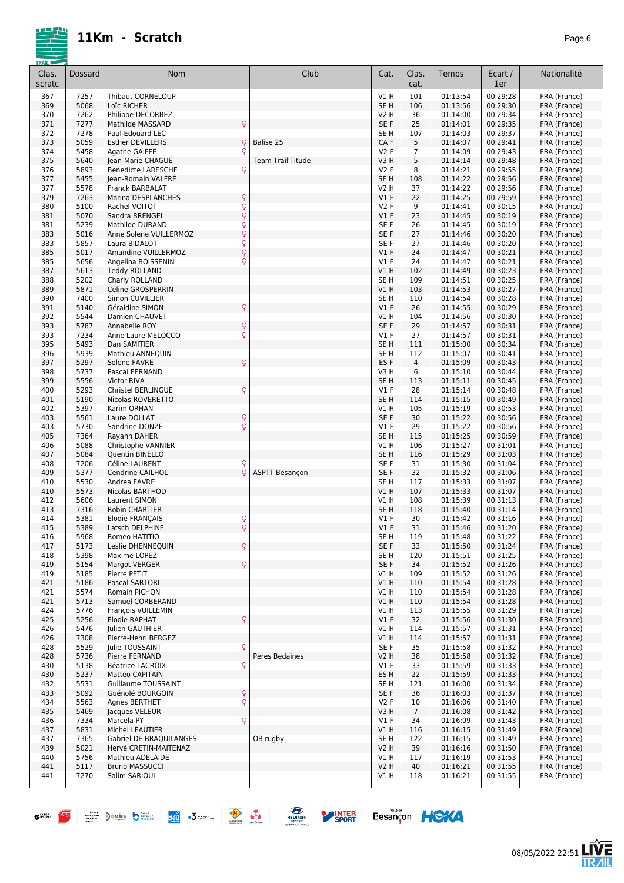# 11Km - Scratch

| Clas. scratc | Dossard | Nom | | Club | Cat. | Clas. cat. | Temps | Ecart / 1er | Nationalité |
|---|---|---|---|---|---|---|---|---|---|
| 367 | 7257 | Thibaut CORNELOUP | | | V1 H | 101 | 01:13:54 | 00:29:28 | FRA (France) |
| 369 | 5068 | Loïc RICHER | | | SE H | 106 | 01:13:56 | 00:29:30 | FRA (France) |
| 370 | 7262 | Philippe DECORBEZ | | | V2 H | 36 | 01:14:00 | 00:29:34 | FRA (France) |
| 371 | 7277 | Mathilde MASSARD | ♀ | | SE F | 25 | 01:14:01 | 00:29:35 | FRA (France) |
| 372 | 7278 | Paul-Edouard LEC | | | SE H | 107 | 01:14:03 | 00:29:37 | FRA (France) |
| 373 | 5059 | Esther DEVILLERS | ♀ | Balise 25 | CA F | 5 | 01:14:07 | 00:29:41 | FRA (France) |
| 374 | 5458 | Agathe GAIFFE | ♀ | | V2 F | 7 | 01:14:09 | 00:29:43 | FRA (France) |
| 375 | 5640 | Jean-Marie CHAGUÉ | | Team Trail'Titude | V3 H | 5 | 01:14:14 | 00:29:48 | FRA (France) |
| 376 | 5893 | Benedicte LARESCHE | ♀ | | V2 F | 8 | 01:14:21 | 00:29:55 | FRA (France) |
| 377 | 5455 | Jean-Romain VALFRÉ | | | SE H | 108 | 01:14:22 | 00:29:56 | FRA (France) |
| 377 | 5578 | Franck BARBALAT | | | V2 H | 37 | 01:14:22 | 00:29:56 | FRA (France) |
| 379 | 7263 | Marina DESPLANCHES | ♀ | | V1 F | 22 | 01:14:25 | 00:29:59 | FRA (France) |
| 380 | 5100 | Rachel VOITOT | ♀ | | V2 F | 9 | 01:14:41 | 00:30:15 | FRA (France) |
| 381 | 5070 | Sandra BRENGEL | ♀ | | V1 F | 23 | 01:14:45 | 00:30:19 | FRA (France) |
| 381 | 5239 | Mathilde DURAND | ♀ | | SE F | 26 | 01:14:45 | 00:30:19 | FRA (France) |
| 383 | 5016 | Anne Solene VUILLERMOZ | ♀ | | SE F | 27 | 01:14:46 | 00:30:20 | FRA (France) |
| 383 | 5857 | Laura BIDALOT | ♀ | | SE F | 27 | 01:14:46 | 00:30:20 | FRA (France) |
| 385 | 5017 | Amandine VUILLERMOZ | ♀ | | V1 F | 24 | 01:14:47 | 00:30:21 | FRA (France) |
| 385 | 5656 | Angelina BOISSENIN | ♀ | | V1 F | 24 | 01:14:47 | 00:30:21 | FRA (France) |
| 387 | 5613 | Teddy ROLLAND | | | V1 H | 102 | 01:14:49 | 00:30:23 | FRA (France) |
| 388 | 5202 | Charly ROLLAND | | | SE H | 109 | 01:14:51 | 00:30:25 | FRA (France) |
| 389 | 5871 | Celine GROSPERRIN | | | V1 H | 103 | 01:14:53 | 00:30:27 | FRA (France) |
| 390 | 7400 | Simon CUVILLIER | | | SE H | 110 | 01:14:54 | 00:30:28 | FRA (France) |
| 391 | 5140 | Géraldine SIMON | ♀ | | V1 F | 26 | 01:14:55 | 00:30:29 | FRA (France) |
| 392 | 5544 | Damien CHAUVET | | | V1 H | 104 | 01:14:56 | 00:30:30 | FRA (France) |
| 393 | 5787 | Annabelle ROY | ♀ | | SE F | 29 | 01:14:57 | 00:30:31 | FRA (France) |
| 393 | 7234 | Anne Laure MELOCCO | ♀ | | V1 F | 27 | 01:14:57 | 00:30:31 | FRA (France) |
| 395 | 5493 | Dan SAMITIER | | | SE H | 111 | 01:15:00 | 00:30:34 | FRA (France) |
| 396 | 5939 | Mathieu ANNEQUIN | | | SE H | 112 | 01:15:07 | 00:30:41 | FRA (France) |
| 397 | 5297 | Solene FAVRE | ♀ | | ES F | 4 | 01:15:09 | 00:30:43 | FRA (France) |
| 398 | 5737 | Pascal FERNAND | | | V3 H | 6 | 01:15:10 | 00:30:44 | FRA (France) |
| 399 | 5556 | Victor RIVA | | | SE H | 113 | 01:15:11 | 00:30:45 | FRA (France) |
| 400 | 5293 | Christel BERLINGUE | ♀ | | V1 F | 28 | 01:15:14 | 00:30:48 | FRA (France) |
| 401 | 5190 | Nicolas ROVERETTO | | | SE H | 114 | 01:15:15 | 00:30:49 | FRA (France) |
| 402 | 5397 | Karim ORHAN | | | V1 H | 105 | 01:15:19 | 00:30:53 | FRA (France) |
| 403 | 5561 | Laure DOLLAT | ♀ | | SE F | 30 | 01:15:22 | 00:30:56 | FRA (France) |
| 403 | 5730 | Sandrine DONZE | ♀ | | V1 F | 29 | 01:15:22 | 00:30:56 | FRA (France) |
| 405 | 7364 | Rayann DAHER | | | SE H | 115 | 01:15:25 | 00:30:59 | FRA (France) |
| 406 | 5088 | Christophe VANNIER | | | V1 H | 106 | 01:15:27 | 00:31:01 | FRA (France) |
| 407 | 5084 | Quentin BINELLO | | | SE H | 116 | 01:15:29 | 00:31:03 | FRA (France) |
| 408 | 7206 | Céline LAURENT | ♀ | | SE F | 31 | 01:15:30 | 00:31:04 | FRA (France) |
| 409 | 5377 | Cendrine CAILHOL | ♀ | ASPTT Besançon | SE F | 32 | 01:15:32 | 00:31:06 | FRA (France) |
| 410 | 5530 | Andrea FAVRE | | | SE H | 117 | 01:15:33 | 00:31:07 | FRA (France) |
| 410 | 5573 | Nicolas BARTHOD | | | V1 H | 107 | 01:15:33 | 00:31:07 | FRA (France) |
| 412 | 5606 | Laurent SIMON | | | V1 H | 108 | 01:15:39 | 00:31:13 | FRA (France) |
| 413 | 7316 | Robin CHARTIER | | | SE H | 118 | 01:15:40 | 00:31:14 | FRA (France) |
| 414 | 5381 | Elodie FRANÇAIS | ♀ | | V1 F | 30 | 01:15:42 | 00:31:16 | FRA (France) |
| 415 | 5389 | Latsch DELPHINE | ♀ | | V1 F | 31 | 01:15:46 | 00:31:20 | FRA (France) |
| 416 | 5968 | Romeo HATITIO | | | SE H | 119 | 01:15:48 | 00:31:22 | FRA (France) |
| 417 | 5173 | Leslie DHENNEQUIN | ♀ | | SE F | 33 | 01:15:50 | 00:31:24 | FRA (France) |
| 418 | 5398 | Maxime LOPEZ | | | SE H | 120 | 01:15:51 | 00:31:25 | FRA (France) |
| 419 | 5154 | Margot VERGER | ♀ | | SE F | 34 | 01:15:52 | 00:31:26 | FRA (France) |
| 419 | 5185 | Pierre PETIT | | | V1 H | 109 | 01:15:52 | 00:31:26 | FRA (France) |
| 421 | 5186 | Pascal SARTORI | | | V1 H | 110 | 01:15:54 | 00:31:28 | FRA (France) |
| 421 | 5574 | Romain PICHON | | | V1 H | 110 | 01:15:54 | 00:31:28 | FRA (France) |
| 421 | 5713 | Samuel CORBERAND | | | V1 H | 110 | 01:15:54 | 00:31:28 | FRA (France) |
| 424 | 5776 | François VUILLEMIN | | | V1 H | 113 | 01:15:55 | 00:31:29 | FRA (France) |
| 425 | 5256 | Elodie RAPHAT | ♀ | | V1 F | 32 | 01:15:56 | 00:31:30 | FRA (France) |
| 426 | 5476 | Julien GAUTHIER | | | V1 H | 114 | 01:15:57 | 00:31:31 | FRA (France) |
| 426 | 7308 | Pierre-Henri BERGEZ | | | V1 H | 114 | 01:15:57 | 00:31:31 | FRA (France) |
| 428 | 5529 | Julie TOUSSAINT | ♀ | | SE F | 35 | 01:15:58 | 00:31:32 | FRA (France) |
| 428 | 5736 | Pierre FERNAND | | Pères Bedaines | V2 H | 38 | 01:15:58 | 00:31:32 | FRA (France) |
| 430 | 5138 | Béatrice LACROIX | ♀ | | V1 F | 33 | 01:15:59 | 00:31:33 | FRA (France) |
| 430 | 5237 | Mattéo CAPITAIN | | | ES H | 22 | 01:15:59 | 00:31:33 | FRA (France) |
| 432 | 5531 | Guillaume TOUSSAINT | | | SE H | 121 | 01:16:00 | 00:31:34 | FRA (France) |
| 433 | 5092 | Guénolé BOURGOIN | ♀ | | SE F | 36 | 01:16:03 | 00:31:37 | FRA (France) |
| 434 | 5563 | Agnes BERTHET | ♀ | | V2 F | 10 | 01:16:06 | 00:31:40 | FRA (France) |
| 435 | 5469 | Jacques VELEUR | | | V3 H | 7 | 01:16:08 | 00:31:42 | FRA (France) |
| 436 | 7334 | Marcela PY | ♀ | | V1 F | 34 | 01:16:09 | 00:31:43 | FRA (France) |
| 437 | 5831 | Michel LEAUTIER | | | V1 H | 116 | 01:16:15 | 00:31:49 | FRA (France) |
| 437 | 7365 | Gabriel DE BRAQUILANGES | | OB rugby | SE H | 122 | 01:16:15 | 00:31:49 | FRA (France) |
| 439 | 5021 | Hervé CRETIN-MAITENAZ | | | V2 H | 39 | 01:16:16 | 00:31:50 | FRA (France) |
| 440 | 5756 | Mathieu ADELAIDE | | | V1 H | 117 | 01:16:19 | 00:31:53 | FRA (France) |
| 441 | 5117 | Bruno MASSUCCI | | | V2 H | 40 | 01:16:21 | 00:31:55 | FRA (France) |
| 441 | 7270 | Salim SARIOUI | | | V1 H | 118 | 01:16:21 | 00:31:55 | FRA (France) |

08/05/2022 22:51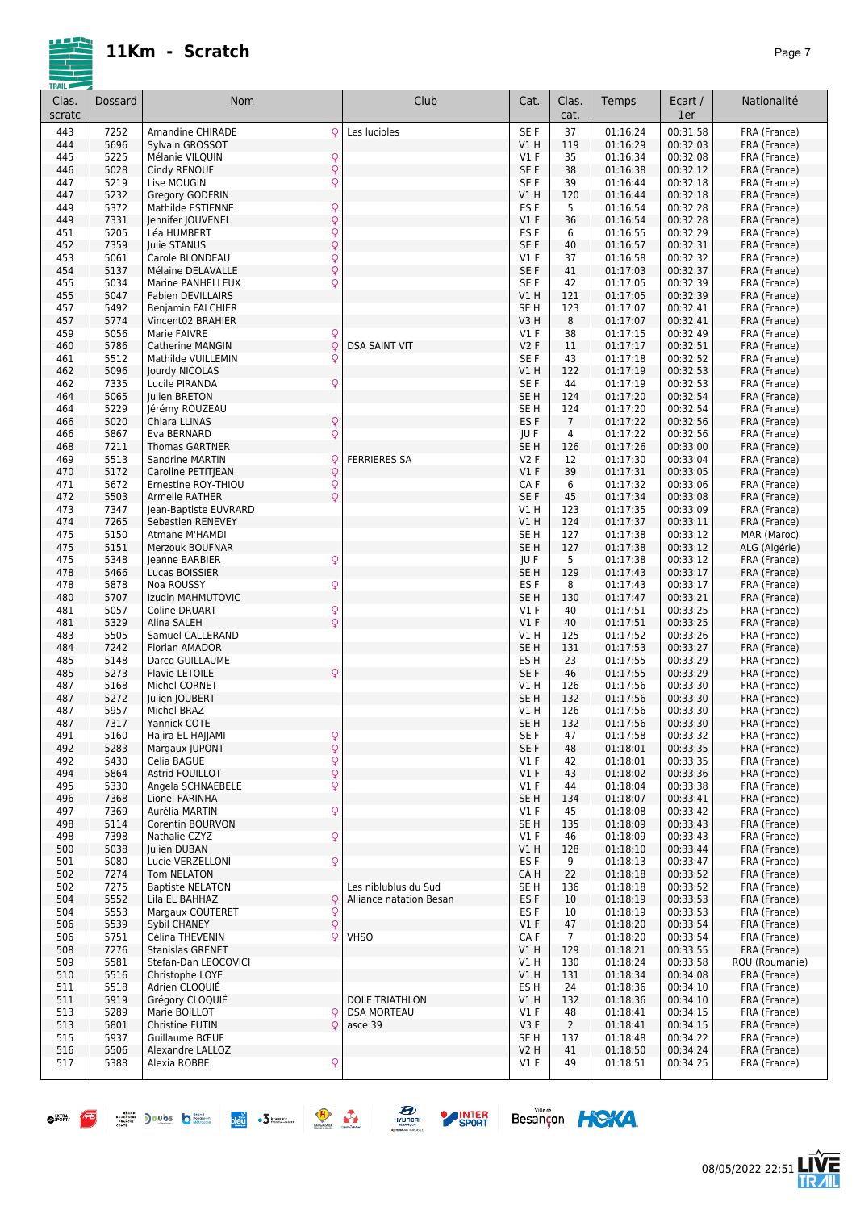# 11Km - Scratch

| Clas. scratc | Dossard | Nom | | Club | Cat. | Clas. cat. | Temps | Ecart / 1er | Nationalité |
|---|---|---|---|---|---|---|---|---|---|
| 443 | 7252 | Amandine CHIRADE | ♀ | Les lucioles | SE F | 37 | 01:16:24 | 00:31:58 | FRA (France) |
| 444 | 5696 | Sylvain GROSSOT | | | V1 H | 119 | 01:16:29 | 00:32:03 | FRA (France) |
| 445 | 5225 | Mélanie VILQUIN | ♀ | | V1 F | 35 | 01:16:34 | 00:32:08 | FRA (France) |
| 446 | 5028 | Cindy RENOUF | ♀ | | SE F | 38 | 01:16:38 | 00:32:12 | FRA (France) |
| 447 | 5219 | Lise MOUGIN | ♀ | | SE F | 39 | 01:16:44 | 00:32:18 | FRA (France) |
| 447 | 5232 | Gregory GODFRIN | | | V1 H | 120 | 01:16:44 | 00:32:18 | FRA (France) |
| 449 | 5372 | Mathilde ESTIENNE | ♀ | | ES F | 5 | 01:16:54 | 00:32:28 | FRA (France) |
| 449 | 7331 | Jennifer JOUVENEL | ♀ | | V1 F | 36 | 01:16:54 | 00:32:28 | FRA (France) |
| 451 | 5205 | Léa HUMBERT | ♀ | | ES F | 6 | 01:16:55 | 00:32:29 | FRA (France) |
| 452 | 7359 | Julie STANUS | ♀ | | SE F | 40 | 01:16:57 | 00:32:31 | FRA (France) |
| 453 | 5061 | Carole BLONDEAU | ♀ | | V1 F | 37 | 01:16:58 | 00:32:32 | FRA (France) |
| 454 | 5137 | Mélaine DELAVALLE | ♀ | | SE F | 41 | 01:17:03 | 00:32:37 | FRA (France) |
| 455 | 5034 | Marine PANHELLEUX | ♀ | | SE F | 42 | 01:17:05 | 00:32:39 | FRA (France) |
| 455 | 5047 | Fabien DEVILLAIRS | | | V1 H | 121 | 01:17:05 | 00:32:39 | FRA (France) |
| 457 | 5492 | Benjamin FALCHIER | | | SE H | 123 | 01:17:07 | 00:32:41 | FRA (France) |
| 457 | 5774 | Vincent02 BRAHIER | | | V3 H | 8 | 01:17:07 | 00:32:41 | FRA (France) |
| 459 | 5056 | Marie FAIVRE | ♀ | | V1 F | 38 | 01:17:15 | 00:32:49 | FRA (France) |
| 460 | 5786 | Catherine MANGIN | ♀ | DSA SAINT VIT | V2 F | 11 | 01:17:17 | 00:32:51 | FRA (France) |
| 461 | 5512 | Mathilde VUILLEMIN | ♀ | | SE F | 43 | 01:17:18 | 00:32:52 | FRA (France) |
| 462 | 5096 | Jourdy NICOLAS | | | V1 H | 122 | 01:17:19 | 00:32:53 | FRA (France) |
| 462 | 7335 | Lucile PIRANDA | ♀ | | SE F | 44 | 01:17:19 | 00:32:53 | FRA (France) |
| 464 | 5065 | Julien BRETON | | | SE H | 124 | 01:17:20 | 00:32:54 | FRA (France) |
| 464 | 5229 | Jérémy ROUZEAU | | | SE H | 124 | 01:17:20 | 00:32:54 | FRA (France) |
| 466 | 5020 | Chiara LLINAS | ♀ | | ES F | 7 | 01:17:22 | 00:32:56 | FRA (France) |
| 466 | 5867 | Eva BERNARD | ♀ | | JU F | 4 | 01:17:22 | 00:32:56 | FRA (France) |
| 468 | 7211 | Thomas GARTNER | | | SE H | 126 | 01:17:26 | 00:33:00 | FRA (France) |
| 469 | 5513 | Sandrine MARTIN | ♀ | FERRIERES SA | V2 F | 12 | 01:17:30 | 00:33:04 | FRA (France) |
| 470 | 5172 | Caroline PETITJEAN | ♀ | | V1 F | 39 | 01:17:31 | 00:33:05 | FRA (France) |
| 471 | 5672 | Ernestine ROY-THIOU | ♀ | | CA F | 6 | 01:17:32 | 00:33:06 | FRA (France) |
| 472 | 5503 | Armelle RATHER | ♀ | | SE F | 45 | 01:17:34 | 00:33:08 | FRA (France) |
| 473 | 7347 | Jean-Baptiste EUVRARD | | | V1 H | 123 | 01:17:35 | 00:33:09 | FRA (France) |
| 474 | 7265 | Sebastien RENEVEY | | | V1 H | 124 | 01:17:37 | 00:33:11 | FRA (France) |
| 475 | 5150 | Atmane M'HAMDI | | | SE H | 127 | 01:17:38 | 00:33:12 | MAR (Maroc) |
| 475 | 5151 | Merzouk BOUFNAR | | | SE H | 127 | 01:17:38 | 00:33:12 | ALG (Algérie) |
| 475 | 5348 | Jeanne BARBIER | ♀ | | JU F | 5 | 01:17:38 | 00:33:12 | FRA (France) |
| 478 | 5466 | Lucas BOISSIER | | | SE H | 129 | 01:17:43 | 00:33:17 | FRA (France) |
| 478 | 5878 | Noa ROUSSY | ♀ | | ES F | 8 | 01:17:43 | 00:33:17 | FRA (France) |
| 480 | 5707 | Izudin MAHMUTOVIC | | | SE H | 130 | 01:17:47 | 00:33:21 | FRA (France) |
| 481 | 5057 | Coline DRUART | ♀ | | V1 F | 40 | 01:17:51 | 00:33:25 | FRA (France) |
| 481 | 5329 | Alina SALEH | ♀ | | V1 F | 40 | 01:17:51 | 00:33:25 | FRA (France) |
| 483 | 5505 | Samuel CALLERAND | | | V1 H | 125 | 01:17:52 | 00:33:26 | FRA (France) |
| 484 | 7242 | Florian AMADOR | | | SE H | 131 | 01:17:53 | 00:33:27 | FRA (France) |
| 485 | 5148 | Darcq GUILLAUME | | | ES H | 23 | 01:17:55 | 00:33:29 | FRA (France) |
| 485 | 5273 | Flavie LETOILE | ♀ | | SE F | 46 | 01:17:55 | 00:33:29 | FRA (France) |
| 487 | 5168 | Michel CORNET | | | V1 H | 126 | 01:17:56 | 00:33:30 | FRA (France) |
| 487 | 5272 | Julien JOUBERT | | | SE H | 132 | 01:17:56 | 00:33:30 | FRA (France) |
| 487 | 5957 | Michel BRAZ | | | V1 H | 126 | 01:17:56 | 00:33:30 | FRA (France) |
| 487 | 7317 | Yannick COTE | | | SE H | 132 | 01:17:56 | 00:33:30 | FRA (France) |
| 491 | 5160 | Hajira EL HAJJAMI | ♀ | | SE F | 47 | 01:17:58 | 00:33:32 | FRA (France) |
| 492 | 5283 | Margaux JUPONT | ♀ | | SE F | 48 | 01:18:01 | 00:33:35 | FRA (France) |
| 492 | 5430 | Celia BAGUE | ♀ | | V1 F | 42 | 01:18:01 | 00:33:35 | FRA (France) |
| 494 | 5864 | Astrid FOUILLOT | ♀ | | V1 F | 43 | 01:18:02 | 00:33:36 | FRA (France) |
| 495 | 5330 | Angela SCHNAEBELE | ♀ | | V1 F | 44 | 01:18:04 | 00:33:38 | FRA (France) |
| 496 | 7368 | Lionel FARINHA | | | SE H | 134 | 01:18:07 | 00:33:41 | FRA (France) |
| 497 | 7369 | Aurélia MARTIN | ♀ | | V1 F | 45 | 01:18:08 | 00:33:42 | FRA (France) |
| 498 | 5114 | Corentin BOURVON | | | SE H | 135 | 01:18:09 | 00:33:43 | FRA (France) |
| 498 | 7398 | Nathalie CZYZ | ♀ | | V1 F | 46 | 01:18:09 | 00:33:43 | FRA (France) |
| 500 | 5038 | Julien DUBAN | | | V1 H | 128 | 01:18:10 | 00:33:44 | FRA (France) |
| 501 | 5080 | Lucie VERZELLONI | ♀ | | ES F | 9 | 01:18:13 | 00:33:47 | FRA (France) |
| 502 | 7274 | Tom NELATON | | | CA H | 22 | 01:18:18 | 00:33:52 | FRA (France) |
| 502 | 7275 | Baptiste NELATON | | Les niblublus du Sud | SE H | 136 | 01:18:18 | 00:33:52 | FRA (France) |
| 504 | 5552 | Lila EL BAHHAZ | ♀ | Alliance natation Besan | ES F | 10 | 01:18:19 | 00:33:53 | FRA (France) |
| 504 | 5553 | Margaux COUTERET | ♀ | | ES F | 10 | 01:18:19 | 00:33:53 | FRA (France) |
| 506 | 5539 | Sybil CHANEY | ♀ | | V1 F | 47 | 01:18:20 | 00:33:54 | FRA (France) |
| 506 | 5751 | Célina THEVENIN | ♀ | VHSO | CA F | 7 | 01:18:20 | 00:33:54 | FRA (France) |
| 508 | 7276 | Stanislas GRENET | | | V1 H | 129 | 01:18:21 | 00:33:55 | FRA (France) |
| 509 | 5581 | Stefan-Dan LEOCOVICI | | | V1 H | 130 | 01:18:24 | 00:33:58 | ROU (Roumanie) |
| 510 | 5516 | Christophe LOYE | | | V1 H | 131 | 01:18:34 | 00:34:08 | FRA (France) |
| 511 | 5518 | Adrien CLOQUIÉ | | | ES H | 24 | 01:18:36 | 00:34:10 | FRA (France) |
| 511 | 5919 | Grégory CLOQUIÉ | | DOLE TRIATHLON | V1 H | 132 | 01:18:36 | 00:34:10 | FRA (France) |
| 513 | 5289 | Marie BOILLOT | ♀ | DSA MORTEAU | V1 F | 48 | 01:18:41 | 00:34:15 | FRA (France) |
| 513 | 5801 | Christine FUTIN | ♀ | asce 39 | V3 F | 2 | 01:18:41 | 00:34:15 | FRA (France) |
| 515 | 5937 | Guillaume BŒUF | | | SE H | 137 | 01:18:48 | 00:34:22 | FRA (France) |
| 516 | 5506 | Alexandre LALLOZ | | | V2 H | 41 | 01:18:50 | 00:34:24 | FRA (France) |
| 517 | 5388 | Alexia ROBBE | ♀ | | V1 F | 49 | 01:18:51 | 00:34:25 | FRA (France) |

08/05/2022 22:51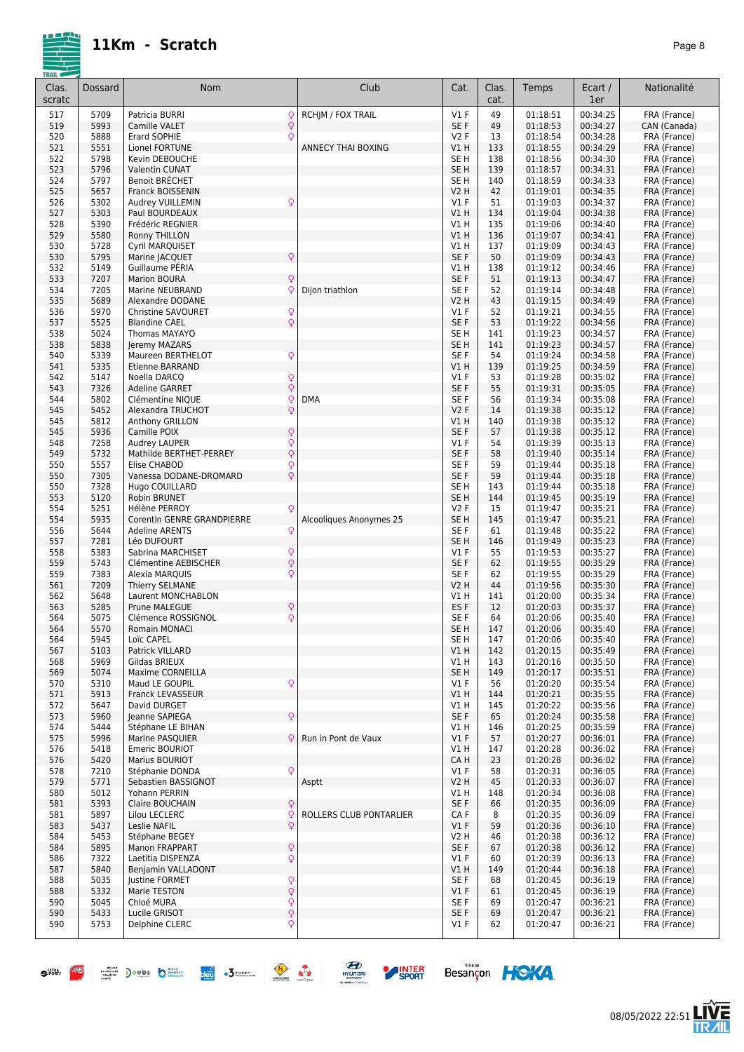# 11Km - Scratch

| Clas. scratc | Dossard | Nom | | Club | Cat. | Clas. cat. | Temps | Ecart / 1er | Nationalité |
|---|---|---|---|---|---|---|---|---|---|
| 517 | 5709 | Patricia BURRI | ♀ | RCHJM / FOX TRAIL | V1 F | 49 | 01:18:51 | 00:34:25 | FRA (France) |
| 519 | 5993 | Camille VALET | ♀ | | SE F | 49 | 01:18:53 | 00:34:27 | CAN (Canada) |
| 520 | 5888 | Erard SOPHIE | ♀ | | V2 F | 13 | 01:18:54 | 00:34:28 | FRA (France) |
| 521 | 5551 | Lionel FORTUNE | | ANNECY THAI BOXING | V1 H | 133 | 01:18:55 | 00:34:29 | FRA (France) |
| 522 | 5798 | Kevin DEBOUCHE | | | SE H | 138 | 01:18:56 | 00:34:30 | FRA (France) |
| 523 | 5796 | Valentin CUNAT | | | SE H | 139 | 01:18:57 | 00:34:31 | FRA (France) |
| 524 | 5797 | Benoit BRÉCHET | | | SE H | 140 | 01:18:59 | 00:34:33 | FRA (France) |
| 525 | 5657 | Franck BOISSENIN | | | V2 H | 42 | 01:19:01 | 00:34:35 | FRA (France) |
| 526 | 5302 | Audrey VUILLEMIN | ♀ | | V1 F | 51 | 01:19:03 | 00:34:37 | FRA (France) |
| 527 | 5303 | Paul BOURDEAUX | | | V1 H | 134 | 01:19:04 | 00:34:38 | FRA (France) |
| 528 | 5390 | Frédéric REGNIER | | | V1 H | 135 | 01:19:06 | 00:34:40 | FRA (France) |
| 529 | 5580 | Ronny THILLON | | | V1 H | 136 | 01:19:07 | 00:34:41 | FRA (France) |
| 530 | 5728 | Cyril MARQUISET | | | V1 H | 137 | 01:19:09 | 00:34:43 | FRA (France) |
| 530 | 5795 | Marine JACQUET | ♀ | | SE F | 50 | 01:19:09 | 00:34:43 | FRA (France) |
| 532 | 5149 | Guillaume PÉRIA | | | V1 H | 138 | 01:19:12 | 00:34:46 | FRA (France) |
| 533 | 7207 | Marion BOURA | ♀ | | SE F | 51 | 01:19:13 | 00:34:47 | FRA (France) |
| 534 | 7205 | Marine NEUBRAND | ♀ | Dijon triathlon | SE F | 52 | 01:19:14 | 00:34:48 | FRA (France) |
| 535 | 5689 | Alexandre DODANE | | | V2 H | 43 | 01:19:15 | 00:34:49 | FRA (France) |
| 536 | 5970 | Christine SAVOURET | ♀ | | V1 F | 52 | 01:19:21 | 00:34:55 | FRA (France) |
| 537 | 5525 | Blandine CAEL | ♀ | | SE F | 53 | 01:19:22 | 00:34:56 | FRA (France) |
| 538 | 5024 | Thomas MAYAYO | | | SE H | 141 | 01:19:23 | 00:34:57 | FRA (France) |
| 538 | 5838 | Jeremy MAZARS | | | SE H | 141 | 01:19:23 | 00:34:57 | FRA (France) |
| 540 | 5339 | Maureen BERTHELOT | ♀ | | SE F | 54 | 01:19:24 | 00:34:58 | FRA (France) |
| 541 | 5335 | Etienne BARRAND | | | V1 H | 139 | 01:19:25 | 00:34:59 | FRA (France) |
| 542 | 5147 | Noella DARCQ | ♀ | | V1 F | 53 | 01:19:28 | 00:35:02 | FRA (France) |
| 543 | 7326 | Adeline GARRET | ♀ | | SE F | 55 | 01:19:31 | 00:35:05 | FRA (France) |
| 544 | 5802 | Clémentine NIQUE | ♀ | DMA | SE F | 56 | 01:19:34 | 00:35:08 | FRA (France) |
| 545 | 5452 | Alexandra TRUCHOT | ♀ | | V2 F | 14 | 01:19:38 | 00:35:12 | FRA (France) |
| 545 | 5812 | Anthony GRILLON | | | V1 H | 140 | 01:19:38 | 00:35:12 | FRA (France) |
| 545 | 5936 | Camille POIX | ♀ | | SE F | 57 | 01:19:38 | 00:35:12 | FRA (France) |
| 548 | 7258 | Audrey LAUPER | ♀ | | V1 F | 54 | 01:19:39 | 00:35:13 | FRA (France) |
| 549 | 5732 | Mathilde BERTHET-PERREY | ♀ | | SE F | 58 | 01:19:40 | 00:35:14 | FRA (France) |
| 550 | 5557 | Elise CHABOD | ♀ | | SE F | 59 | 01:19:44 | 00:35:18 | FRA (France) |
| 550 | 7305 | Vanessa DODANE-DROMARD | ♀ | | SE F | 59 | 01:19:44 | 00:35:18 | FRA (France) |
| 550 | 7328 | Hugo COUILLARD | | | SE H | 143 | 01:19:44 | 00:35:18 | FRA (France) |
| 553 | 5120 | Robin BRUNET | | | SE H | 144 | 01:19:45 | 00:35:19 | FRA (France) |
| 554 | 5251 | Hélène PERROY | ♀ | | V2 F | 15 | 01:19:47 | 00:35:21 | FRA (France) |
| 554 | 5935 | Corentin GENRE GRANDPIERRE | | Alcooliques Anonymes 25 | SE H | 145 | 01:19:47 | 00:35:21 | FRA (France) |
| 556 | 5644 | Adeline ARENTS | ♀ | | SE F | 61 | 01:19:48 | 00:35:22 | FRA (France) |
| 557 | 7281 | Léo DUFOUR | | | SE H | 146 | 01:19:49 | 00:35:23 | FRA (France) |
| 558 | 5383 | Sabrina MARCHISET | ♀ | | V1 F | 55 | 01:19:53 | 00:35:27 | FRA (France) |
| 559 | 5743 | Clémentine AEBISCHER | ♀ | | SE F | 62 | 01:19:55 | 00:35:29 | FRA (France) |
| 559 | 7383 | Alexia MARQUIS | ♀ | | SE F | 62 | 01:19:55 | 00:35:29 | FRA (France) |
| 561 | 7209 | Thierry SELMANE | | | V2 H | 44 | 01:19:56 | 00:35:30 | FRA (France) |
| 562 | 5648 | Laurent MONCHABLON | | | V1 H | 141 | 01:20:00 | 00:35:34 | FRA (France) |
| 563 | 5285 | Prune MALEGUE | ♀ | | ES F | 12 | 01:20:03 | 00:35:37 | FRA (France) |
| 564 | 5075 | Clémence ROSSIGNOL | ♀ | | SE F | 64 | 01:20:06 | 00:35:40 | FRA (France) |
| 564 | 5570 | Romain MONACI | | | SE H | 147 | 01:20:06 | 00:35:40 | FRA (France) |
| 564 | 5945 | Loïc CAPEL | | | SE H | 147 | 01:20:06 | 00:35:40 | FRA (France) |
| 567 | 5103 | Patrick VILLARD | | | V1 H | 142 | 01:20:15 | 00:35:49 | FRA (France) |
| 568 | 5969 | Gildas BRIEUX | | | V1 H | 143 | 01:20:16 | 00:35:50 | FRA (France) |
| 569 | 5074 | Maxime CORNEILLA | | | SE H | 149 | 01:20:17 | 00:35:51 | FRA (France) |
| 570 | 5310 | Maud LE GOUPIL | ♀ | | V1 F | 56 | 01:20:20 | 00:35:54 | FRA (France) |
| 571 | 5913 | Franck LEVASSEUR | | | V1 H | 144 | 01:20:21 | 00:35:55 | FRA (France) |
| 572 | 5647 | David DURGET | | | V1 H | 145 | 01:20:22 | 00:35:56 | FRA (France) |
| 573 | 5960 | Jeanne SAPIEGA | ♀ | | SE F | 65 | 01:20:24 | 00:35:58 | FRA (France) |
| 574 | 5444 | Stéphane LE BIHAN | | | V1 H | 146 | 01:20:25 | 00:35:59 | FRA (France) |
| 575 | 5996 | Marine PASQUIER | ♀ | Run in Pont de Vaux | V1 F | 57 | 01:20:27 | 00:36:01 | FRA (France) |
| 576 | 5418 | Emeric BOURIOT | | | V1 H | 147 | 01:20:28 | 00:36:02 | FRA (France) |
| 576 | 5420 | Marius BOURIOT | | | CA H | 23 | 01:20:28 | 00:36:02 | FRA (France) |
| 578 | 7210 | Stéphanie DONDA | ♀ | | V1 F | 58 | 01:20:31 | 00:36:05 | FRA (France) |
| 579 | 5771 | Sebastien BASSIGNOT | | Asptt | V2 H | 45 | 01:20:33 | 00:36:07 | FRA (France) |
| 580 | 5012 | Yohann PERRIN | | | V1 H | 148 | 01:20:34 | 00:36:08 | FRA (France) |
| 581 | 5393 | Claire BOUCHAIN | ♀ | | SE F | 66 | 01:20:35 | 00:36:09 | FRA (France) |
| 581 | 5897 | Lilou LECLERC | ♀ | ROLLERS CLUB PONTARLIER | CA F | 8 | 01:20:35 | 00:36:09 | FRA (France) |
| 583 | 5437 | Leslie NAFIL | ♀ | | V1 F | 59 | 01:20:36 | 00:36:10 | FRA (France) |
| 584 | 5453 | Stéphane BEGEY | | | V2 H | 46 | 01:20:38 | 00:36:12 | FRA (France) |
| 584 | 5895 | Manon FRAPPART | ♀ | | SE F | 67 | 01:20:38 | 00:36:12 | FRA (France) |
| 586 | 7322 | Laetitia DISPENZA | ♀ | | V1 F | 60 | 01:20:39 | 00:36:13 | FRA (France) |
| 587 | 5840 | Benjamin VALLADONT | | | V1 H | 149 | 01:20:44 | 00:36:18 | FRA (France) |
| 588 | 5035 | Justine FORMET | ♀ | | SE F | 68 | 01:20:45 | 00:36:19 | FRA (France) |
| 588 | 5332 | Marie TESTON | ♀ | | V1 F | 61 | 01:20:45 | 00:36:19 | FRA (France) |
| 590 | 5045 | Chloé MURA | ♀ | | SE F | 69 | 01:20:47 | 00:36:21 | FRA (France) |
| 590 | 5433 | Lucile GRISOT | ♀ | | SE F | 69 | 01:20:47 | 00:36:21 | FRA (France) |
| 590 | 5753 | Delphine CLERC | ♀ | | V1 F | 62 | 01:20:47 | 00:36:21 | FRA (France) |

08/05/2022 22:51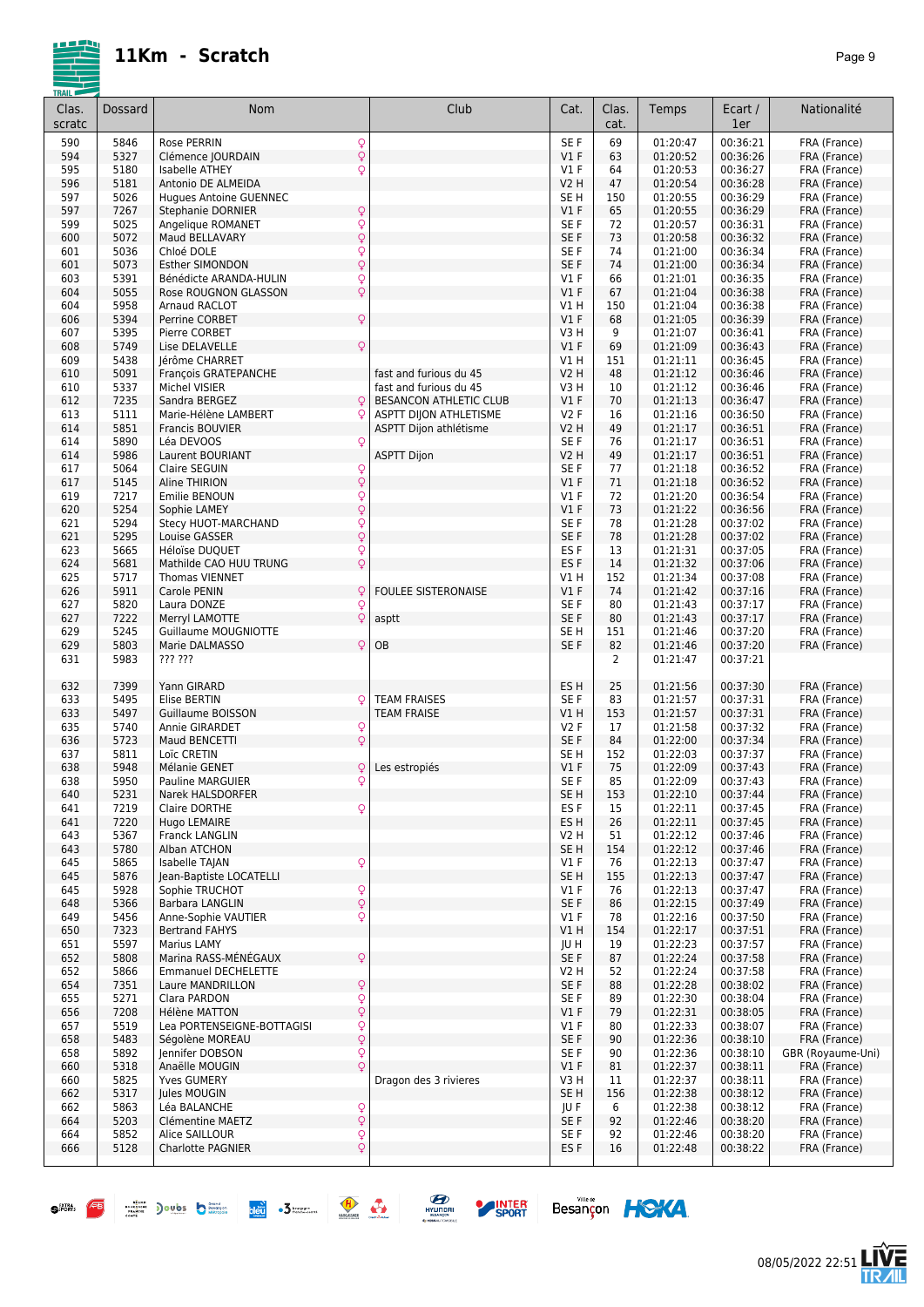# 11Km - Scratch

| Clas. scratc | Dossard | Nom | | Club | Cat. | Clas. cat. | Temps | Ecart / 1er | Nationalité |
|---|---|---|---|---|---|---|---|---|---|
| 590 | 5846 | Rose PERRIN | ♀ | | SE F | 69 | 01:20:47 | 00:36:21 | FRA (France) |
| 594 | 5327 | Clémence JOURDAIN | ♀ | | V1 F | 63 | 01:20:52 | 00:36:26 | FRA (France) |
| 595 | 5180 | Isabelle ATHEY | ♀ | | V1 F | 64 | 01:20:53 | 00:36:27 | FRA (France) |
| 596 | 5181 | Antonio DE ALMEIDA | | | V2 H | 47 | 01:20:54 | 00:36:28 | FRA (France) |
| 597 | 5026 | Hugues Antoine GUENNEC | | | SE H | 150 | 01:20:55 | 00:36:29 | FRA (France) |
| 597 | 7267 | Stephanie DORNIER | ♀ | | V1 F | 65 | 01:20:55 | 00:36:29 | FRA (France) |
| 599 | 5025 | Angelique ROMANET | ♀ | | SE F | 72 | 01:20:57 | 00:36:31 | FRA (France) |
| 600 | 5072 | Maud BELLAVARY | ♀ | | SE F | 73 | 01:20:58 | 00:36:32 | FRA (France) |
| 601 | 5036 | Chloé DOLE | ♀ | | SE F | 74 | 01:21:00 | 00:36:34 | FRA (France) |
| 601 | 5073 | Esther SIMONDON | ♀ | | SE F | 74 | 01:21:00 | 00:36:34 | FRA (France) |
| 603 | 5391 | Bénédicte ARANDA-HULIN | ♀ | | V1 F | 66 | 01:21:01 | 00:36:35 | FRA (France) |
| 604 | 5055 | Rose ROUGNON GLASSON | ♀ | | V1 F | 67 | 01:21:04 | 00:36:38 | FRA (France) |
| 604 | 5958 | Arnaud RACLOT | | | V1 H | 150 | 01:21:04 | 00:36:38 | FRA (France) |
| 606 | 5394 | Perrine CORBET | ♀ | | V1 F | 68 | 01:21:05 | 00:36:39 | FRA (France) |
| 607 | 5395 | Pierre CORBET | | | V3 H | 9 | 01:21:07 | 00:36:41 | FRA (France) |
| 608 | 5749 | Lise DELAVELLE | ♀ | | V1 F | 69 | 01:21:09 | 00:36:43 | FRA (France) |
| 609 | 5438 | Jérôme CHARRET | | | V1 H | 151 | 01:21:11 | 00:36:45 | FRA (France) |
| 610 | 5091 | François GRATEPANCHE | | fast and furious du 45 | V2 H | 48 | 01:21:12 | 00:36:46 | FRA (France) |
| 610 | 5337 | Michel VISIER | | fast and furious du 45 | V3 H | 10 | 01:21:12 | 00:36:46 | FRA (France) |
| 612 | 7235 | Sandra BERGEZ | ♀ | BESANCON ATHLETIC CLUB | V1 F | 70 | 01:21:13 | 00:36:47 | FRA (France) |
| 613 | 5111 | Marie-Hélène LAMBERT | ♀ | ASPTT DIJON ATHLETISME | V2 F | 16 | 01:21:16 | 00:36:50 | FRA (France) |
| 614 | 5851 | Francis BOUVIER | | ASPTT Dijon athlétisme | V2 H | 49 | 01:21:17 | 00:36:51 | FRA (France) |
| 614 | 5890 | Léa DEVOOS | ♀ | | SE F | 76 | 01:21:17 | 00:36:51 | FRA (France) |
| 614 | 5986 | Laurent BOURIANT | | ASPTT Dijon | V2 H | 49 | 01:21:17 | 00:36:51 | FRA (France) |
| 617 | 5064 | Claire SEGUIN | ♀ | | SE F | 77 | 01:21:18 | 00:36:52 | FRA (France) |
| 617 | 5145 | Aline THIRION | ♀ | | V1 F | 71 | 01:21:18 | 00:36:52 | FRA (France) |
| 619 | 7217 | Emilie BENOUN | ♀ | | V1 F | 72 | 01:21:20 | 00:36:54 | FRA (France) |
| 620 | 5254 | Sophie LAMEY | ♀ | | V1 F | 73 | 01:21:22 | 00:36:56 | FRA (France) |
| 621 | 5294 | Stecy HUOT-MARCHAND | ♀ | | SE F | 78 | 01:21:28 | 00:37:02 | FRA (France) |
| 621 | 5295 | Louise GASSER | ♀ | | SE F | 78 | 01:21:28 | 00:37:02 | FRA (France) |
| 623 | 5665 | Héloïse DUQUET | ♀ | | ES F | 13 | 01:21:31 | 00:37:05 | FRA (France) |
| 624 | 5681 | Mathilde CAO HUU TRUNG | ♀ | | ES F | 14 | 01:21:32 | 00:37:06 | FRA (France) |
| 625 | 5717 | Thomas VIENNET | | | V1 H | 152 | 01:21:34 | 00:37:08 | FRA (France) |
| 626 | 5911 | Carole PENIN | ♀ | FOULEE SISTERONAISE | V1 F | 74 | 01:21:42 | 00:37:16 | FRA (France) |
| 627 | 5820 | Laura DONZE | ♀ | | SE F | 80 | 01:21:43 | 00:37:17 | FRA (France) |
| 627 | 7222 | Merryl LAMOTTE | ♀ | asptt | SE F | 80 | 01:21:43 | 00:37:17 | FRA (France) |
| 629 | 5245 | Guillaume MOUGNIOTTE | | | SE H | 151 | 01:21:46 | 00:37:20 | FRA (France) |
| 629 | 5803 | Marie DALMASSO | ♀ | OB | SE F | 82 | 01:21:46 | 00:37:20 | FRA (France) |
| 631 | 5983 | ??? ??? | | | | 2 | 01:21:47 | 00:37:21 | |
| 632 | 7399 | Yann GIRARD | | | ES H | 25 | 01:21:56 | 00:37:30 | FRA (France) |
| 633 | 5495 | Elise BERTIN | ♀ | TEAM FRAISES | SE F | 83 | 01:21:57 | 00:37:31 | FRA (France) |
| 633 | 5497 | Guillaume BOISSON | | TEAM FRAISE | V1 H | 153 | 01:21:57 | 00:37:31 | FRA (France) |
| 635 | 5740 | Annie GIRARDET | ♀ | | V2 F | 17 | 01:21:58 | 00:37:32 | FRA (France) |
| 636 | 5723 | Maud BENCETTI | ♀ | | SE F | 84 | 01:22:00 | 00:37:34 | FRA (France) |
| 637 | 5811 | Loïc CRETIN | | | SE H | 152 | 01:22:03 | 00:37:37 | FRA (France) |
| 638 | 5948 | Mélanie GENET | ♀ | Les estropiés | V1 F | 75 | 01:22:09 | 00:37:43 | FRA (France) |
| 638 | 5950 | Pauline MARGUIER | ♀ | | SE F | 85 | 01:22:09 | 00:37:43 | FRA (France) |
| 640 | 5231 | Narek HALSDORFER | | | SE H | 153 | 01:22:10 | 00:37:44 | FRA (France) |
| 641 | 7219 | Claire DORTHE | ♀ | | ES F | 15 | 01:22:11 | 00:37:45 | FRA (France) |
| 641 | 7220 | Hugo LEMAIRE | | | ES H | 26 | 01:22:11 | 00:37:45 | FRA (France) |
| 643 | 5367 | Franck LANGLIN | | | V2 H | 51 | 01:22:12 | 00:37:46 | FRA (France) |
| 643 | 5780 | Alban ATCHON | | | SE H | 154 | 01:22:12 | 00:37:46 | FRA (France) |
| 645 | 5865 | Isabelle TAJAN | ♀ | | V1 F | 76 | 01:22:13 | 00:37:47 | FRA (France) |
| 645 | 5876 | Jean-Baptiste LOCATELLI | | | SE H | 155 | 01:22:13 | 00:37:47 | FRA (France) |
| 645 | 5928 | Sophie TRUCHOT | ♀ | | V1 F | 76 | 01:22:13 | 00:37:47 | FRA (France) |
| 648 | 5366 | Barbara LANGLIN | ♀ | | SE F | 86 | 01:22:15 | 00:37:49 | FRA (France) |
| 649 | 5456 | Anne-Sophie VAUTIER | ♀ | | V1 F | 78 | 01:22:16 | 00:37:50 | FRA (France) |
| 650 | 7323 | Bertrand FAHYS | | | V1 H | 154 | 01:22:17 | 00:37:51 | FRA (France) |
| 651 | 5597 | Marius LAMY | | | JU H | 19 | 01:22:23 | 00:37:57 | FRA (France) |
| 652 | 5808 | Marina RASS-MÉNÉGAUX | ♀ | | SE F | 87 | 01:22:24 | 00:37:58 | FRA (France) |
| 652 | 5866 | Emmanuel DECHELETTE | | | V2 H | 52 | 01:22:24 | 00:37:58 | FRA (France) |
| 654 | 7351 | Laure MANDRILLON | ♀ | | SE F | 88 | 01:22:28 | 00:38:02 | FRA (France) |
| 655 | 5271 | Clara PARDON | ♀ | | SE F | 89 | 01:22:30 | 00:38:04 | FRA (France) |
| 656 | 7208 | Hélène MATTON | ♀ | | V1 F | 79 | 01:22:31 | 00:38:05 | FRA (France) |
| 657 | 5519 | Lea PORTENSEIGNE-BOTTAGISI | ♀ | | V1 F | 80 | 01:22:33 | 00:38:07 | FRA (France) |
| 658 | 5483 | Ségolène MOREAU | ♀ | | SE F | 90 | 01:22:36 | 00:38:10 | FRA (France) |
| 658 | 5892 | Jennifer DOBSON | ♀ | | SE F | 90 | 01:22:36 | 00:38:10 | GBR (Royaume-Uni) |
| 660 | 5318 | Anaëlle MOUGIN | ♀ | | V1 F | 81 | 01:22:37 | 00:38:11 | FRA (France) |
| 660 | 5825 | Yves GUMERY | | Dragon des 3 rivieres | V3 H | 11 | 01:22:37 | 00:38:11 | FRA (France) |
| 662 | 5317 | Jules MOUGIN | | | SE H | 156 | 01:22:38 | 00:38:12 | FRA (France) |
| 662 | 5863 | Léa BALANCHE | ♀ | | JU F | 6 | 01:22:38 | 00:38:12 | FRA (France) |
| 664 | 5203 | Clémentine MAETZ | ♀ | | SE F | 92 | 01:22:46 | 00:38:20 | FRA (France) |
| 664 | 5852 | Alice SAILLOUR | ♀ | | SE F | 92 | 01:22:46 | 00:38:20 | FRA (France) |
| 666 | 5128 | Charlotte PAGNIER | ♀ | | ES F | 16 | 01:22:48 | 00:38:22 | FRA (France) |

08/05/2022 22:51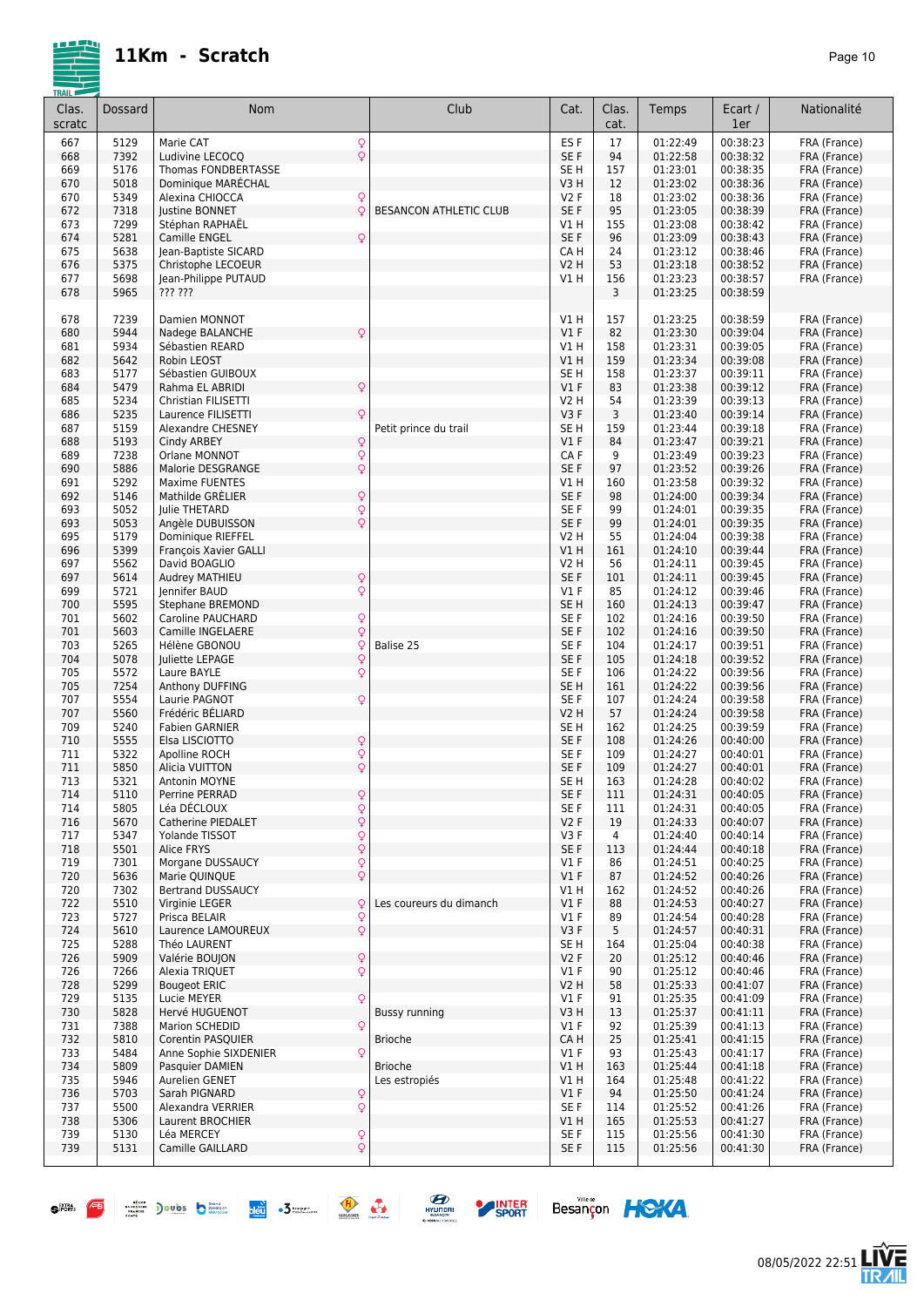# 11Km - Scratch

| Clas. scratc | Dossard | Nom | | Club | Cat. | Clas. cat. | Temps | Ecart / 1er | Nationalité |
|---|---|---|---|---|---|---|---|---|---|
| 667 | 5129 | Marie CAT | ♀ | | ES F | 17 | 01:22:49 | 00:38:23 | FRA (France) |
| 668 | 7392 | Ludivine LECOCQ | ♀ | | SE F | 94 | 01:22:58 | 00:38:32 | FRA (France) |
| 669 | 5176 | Thomas FONDBERTASSE | | | SE H | 157 | 01:23:01 | 00:38:35 | FRA (France) |
| 670 | 5018 | Dominique MARÉCHAL | | | V3 H | 12 | 01:23:02 | 00:38:36 | FRA (France) |
| 670 | 5349 | Alexina CHIOCCA | ♀ | | V2 F | 18 | 01:23:02 | 00:38:36 | FRA (France) |
| 672 | 7318 | Justine BONNET | ♀ | BESANCON ATHLETIC CLUB | SE F | 95 | 01:23:05 | 00:38:39 | FRA (France) |
| 673 | 7299 | Stéphan RAPHAËL | | | V1 H | 155 | 01:23:08 | 00:38:42 | FRA (France) |
| 674 | 5281 | Camille ENGEL | ♀ | | SE F | 96 | 01:23:09 | 00:38:43 | FRA (France) |
| 675 | 5638 | Jean-Baptiste SICARD | | | CA H | 24 | 01:23:12 | 00:38:46 | FRA (France) |
| 676 | 5375 | Christophe LECOEUR | | | V2 H | 53 | 01:23:18 | 00:38:52 | FRA (France) |
| 677 | 5698 | Jean-Philippe PUTAUD | | | V1 H | 156 | 01:23:23 | 00:38:57 | FRA (France) |
| 678 | 5965 | ??? ??? | | | | 3 | 01:23:25 | 00:38:59 | |
| 678 | 7239 | Damien MONNOT | | | V1 H | 157 | 01:23:25 | 00:38:59 | FRA (France) |
| 680 | 5944 | Nadege BALANCHE | ♀ | | V1 F | 82 | 01:23:30 | 00:39:04 | FRA (France) |
| 681 | 5934 | Sébastien REARD | | | V1 H | 158 | 01:23:31 | 00:39:05 | FRA (France) |
| 682 | 5642 | Robin LEOST | | | V1 H | 159 | 01:23:34 | 00:39:08 | FRA (France) |
| 683 | 5177 | Sébastien GUIBOUX | | | SE H | 158 | 01:23:37 | 00:39:11 | FRA (France) |
| 684 | 5479 | Rahma EL ABRIDI | ♀ | | V1 F | 83 | 01:23:38 | 00:39:12 | FRA (France) |
| 685 | 5234 | Christian FILISETTI | | | V2 H | 54 | 01:23:39 | 00:39:13 | FRA (France) |
| 686 | 5235 | Laurence FILISETTI | ♀ | | V3 F | 3 | 01:23:40 | 00:39:14 | FRA (France) |
| 687 | 5159 | Alexandre CHESNEY | | Petit prince du trail | SE H | 159 | 01:23:44 | 00:39:18 | FRA (France) |
| 688 | 5193 | Cindy ARBEY | ♀ | | V1 F | 84 | 01:23:47 | 00:39:21 | FRA (France) |
| 689 | 7238 | Orlane MONNOT | ♀ | | CA F | 9 | 01:23:49 | 00:39:23 | FRA (France) |
| 690 | 5886 | Malorie DESGRANGE | ♀ | | SE F | 97 | 01:23:52 | 00:39:26 | FRA (France) |
| 691 | 5292 | Maxime FUENTES | | | V1 H | 160 | 01:23:58 | 00:39:32 | FRA (France) |
| 692 | 5146 | Mathilde GRÈLIER | ♀ | | SE F | 98 | 01:24:00 | 00:39:34 | FRA (France) |
| 693 | 5052 | Julie THETARD | ♀ | | SE F | 99 | 01:24:01 | 00:39:35 | FRA (France) |
| 693 | 5053 | Angèle DUBUISSON | ♀ | | SE F | 99 | 01:24:01 | 00:39:35 | FRA (France) |
| 695 | 5179 | Dominique RIEFFEL | | | V2 H | 55 | 01:24:04 | 00:39:38 | FRA (France) |
| 696 | 5399 | François Xavier GALLI | | | V1 H | 161 | 01:24:10 | 00:39:44 | FRA (France) |
| 697 | 5562 | David BOAGLIO | | | V2 H | 56 | 01:24:11 | 00:39:45 | FRA (France) |
| 697 | 5614 | Audrey MATHIEU | ♀ | | SE F | 101 | 01:24:11 | 00:39:45 | FRA (France) |
| 699 | 5721 | Jennifer BAUD | ♀ | | V1 F | 85 | 01:24:12 | 00:39:46 | FRA (France) |
| 700 | 5595 | Stephane BREMOND | | | SE H | 160 | 01:24:13 | 00:39:47 | FRA (France) |
| 701 | 5602 | Caroline PAUCHARD | ♀ | | SE F | 102 | 01:24:16 | 00:39:50 | FRA (France) |
| 701 | 5603 | Camille INGELAERE | ♀ | | SE F | 102 | 01:24:16 | 00:39:50 | FRA (France) |
| 703 | 5265 | Hélène GBONOU | ♀ | Balise 25 | SE F | 104 | 01:24:17 | 00:39:51 | FRA (France) |
| 704 | 5078 | Juliette LEPAGE | ♀ | | SE F | 105 | 01:24:18 | 00:39:52 | FRA (France) |
| 705 | 5572 | Laure BAYLE | ♀ | | SE F | 106 | 01:24:22 | 00:39:56 | FRA (France) |
| 705 | 7254 | Anthony DUFFING | | | SE H | 161 | 01:24:22 | 00:39:56 | FRA (France) |
| 707 | 5554 | Laurie PAGNOT | ♀ | | SE F | 107 | 01:24:24 | 00:39:58 | FRA (France) |
| 707 | 5560 | Frédéric BÉLIARD | | | V2 H | 57 | 01:24:24 | 00:39:58 | FRA (France) |
| 709 | 5240 | Fabien GARNIER | | | SE H | 162 | 01:24:25 | 00:39:59 | FRA (France) |
| 710 | 5555 | Elsa LISCIOTTO | ♀ | | SE F | 108 | 01:24:26 | 00:40:00 | FRA (France) |
| 711 | 5322 | Apolline ROCH | ♀ | | SE F | 109 | 01:24:27 | 00:40:01 | FRA (France) |
| 711 | 5850 | Alicia VUITTON | ♀ | | SE F | 109 | 01:24:27 | 00:40:01 | FRA (France) |
| 713 | 5321 | Antonin MOYNE | | | SE H | 163 | 01:24:28 | 00:40:02 | FRA (France) |
| 714 | 5110 | Perrine PERRAD | ♀ | | SE F | 111 | 01:24:31 | 00:40:05 | FRA (France) |
| 714 | 5805 | Léa DÉCLOUX | ♀ | | SE F | 111 | 01:24:31 | 00:40:05 | FRA (France) |
| 716 | 5670 | Catherine PIEDALET | ♀ | | V2 F | 19 | 01:24:33 | 00:40:07 | FRA (France) |
| 717 | 5347 | Yolande TISSOT | ♀ | | V3 F | 4 | 01:24:40 | 00:40:14 | FRA (France) |
| 718 | 5501 | Alice FRYS | ♀ | | SE F | 113 | 01:24:44 | 00:40:18 | FRA (France) |
| 719 | 7301 | Morgane DUSSAUCY | ♀ | | V1 F | 86 | 01:24:51 | 00:40:25 | FRA (France) |
| 720 | 5636 | Marie QUINQUE | ♀ | | V1 F | 87 | 01:24:52 | 00:40:26 | FRA (France) |
| 720 | 7302 | Bertrand DUSSAUCY | | | V1 H | 162 | 01:24:52 | 00:40:26 | FRA (France) |
| 722 | 5510 | Virginie LEGER | ♀ | Les coureurs du dimanch | V1 F | 88 | 01:24:53 | 00:40:27 | FRA (France) |
| 723 | 5727 | Prisca BELAIR | ♀ | | V1 F | 89 | 01:24:54 | 00:40:28 | FRA (France) |
| 724 | 5610 | Laurence LAMOUREUX | ♀ | | V3 F | 5 | 01:24:57 | 00:40:31 | FRA (France) |
| 725 | 5288 | Théo LAURENT | | | SE H | 164 | 01:25:04 | 00:40:38 | FRA (France) |
| 726 | 5909 | Valérie BOUJON | ♀ | | V2 F | 20 | 01:25:12 | 00:40:46 | FRA (France) |
| 726 | 7266 | Alexia TRIQUET | ♀ | | V1 F | 90 | 01:25:12 | 00:40:46 | FRA (France) |
| 728 | 5299 | Bougeot ERIC | | | V2 H | 58 | 01:25:33 | 00:41:07 | FRA (France) |
| 729 | 5135 | Lucie MEYER | ♀ | | V1 F | 91 | 01:25:35 | 00:41:09 | FRA (France) |
| 730 | 5828 | Hervé HUGUENOT | | Bussy running | V3 H | 13 | 01:25:37 | 00:41:11 | FRA (France) |
| 731 | 7388 | Marion SCHEDID | ♀ | | V1 F | 92 | 01:25:39 | 00:41:13 | FRA (France) |
| 732 | 5810 | Corentin PASQUIER | | Brioche | CA H | 25 | 01:25:41 | 00:41:15 | FRA (France) |
| 733 | 5484 | Anne Sophie SIXDENIER | ♀ | | V1 F | 93 | 01:25:43 | 00:41:17 | FRA (France) |
| 734 | 5809 | Pasquier DAMIEN | | Brioche | V1 H | 163 | 01:25:44 | 00:41:18 | FRA (France) |
| 735 | 5946 | Aurelien GENET | | Les estropiés | V1 H | 164 | 01:25:48 | 00:41:22 | FRA (France) |
| 736 | 5703 | Sarah PIGNARD | ♀ | | V1 F | 94 | 01:25:50 | 00:41:24 | FRA (France) |
| 737 | 5500 | Alexandra VERRIER | ♀ | | SE F | 114 | 01:25:52 | 00:41:26 | FRA (France) |
| 738 | 5306 | Laurent BROCHIER | | | V1 H | 165 | 01:25:53 | 00:41:27 | FRA (France) |
| 739 | 5130 | Léa MERCEY | ♀ | | SE F | 115 | 01:25:56 | 00:41:30 | FRA (France) |
| 739 | 5131 | Camille GAILLARD | ♀ | | SE F | 115 | 01:25:56 | 00:41:30 | FRA (France) |

08/05/2022 22:51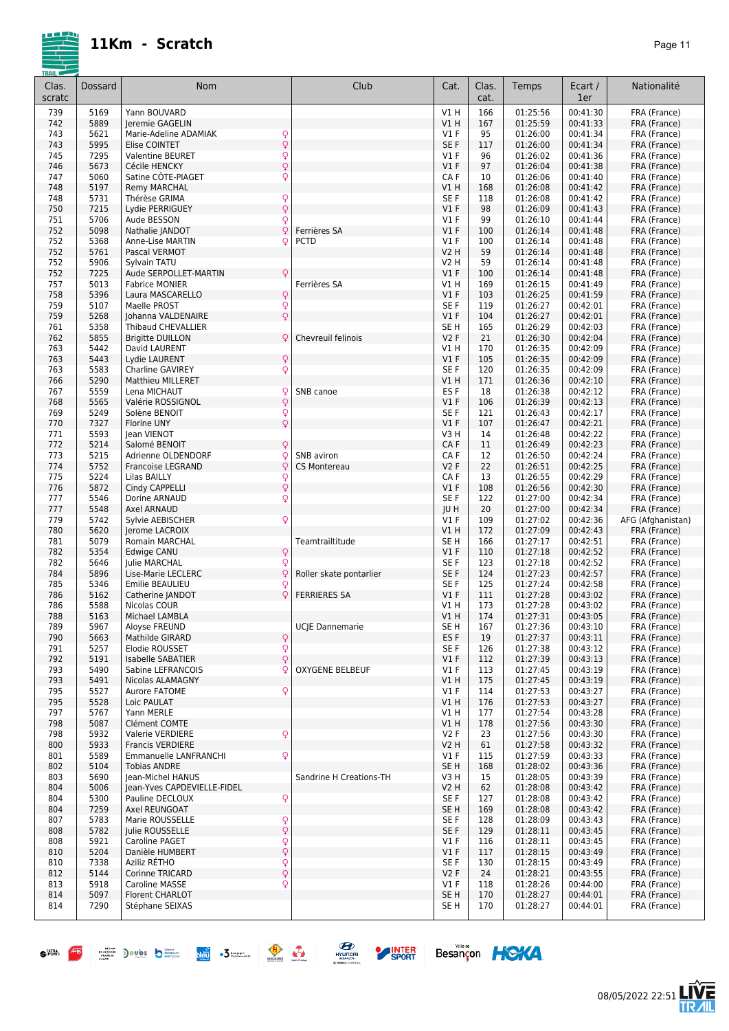# 11Km - Scratch

| Clas. scratc | Dossard | Nom | | Club | Cat. | Clas. cat. | Temps | Ecart / 1er | Nationalité |
|---|---|---|---|---|---|---|---|---|---|
| 739 | 5169 | Yann BOUVARD | | | V1 H | 166 | 01:25:56 | 00:41:30 | FRA (France) |
| 742 | 5889 | Jeremie GAGELIN | | | V1 H | 167 | 01:25:59 | 00:41:33 | FRA (France) |
| 743 | 5621 | Marie-Adeline ADAMIAK | ♀ | | V1 F | 95 | 01:26:00 | 00:41:34 | FRA (France) |
| 743 | 5995 | Elise COINTET | ♀ | | SE F | 117 | 01:26:00 | 00:41:34 | FRA (France) |
| 745 | 7295 | Valentine BEURET | ♀ | | V1 F | 96 | 01:26:02 | 00:41:36 | FRA (France) |
| 746 | 5673 | Cécile HENCKY | ♀ | | V1 F | 97 | 01:26:04 | 00:41:38 | FRA (France) |
| 747 | 5060 | Satine CÔTE-PIAGET | ♀ | | CA F | 10 | 01:26:06 | 00:41:40 | FRA (France) |
| 748 | 5197 | Remy MARCHAL | | | V1 H | 168 | 01:26:08 | 00:41:42 | FRA (France) |
| 748 | 5731 | Thérèse GRIMA | ♀ | | SE F | 118 | 01:26:08 | 00:41:42 | FRA (France) |
| 750 | 7215 | Lydie PERRIGUEY | ♀ | | V1 F | 98 | 01:26:09 | 00:41:43 | FRA (France) |
| 751 | 5706 | Aude BESSON | ♀ | | V1 F | 99 | 01:26:10 | 00:41:44 | FRA (France) |
| 752 | 5098 | Nathalie JANDOT | ♀ | Ferrières SA | V1 F | 100 | 01:26:14 | 00:41:48 | FRA (France) |
| 752 | 5368 | Anne-Lise MARTIN | ♀ | PCTD | V1 F | 100 | 01:26:14 | 00:41:48 | FRA (France) |
| 752 | 5761 | Pascal VERMOT | | | V2 H | 59 | 01:26:14 | 00:41:48 | FRA (France) |
| 752 | 5906 | Sylvain TATU | | | V2 H | 59 | 01:26:14 | 00:41:48 | FRA (France) |
| 752 | 7225 | Aude SERPOLLET-MARTIN | ♀ | | V1 F | 100 | 01:26:14 | 00:41:48 | FRA (France) |
| 757 | 5013 | Fabrice MONIER | | Ferrières SA | V1 H | 169 | 01:26:15 | 00:41:49 | FRA (France) |
| 758 | 5396 | Laura MASCARELLO | ♀ | | V1 F | 103 | 01:26:25 | 00:41:59 | FRA (France) |
| 759 | 5107 | Maelle PROST | ♀ | | SE F | 119 | 01:26:27 | 00:42:01 | FRA (France) |
| 759 | 5268 | Johanna VALDENAIRE | ♀ | | V1 F | 104 | 01:26:27 | 00:42:01 | FRA (France) |
| 761 | 5358 | Thibaud CHEVALLIER | | | SE H | 165 | 01:26:29 | 00:42:03 | FRA (France) |
| 762 | 5855 | Brigitte DUILLON | ♀ | Chevreuil felinois | V2 F | 21 | 01:26:30 | 00:42:04 | FRA (France) |
| 763 | 5442 | David LAURENT | | | V1 H | 170 | 01:26:35 | 00:42:09 | FRA (France) |
| 763 | 5443 | Lydie LAURENT | ♀ | | V1 F | 105 | 01:26:35 | 00:42:09 | FRA (France) |
| 763 | 5583 | Charline GAVIREY | ♀ | | SE F | 120 | 01:26:35 | 00:42:09 | FRA (France) |
| 766 | 5290 | Matthieu MILLERET | | | V1 H | 171 | 01:26:36 | 00:42:10 | FRA (France) |
| 767 | 5559 | Lena MICHAUT | ♀ | SNB canoe | ES F | 18 | 01:26:38 | 00:42:12 | FRA (France) |
| 768 | 5565 | Valérie ROSSIGNOL | ♀ | | V1 F | 106 | 01:26:39 | 00:42:13 | FRA (France) |
| 769 | 5249 | Solène BENOIT | ♀ | | SE F | 121 | 01:26:43 | 00:42:17 | FRA (France) |
| 770 | 7327 | Florine UNY | ♀ | | V1 F | 107 | 01:26:47 | 00:42:21 | FRA (France) |
| 771 | 5593 | Jean VIENOT | | | V3 H | 14 | 01:26:48 | 00:42:22 | FRA (France) |
| 772 | 5214 | Salomé BENOIT | ♀ | | CA F | 11 | 01:26:49 | 00:42:23 | FRA (France) |
| 773 | 5215 | Adrienne OLDENDORF | ♀ | SNB aviron | CA F | 12 | 01:26:50 | 00:42:24 | FRA (France) |
| 774 | 5752 | Francoise LEGRAND | ♀ | CS Montereau | V2 F | 22 | 01:26:51 | 00:42:25 | FRA (France) |
| 775 | 5224 | Lilas BAILLY | ♀ | | CA F | 13 | 01:26:55 | 00:42:29 | FRA (France) |
| 776 | 5872 | Cindy CAPPELLI | ♀ | | V1 F | 108 | 01:26:56 | 00:42:30 | FRA (France) |
| 777 | 5546 | Dorine ARNAUD | ♀ | | SE F | 122 | 01:27:00 | 00:42:34 | FRA (France) |
| 777 | 5548 | Axel ARNAUD | | | JU H | 20 | 01:27:00 | 00:42:34 | FRA (France) |
| 779 | 5742 | Sylvie AEBISCHER | ♀ | | V1 F | 109 | 01:27:02 | 00:42:36 | AFG (Afghanistan) |
| 780 | 5620 | Jerome LACROIX | | | V1 H | 172 | 01:27:09 | 00:42:43 | FRA (France) |
| 781 | 5079 | Romain MARCHAL | | Teamtrailtitude | SE H | 166 | 01:27:17 | 00:42:51 | FRA (France) |
| 782 | 5354 | Edwige CANU | ♀ | | V1 F | 110 | 01:27:18 | 00:42:52 | FRA (France) |
| 782 | 5646 | Julie MARCHAL | ♀ | | SE F | 123 | 01:27:18 | 00:42:52 | FRA (France) |
| 784 | 5896 | Lise-Marie LECLERC | ♀ | Roller skate pontarlier | SE F | 124 | 01:27:23 | 00:42:57 | FRA (France) |
| 785 | 5346 | Emilie BEAULIEU | ♀ | | SE F | 125 | 01:27:24 | 00:42:58 | FRA (France) |
| 786 | 5162 | Catherine JANDOT | ♀ | FERRIERES SA | V1 F | 111 | 01:27:28 | 00:43:02 | FRA (France) |
| 786 | 5588 | Nicolas COUR | | | V1 H | 173 | 01:27:28 | 00:43:02 | FRA (France) |
| 788 | 5163 | Michael LAMBLA | | | V1 H | 174 | 01:27:31 | 00:43:05 | FRA (France) |
| 789 | 5967 | Aloyse FREUND | | UCJE Dannemarie | SE H | 167 | 01:27:36 | 00:43:10 | FRA (France) |
| 790 | 5663 | Mathilde GIRARD | ♀ | | ES F | 19 | 01:27:37 | 00:43:11 | FRA (France) |
| 791 | 5257 | Elodie ROUSSET | ♀ | | SE F | 126 | 01:27:38 | 00:43:12 | FRA (France) |
| 792 | 5191 | Isabelle SABATIER | ♀ | | V1 F | 112 | 01:27:39 | 00:43:13 | FRA (France) |
| 793 | 5490 | Sabine LEFRANCOIS | ♀ | OXYGENE BELBEUF | V1 F | 113 | 01:27:45 | 00:43:19 | FRA (France) |
| 793 | 5491 | Nicolas ALAMAGNY | | | V1 H | 175 | 01:27:45 | 00:43:19 | FRA (France) |
| 795 | 5527 | Aurore FATOME | ♀ | | V1 F | 114 | 01:27:53 | 00:43:27 | FRA (France) |
| 795 | 5528 | Loic PAULAT | | | V1 H | 176 | 01:27:53 | 00:43:27 | FRA (France) |
| 797 | 5767 | Yann MERLE | | | V1 H | 177 | 01:27:54 | 00:43:28 | FRA (France) |
| 798 | 5087 | Clément COMTE | | | V1 H | 178 | 01:27:56 | 00:43:30 | FRA (France) |
| 798 | 5932 | Valerie VERDIERE | ♀ | | V2 F | 23 | 01:27:56 | 00:43:30 | FRA (France) |
| 800 | 5933 | Francis VERDIERE | | | V2 H | 61 | 01:27:58 | 00:43:32 | FRA (France) |
| 801 | 5589 | Emmanuelle LANFRANCHI | ♀ | | V1 F | 115 | 01:27:59 | 00:43:33 | FRA (France) |
| 802 | 5104 | Tobias ANDRE | | | SE H | 168 | 01:28:02 | 00:43:36 | FRA (France) |
| 803 | 5690 | Jean-Michel HANUS | | Sandrine H Creations-TH | V3 H | 15 | 01:28:05 | 00:43:39 | FRA (France) |
| 804 | 5006 | Jean-Yves CAPDEVIELLE-FIDEL | | | V2 H | 62 | 01:28:08 | 00:43:42 | FRA (France) |
| 804 | 5300 | Pauline DECLOUX | ♀ | | SE F | 127 | 01:28:08 | 00:43:42 | FRA (France) |
| 804 | 7259 | Axel REUNGOAT | | | SE H | 169 | 01:28:08 | 00:43:42 | FRA (France) |
| 807 | 5783 | Marie ROUSSELLE | ♀ | | SE F | 128 | 01:28:09 | 00:43:43 | FRA (France) |
| 808 | 5782 | Julie ROUSSELLE | ♀ | | SE F | 129 | 01:28:11 | 00:43:45 | FRA (France) |
| 808 | 5921 | Caroline PAGET | ♀ | | V1 F | 116 | 01:28:11 | 00:43:45 | FRA (France) |
| 810 | 5204 | Danièle HUMBERT | ♀ | | V1 F | 117 | 01:28:15 | 00:43:49 | FRA (France) |
| 810 | 7338 | Aziliz RÉTHO | ♀ | | SE F | 130 | 01:28:15 | 00:43:49 | FRA (France) |
| 812 | 5144 | Corinne TRICARD | ♀ | | V2 F | 24 | 01:28:21 | 00:43:55 | FRA (France) |
| 813 | 5918 | Caroline MASSE | ♀ | | V1 F | 118 | 01:28:26 | 00:44:00 | FRA (France) |
| 814 | 5097 | Florent CHARLOT | | | SE H | 170 | 01:28:27 | 00:44:01 | FRA (France) |
| 814 | 7290 | Stéphane SEIXAS | | | SE H | 170 | 01:28:27 | 00:44:01 | FRA (France) |

08/05/2022 22:51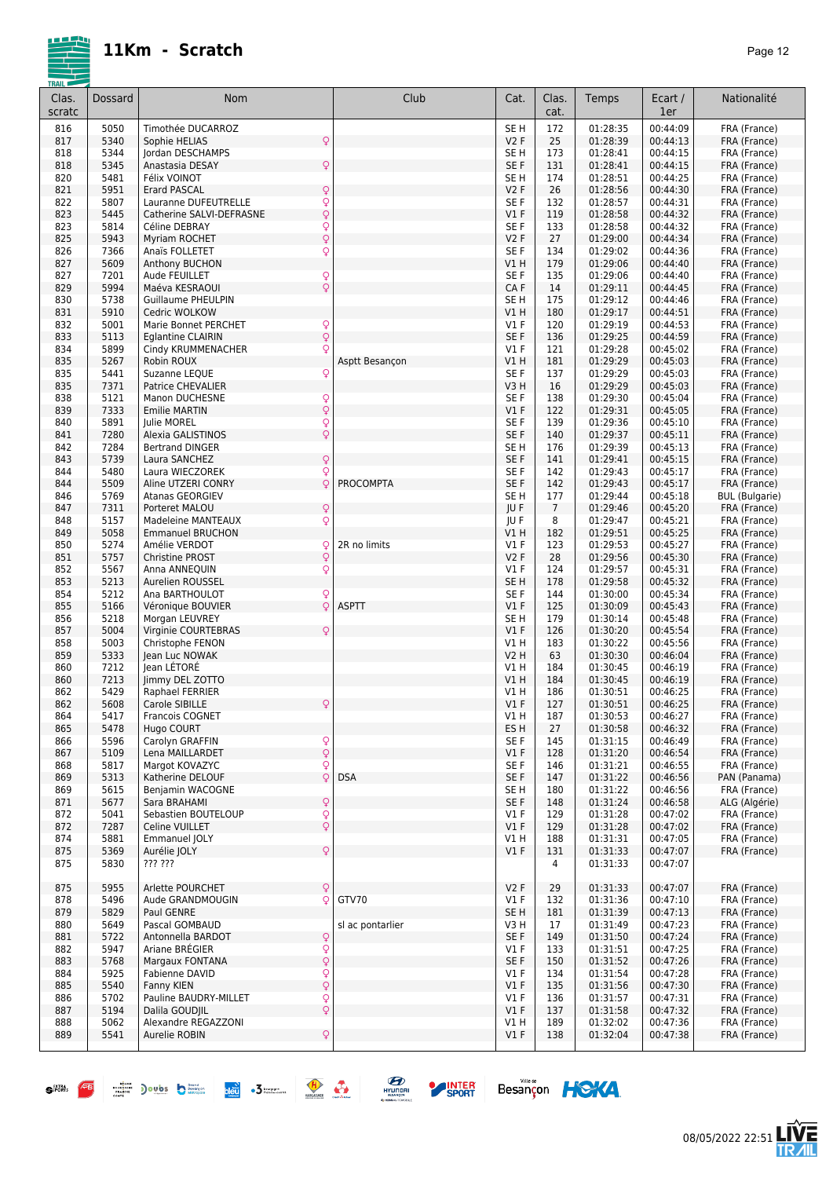# 11Km - Scratch

| Clas. scratc | Dossard | Nom | | Club | Cat. | Clas. cat. | Temps | Ecart / 1er | Nationalité |
|---|---|---|---|---|---|---|---|---|---|
| 816 | 5050 | Timothée DUCARROZ | | | SE H | 172 | 01:28:35 | 00:44:09 | FRA (France) |
| 817 | 5340 | Sophie HELIAS | ♀ | | V2 F | 25 | 01:28:39 | 00:44:13 | FRA (France) |
| 818 | 5344 | Jordan DESCHAMPS | | | SE H | 173 | 01:28:41 | 00:44:15 | FRA (France) |
| 818 | 5345 | Anastasia DESAY | ♀ | | SE F | 131 | 01:28:41 | 00:44:15 | FRA (France) |
| 820 | 5481 | Félix VOINOT | | | SE H | 174 | 01:28:51 | 00:44:25 | FRA (France) |
| 821 | 5951 | Erard PASCAL | ♀ | | V2 F | 26 | 01:28:56 | 00:44:30 | FRA (France) |
| 822 | 5807 | Lauranne DUFEUTRELLE | ♀ | | SE F | 132 | 01:28:57 | 00:44:31 | FRA (France) |
| 823 | 5445 | Catherine SALVI-DEFRASNE | ♀ | | V1 F | 119 | 01:28:58 | 00:44:32 | FRA (France) |
| 823 | 5814 | Céline DEBRAY | ♀ | | SE F | 133 | 01:28:58 | 00:44:32 | FRA (France) |
| 825 | 5943 | Myriam ROCHET | ♀ | | V2 F | 27 | 01:29:00 | 00:44:34 | FRA (France) |
| 826 | 7366 | Anaïs FOLLETET | ♀ | | SE F | 134 | 01:29:02 | 00:44:36 | FRA (France) |
| 827 | 5609 | Anthony BUCHON | | | V1 H | 179 | 01:29:06 | 00:44:40 | FRA (France) |
| 827 | 7201 | Aude FEUILLET | ♀ | | SE F | 135 | 01:29:06 | 00:44:40 | FRA (France) |
| 829 | 5994 | Maéva KESRAOUI | ♀ | | CA F | 14 | 01:29:11 | 00:44:45 | FRA (France) |
| 830 | 5738 | Guillaume PHEULPIN | | | SE H | 175 | 01:29:12 | 00:44:46 | FRA (France) |
| 831 | 5910 | Cedric WOLKOW | | | V1 H | 180 | 01:29:17 | 00:44:51 | FRA (France) |
| 832 | 5001 | Marie Bonnet PERCHET | ♀ | | V1 F | 120 | 01:29:19 | 00:44:53 | FRA (France) |
| 833 | 5113 | Eglantine CLAIRIN | ♀ | | SE F | 136 | 01:29:25 | 00:44:59 | FRA (France) |
| 834 | 5899 | Cindy KRUMMENACHER | ♀ | | V1 F | 121 | 01:29:28 | 00:45:02 | FRA (France) |
| 835 | 5267 | Robin ROUX | | Asptt Besançon | V1 H | 181 | 01:29:29 | 00:45:03 | FRA (France) |
| 835 | 5441 | Suzanne LEQUE | ♀ | | SE F | 137 | 01:29:29 | 00:45:03 | FRA (France) |
| 835 | 7371 | Patrice CHEVALIER | | | V3 H | 16 | 01:29:29 | 00:45:03 | FRA (France) |
| 838 | 5121 | Manon DUCHESNE | ♀ | | SE F | 138 | 01:29:30 | 00:45:04 | FRA (France) |
| 839 | 7333 | Emilie MARTIN | ♀ | | V1 F | 122 | 01:29:31 | 00:45:05 | FRA (France) |
| 840 | 5891 | Julie MOREL | ♀ | | SE F | 139 | 01:29:36 | 00:45:10 | FRA (France) |
| 841 | 7280 | Alexia GALISTINOS | ♀ | | SE F | 140 | 01:29:37 | 00:45:11 | FRA (France) |
| 842 | 7284 | Bertrand DINGER | | | SE H | 176 | 01:29:39 | 00:45:13 | FRA (France) |
| 843 | 5739 | Laura SANCHEZ | ♀ | | SE F | 141 | 01:29:41 | 00:45:15 | FRA (France) |
| 844 | 5480 | Laura WIECZOREK | ♀ | | SE F | 142 | 01:29:43 | 00:45:17 | FRA (France) |
| 844 | 5509 | Aline UTZERI CONRY | ♀ | PROCOMPTA | SE F | 142 | 01:29:43 | 00:45:17 | FRA (France) |
| 846 | 5769 | Atanas GEORGIEV | | | SE H | 177 | 01:29:44 | 00:45:18 | BUL (Bulgarie) |
| 847 | 7311 | Porteret MALOU | ♀ | | JU F | 7 | 01:29:46 | 00:45:20 | FRA (France) |
| 848 | 5157 | Madeleine MANTEAUX | ♀ | | JU F | 8 | 01:29:47 | 00:45:21 | FRA (France) |
| 849 | 5058 | Emmanuel BRUCHON | | | V1 H | 182 | 01:29:51 | 00:45:25 | FRA (France) |
| 850 | 5274 | Amélie VERDOT | ♀ | 2R no limits | V1 F | 123 | 01:29:53 | 00:45:27 | FRA (France) |
| 851 | 5757 | Christine PROST | ♀ | | V2 F | 28 | 01:29:56 | 00:45:30 | FRA (France) |
| 852 | 5567 | Anna ANNEQUIN | ♀ | | V1 F | 124 | 01:29:57 | 00:45:31 | FRA (France) |
| 853 | 5213 | Aurelien ROUSSEL | | | SE H | 178 | 01:29:58 | 00:45:32 | FRA (France) |
| 854 | 5212 | Ana BARTHOULOT | ♀ | | SE F | 144 | 01:30:00 | 00:45:34 | FRA (France) |
| 855 | 5166 | Véronique BOUVIER | ♀ | ASPTT | V1 F | 125 | 01:30:09 | 00:45:43 | FRA (France) |
| 856 | 5218 | Morgan LEUVREY | | | SE H | 179 | 01:30:14 | 00:45:48 | FRA (France) |
| 857 | 5004 | Virginie COURTEBRAS | ♀ | | V1 F | 126 | 01:30:20 | 00:45:54 | FRA (France) |
| 858 | 5003 | Christophe FENON | | | V1 H | 183 | 01:30:22 | 00:45:56 | FRA (France) |
| 859 | 5333 | Jean Luc NOWAK | | | V2 H | 63 | 01:30:30 | 00:46:04 | FRA (France) |
| 860 | 7212 | Jean LÉTORÉ | | | V1 H | 184 | 01:30:45 | 00:46:19 | FRA (France) |
| 860 | 7213 | Jimmy DEL ZOTTO | | | V1 H | 184 | 01:30:45 | 00:46:19 | FRA (France) |
| 862 | 5429 | Raphael FERRIER | | | V1 H | 186 | 01:30:51 | 00:46:25 | FRA (France) |
| 862 | 5608 | Carole SIBILLE | ♀ | | V1 F | 127 | 01:30:51 | 00:46:25 | FRA (France) |
| 864 | 5417 | Francois COGNET | | | V1 H | 187 | 01:30:53 | 00:46:27 | FRA (France) |
| 865 | 5478 | Hugo COURT | | | ES H | 27 | 01:30:58 | 00:46:32 | FRA (France) |
| 866 | 5596 | Carolyn GRAFFIN | ♀ | | SE F | 145 | 01:31:15 | 00:46:49 | FRA (France) |
| 867 | 5109 | Lena MAILLARDET | ♀ | | V1 F | 128 | 01:31:20 | 00:46:54 | FRA (France) |
| 868 | 5817 | Margot KOVAZYC | ♀ | | SE F | 146 | 01:31:21 | 00:46:55 | FRA (France) |
| 869 | 5313 | Katherine DELOUF | ♀ | DSA | SE F | 147 | 01:31:22 | 00:46:56 | PAN (Panama) |
| 869 | 5615 | Benjamin WACOGNE | | | SE H | 180 | 01:31:22 | 00:46:56 | FRA (France) |
| 871 | 5677 | Sara BRAHAMI | ♀ | | SE F | 148 | 01:31:24 | 00:46:58 | ALG (Algérie) |
| 872 | 5041 | Sebastien BOUTELOUP | ♀ | | V1 F | 129 | 01:31:28 | 00:47:02 | FRA (France) |
| 872 | 7287 | Celine VUILLET | ♀ | | V1 F | 129 | 01:31:28 | 00:47:02 | FRA (France) |
| 874 | 5881 | Emmanuel JOLY | | | V1 H | 188 | 01:31:31 | 00:47:05 | FRA (France) |
| 875 | 5369 | Aurélie JOLY | ♀ | | V1 F | 131 | 01:31:33 | 00:47:07 | FRA (France) |
| 875 | 5830 | ??? ??? | | | | 4 | 01:31:33 | 00:47:07 | |
| 875 | 5955 | Arlette POURCHET | ♀ | | V2 F | 29 | 01:31:33 | 00:47:07 | FRA (France) |
| 878 | 5496 | Aude GRANDMOUGIN | ♀ | GTV70 | V1 F | 132 | 01:31:36 | 00:47:10 | FRA (France) |
| 879 | 5829 | Paul GENRE | | | SE H | 181 | 01:31:39 | 00:47:13 | FRA (France) |
| 880 | 5649 | Pascal GOMBAUD | | sl ac pontarlier | V3 H | 17 | 01:31:49 | 00:47:23 | FRA (France) |
| 881 | 5722 | Antonnella BARDOT | ♀ | | SE F | 149 | 01:31:50 | 00:47:24 | FRA (France) |
| 882 | 5947 | Ariane BRÉGIER | ♀ | | V1 F | 133 | 01:31:51 | 00:47:25 | FRA (France) |
| 883 | 5768 | Margaux FONTANA | ♀ | | SE F | 150 | 01:31:52 | 00:47:26 | FRA (France) |
| 884 | 5925 | Fabienne DAVID | ♀ | | V1 F | 134 | 01:31:54 | 00:47:28 | FRA (France) |
| 885 | 5540 | Fanny KIEN | ♀ | | V1 F | 135 | 01:31:56 | 00:47:30 | FRA (France) |
| 886 | 5702 | Pauline BAUDRY-MILLET | ♀ | | V1 F | 136 | 01:31:57 | 00:47:31 | FRA (France) |
| 887 | 5194 | Dalila GOUDJIL | ♀ | | V1 F | 137 | 01:31:58 | 00:47:32 | FRA (France) |
| 888 | 5062 | Alexandre REGAZZONI | | | V1 H | 189 | 01:32:02 | 00:47:36 | FRA (France) |
| 889 | 5541 | Aurelie ROBIN | ♀ | | V1 F | 138 | 01:32:04 | 00:47:38 | FRA (France) |

08/05/2022 22:51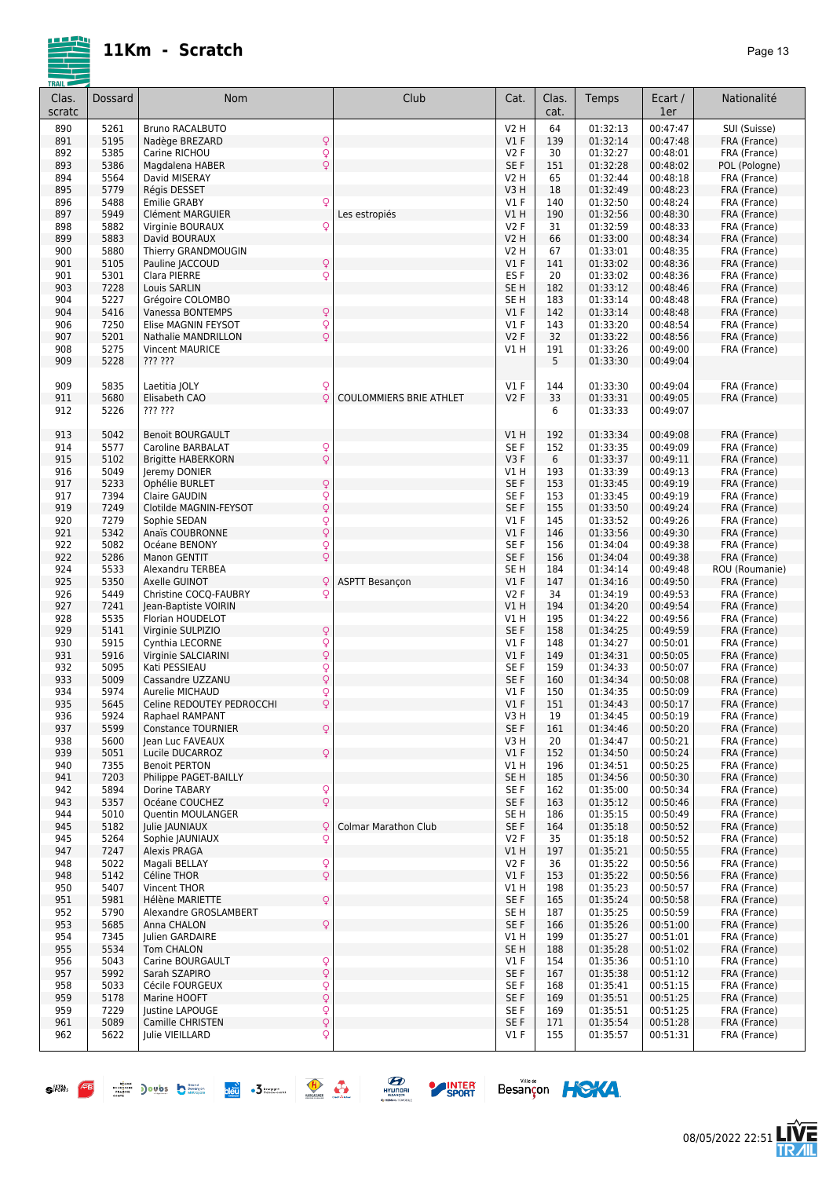# 11Km - Scratch

| Clas. scratc | Dossard | Nom | | Club | Cat. | Clas. cat. | Temps | Ecart / 1er | Nationalité |
|---|---|---|---|---|---|---|---|---|---|
| 890 | 5261 | Bruno RACALBUTO | | | V2 H | 64 | 01:32:13 | 00:47:47 | SUI (Suisse) |
| 891 | 5195 | Nadège BREZARD | ♀ | | V1 F | 139 | 01:32:14 | 00:47:48 | FRA (France) |
| 892 | 5385 | Carine RICHOU | ♀ | | V2 F | 30 | 01:32:27 | 00:48:01 | FRA (France) |
| 893 | 5386 | Magdalena HABER | ♀ | | SE F | 151 | 01:32:28 | 00:48:02 | POL (Pologne) |
| 894 | 5564 | David MISERAY | | | V2 H | 65 | 01:32:44 | 00:48:18 | FRA (France) |
| 895 | 5779 | Régis DESSET | | | V3 H | 18 | 01:32:49 | 00:48:23 | FRA (France) |
| 896 | 5488 | Emilie GRABY | ♀ | | V1 F | 140 | 01:32:50 | 00:48:24 | FRA (France) |
| 897 | 5949 | Clément MARGUIER | | Les estropiés | V1 H | 190 | 01:32:56 | 00:48:30 | FRA (France) |
| 898 | 5882 | Virginie BOURAUX | ♀ | | V2 F | 31 | 01:32:59 | 00:48:33 | FRA (France) |
| 899 | 5883 | David BOURAUX | | | V2 H | 66 | 01:33:00 | 00:48:34 | FRA (France) |
| 900 | 5880 | Thierry GRANDMOUGIN | | | V2 H | 67 | 01:33:01 | 00:48:35 | FRA (France) |
| 901 | 5105 | Pauline JACCOUD | ♀ | | V1 F | 141 | 01:33:02 | 00:48:36 | FRA (France) |
| 901 | 5301 | Clara PIERRE | ♀ | | ES F | 20 | 01:33:02 | 00:48:36 | FRA (France) |
| 903 | 7228 | Louis SARLIN | | | SE H | 182 | 01:33:12 | 00:48:46 | FRA (France) |
| 904 | 5227 | Grégoire COLOMBO | | | SE H | 183 | 01:33:14 | 00:48:48 | FRA (France) |
| 904 | 5416 | Vanessa BONTEMPS | ♀ | | V1 F | 142 | 01:33:14 | 00:48:48 | FRA (France) |
| 906 | 7250 | Elise MAGNIN FEYSOT | ♀ | | V1 F | 143 | 01:33:20 | 00:48:54 | FRA (France) |
| 907 | 5201 | Nathalie MANDRILLON | ♀ | | V2 F | 32 | 01:33:22 | 00:48:56 | FRA (France) |
| 908 | 5275 | Vincent MAURICE | | | V1 H | 191 | 01:33:26 | 00:49:00 | FRA (France) |
| 909 | 5228 | ??? ??? | | | | 5 | 01:33:30 | 00:49:04 | |
| 909 | 5835 | Laetitia JOLY | ♀ | | V1 F | 144 | 01:33:30 | 00:49:04 | FRA (France) |
| 911 | 5680 | Elisabeth CAO | ♀ | COULOMMIERS BRIE ATHLET | V2 F | 33 | 01:33:31 | 00:49:05 | FRA (France) |
| 912 | 5226 | ??? ??? | | | | 6 | 01:33:33 | 00:49:07 | |
| 913 | 5042 | Benoit BOURGAULT | | | V1 H | 192 | 01:33:34 | 00:49:08 | FRA (France) |
| 914 | 5577 | Caroline BARBALAT | ♀ | | SE F | 152 | 01:33:35 | 00:49:09 | FRA (France) |
| 915 | 5102 | Brigitte HABERKORN | ♀ | | V3 F | 6 | 01:33:37 | 00:49:11 | FRA (France) |
| 916 | 5049 | Jeremy DONIER | | | V1 H | 193 | 01:33:39 | 00:49:13 | FRA (France) |
| 917 | 5233 | Ophélie BURLET | ♀ | | SE F | 153 | 01:33:45 | 00:49:19 | FRA (France) |
| 917 | 7394 | Claire GAUDIN | ♀ | | SE F | 153 | 01:33:45 | 00:49:19 | FRA (France) |
| 919 | 7249 | Clotilde MAGNIN-FEYSOT | ♀ | | SE F | 155 | 01:33:50 | 00:49:24 | FRA (France) |
| 920 | 7279 | Sophie SEDAN | ♀ | | V1 F | 145 | 01:33:52 | 00:49:26 | FRA (France) |
| 921 | 5342 | Anaïs COUBRONNE | ♀ | | V1 F | 146 | 01:33:56 | 00:49:30 | FRA (France) |
| 922 | 5082 | Océane BENONY | ♀ | | SE F | 156 | 01:34:04 | 00:49:38 | FRA (France) |
| 922 | 5286 | Manon GENTIT | ♀ | | SE F | 156 | 01:34:04 | 00:49:38 | FRA (France) |
| 924 | 5533 | Alexandru TERBEA | | | SE H | 184 | 01:34:14 | 00:49:48 | ROU (Roumanie) |
| 925 | 5350 | Axelle GUINOT | ♀ | ASPTT Besançon | V1 F | 147 | 01:34:16 | 00:49:50 | FRA (France) |
| 926 | 5449 | Christine COCQ-FAUBRY | ♀ | | V2 F | 34 | 01:34:19 | 00:49:53 | FRA (France) |
| 927 | 7241 | Jean-Baptiste VOIRIN | | | V1 H | 194 | 01:34:20 | 00:49:54 | FRA (France) |
| 928 | 5535 | Florian HOUDELOT | | | V1 H | 195 | 01:34:22 | 00:49:56 | FRA (France) |
| 929 | 5141 | Virginie SULPIZIO | ♀ | | SE F | 158 | 01:34:25 | 00:49:59 | FRA (France) |
| 930 | 5915 | Cynthia LECORNE | ♀ | | V1 F | 148 | 01:34:27 | 00:50:01 | FRA (France) |
| 931 | 5916 | Virginie SALCIARINI | ♀ | | V1 F | 149 | 01:34:31 | 00:50:05 | FRA (France) |
| 932 | 5095 | Kati PESSIEAU | ♀ | | SE F | 159 | 01:34:33 | 00:50:07 | FRA (France) |
| 933 | 5009 | Cassandre UZZANU | ♀ | | SE F | 160 | 01:34:34 | 00:50:08 | FRA (France) |
| 934 | 5974 | Aurelie MICHAUD | ♀ | | V1 F | 150 | 01:34:35 | 00:50:09 | FRA (France) |
| 935 | 5645 | Celine REDOUTEY PEDROCCHI | ♀ | | V1 F | 151 | 01:34:43 | 00:50:17 | FRA (France) |
| 936 | 5924 | Raphael RAMPANT | | | V3 H | 19 | 01:34:45 | 00:50:19 | FRA (France) |
| 937 | 5599 | Constance TOURNIER | ♀ | | SE F | 161 | 01:34:46 | 00:50:20 | FRA (France) |
| 938 | 5600 | Jean Luc FAVEAUX | | | V3 H | 20 | 01:34:47 | 00:50:21 | FRA (France) |
| 939 | 5051 | Lucile DUCARROZ | ♀ | | V1 F | 152 | 01:34:50 | 00:50:24 | FRA (France) |
| 940 | 7355 | Benoit PERTON | | | V1 H | 196 | 01:34:51 | 00:50:25 | FRA (France) |
| 941 | 7203 | Philippe PAGET-BAILLY | | | SE H | 185 | 01:34:56 | 00:50:30 | FRA (France) |
| 942 | 5894 | Dorine TABARY | ♀ | | SE F | 162 | 01:35:00 | 00:50:34 | FRA (France) |
| 943 | 5357 | Océane COUCHEZ | ♀ | | SE F | 163 | 01:35:12 | 00:50:46 | FRA (France) |
| 944 | 5010 | Quentin MOULANGER | | | SE H | 186 | 01:35:15 | 00:50:49 | FRA (France) |
| 945 | 5182 | Julie JAUNIAUX | ♀ | Colmar Marathon Club | SE F | 164 | 01:35:18 | 00:50:52 | FRA (France) |
| 945 | 5264 | Sophie JAUNIAUX | ♀ | | V2 F | 35 | 01:35:18 | 00:50:52 | FRA (France) |
| 947 | 7247 | Alexis PRAGA | | | V1 H | 197 | 01:35:21 | 00:50:55 | FRA (France) |
| 948 | 5022 | Magali BELLAY | ♀ | | V2 F | 36 | 01:35:22 | 00:50:56 | FRA (France) |
| 948 | 5142 | Céline THOR | ♀ | | V1 F | 153 | 01:35:22 | 00:50:56 | FRA (France) |
| 950 | 5407 | Vincent THOR | | | V1 H | 198 | 01:35:23 | 00:50:57 | FRA (France) |
| 951 | 5981 | Hélène MARIETTE | ♀ | | SE F | 165 | 01:35:24 | 00:50:58 | FRA (France) |
| 952 | 5790 | Alexandre GROSLAMBERT | | | SE H | 187 | 01:35:25 | 00:50:59 | FRA (France) |
| 953 | 5685 | Anna CHALON | ♀ | | SE F | 166 | 01:35:26 | 00:51:00 | FRA (France) |
| 954 | 7345 | Julien GARDAIRE | | | V1 H | 199 | 01:35:27 | 00:51:01 | FRA (France) |
| 955 | 5534 | Tom CHALON | | | SE H | 188 | 01:35:28 | 00:51:02 | FRA (France) |
| 956 | 5043 | Carine BOURGAULT | ♀ | | V1 F | 154 | 01:35:36 | 00:51:10 | FRA (France) |
| 957 | 5992 | Sarah SZAPIRO | ♀ | | SE F | 167 | 01:35:38 | 00:51:12 | FRA (France) |
| 958 | 5033 | Cécile FOURGEUX | ♀ | | SE F | 168 | 01:35:41 | 00:51:15 | FRA (France) |
| 959 | 5178 | Marine HOOFT | ♀ | | SE F | 169 | 01:35:51 | 00:51:25 | FRA (France) |
| 959 | 7229 | Justine LAPOUGE | ♀ | | SE F | 169 | 01:35:51 | 00:51:25 | FRA (France) |
| 961 | 5089 | Camille CHRISTEN | ♀ | | SE F | 171 | 01:35:54 | 00:51:28 | FRA (France) |
| 962 | 5622 | Julie VIEILLARD | ♀ | | V1 F | 155 | 01:35:57 | 00:51:31 | FRA (France) |

08/05/2022 22:51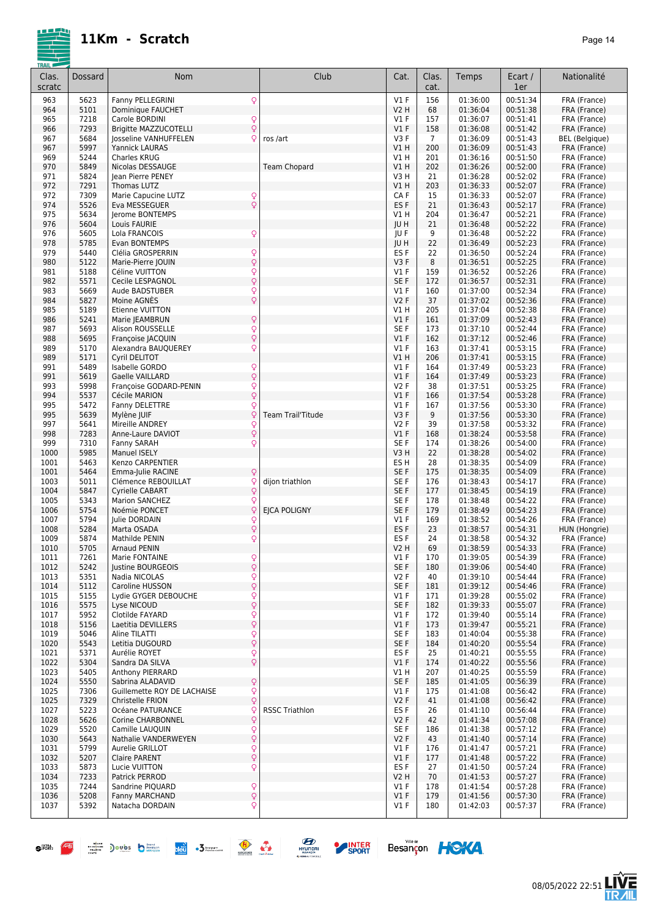# 11Km - Scratch

| Clas. scratc | Dossard | Nom | | Club | Cat. | Clas. cat. | Temps | Ecart / 1er | Nationalité |
|---|---|---|---|---|---|---|---|---|---|
| 963 | 5623 | Fanny PELLEGRINI | ♀ | | V1 F | 156 | 01:36:00 | 00:51:34 | FRA (France) |
| 964 | 5101 | Dominique FAUCHET | | | V2 H | 68 | 01:36:04 | 00:51:38 | FRA (France) |
| 965 | 7218 | Carole BORDINI | ♀ | | V1 F | 157 | 01:36:07 | 00:51:41 | FRA (France) |
| 966 | 7293 | Brigitte MAZZUCOTELLI | ♀ | | V1 F | 158 | 01:36:08 | 00:51:42 | FRA (France) |
| 967 | 5684 | Josseline VANHUFFELEN | ♀ | ros /art | V3 F | 7 | 01:36:09 | 00:51:43 | BEL (Belgique) |
| 967 | 5997 | Yannick LAURAS | | | V1 H | 200 | 01:36:09 | 00:51:43 | FRA (France) |
| 969 | 5244 | Charles KRUG | | | V1 H | 201 | 01:36:16 | 00:51:50 | FRA (France) |
| 970 | 5849 | Nicolas DESSAUGE | | Team Chopard | V1 H | 202 | 01:36:26 | 00:52:00 | FRA (France) |
| 971 | 5824 | Jean Pierre PENEY | | | V3 H | 21 | 01:36:28 | 00:52:02 | FRA (France) |
| 972 | 7291 | Thomas LUTZ | | | V1 H | 203 | 01:36:33 | 00:52:07 | FRA (France) |
| 972 | 7309 | Marie Capucine LUTZ | ♀ | | CA F | 15 | 01:36:33 | 00:52:07 | FRA (France) |
| 974 | 5526 | Eva MESSEGUER | ♀ | | ES F | 21 | 01:36:43 | 00:52:17 | FRA (France) |
| 975 | 5634 | Jerome BONTEMPS | | | V1 H | 204 | 01:36:47 | 00:52:21 | FRA (France) |
| 976 | 5604 | Louis FAURIE | | | JU H | 21 | 01:36:48 | 00:52:22 | FRA (France) |
| 976 | 5605 | Lola FRANCOIS | ♀ | | JU F | 9 | 01:36:48 | 00:52:22 | FRA (France) |
| 978 | 5785 | Evan BONTEMPS | | | JU H | 22 | 01:36:49 | 00:52:23 | FRA (France) |
| 979 | 5440 | Clélia GROSPERRIN | ♀ | | ES F | 22 | 01:36:50 | 00:52:24 | FRA (France) |
| 980 | 5122 | Marie-Pierre JOUIN | ♀ | | V3 F | 8 | 01:36:51 | 00:52:25 | FRA (France) |
| 981 | 5188 | Céline VUITTON | ♀ | | V1 F | 159 | 01:36:52 | 00:52:26 | FRA (France) |
| 982 | 5571 | Cecile LESPAGNOL | ♀ | | SE F | 172 | 01:36:57 | 00:52:31 | FRA (France) |
| 983 | 5669 | Aude BADSTUBER | ♀ | | V1 F | 160 | 01:37:00 | 00:52:34 | FRA (France) |
| 984 | 5827 | Moine AGNÈS | ♀ | | V2 F | 37 | 01:37:02 | 00:52:36 | FRA (France) |
| 985 | 5189 | Etienne VUITTON | | | V1 H | 205 | 01:37:04 | 00:52:38 | FRA (France) |
| 986 | 5241 | Marie JEAMBRUN | ♀ | | V1 F | 161 | 01:37:09 | 00:52:43 | FRA (France) |
| 987 | 5693 | Alison ROUSSELLE | ♀ | | SE F | 173 | 01:37:10 | 00:52:44 | FRA (France) |
| 988 | 5695 | Françoise JACQUIN | ♀ | | V1 F | 162 | 01:37:12 | 00:52:46 | FRA (France) |
| 989 | 5170 | Alexandra BAUQUEREY | ♀ | | V1 F | 163 | 01:37:41 | 00:53:15 | FRA (France) |
| 989 | 5171 | Cyril DELITOT | | | V1 H | 206 | 01:37:41 | 00:53:15 | FRA (France) |
| 991 | 5489 | Isabelle GORDO | ♀ | | V1 F | 164 | 01:37:49 | 00:53:23 | FRA (France) |
| 991 | 5619 | Gaelle VAILLARD | ♀ | | V1 F | 164 | 01:37:49 | 00:53:23 | FRA (France) |
| 993 | 5998 | Françoise GODARD-PENIN | ♀ | | V2 F | 38 | 01:37:51 | 00:53:25 | FRA (France) |
| 994 | 5537 | Cécile MARION | ♀ | | V1 F | 166 | 01:37:54 | 00:53:28 | FRA (France) |
| 995 | 5472 | Fanny DELETTRE | ♀ | | V1 F | 167 | 01:37:56 | 00:53:30 | FRA (France) |
| 995 | 5639 | Mylène JUIF | ♀ | Team Trail'Titude | V3 F | 9 | 01:37:56 | 00:53:30 | FRA (France) |
| 997 | 5641 | Mireille ANDREY | ♀ | | V2 F | 39 | 01:37:58 | 00:53:32 | FRA (France) |
| 998 | 7283 | Anne-Laure DAVIOT | ♀ | | V1 F | 168 | 01:38:24 | 00:53:58 | FRA (France) |
| 999 | 7310 | Fanny SARAH | ♀ | | SE F | 174 | 01:38:26 | 00:54:00 | FRA (France) |
| 1000 | 5985 | Manuel ISELY | | | V3 H | 22 | 01:38:28 | 00:54:02 | FRA (France) |
| 1001 | 5463 | Kenzo CARPENTIER | | | ES H | 28 | 01:38:35 | 00:54:09 | FRA (France) |
| 1001 | 5464 | Emma-Julie RACINE | ♀ | | SE F | 175 | 01:38:35 | 00:54:09 | FRA (France) |
| 1003 | 5011 | Clémence REBOUILLAT | ♀ | dijon triathlon | SE F | 176 | 01:38:43 | 00:54:17 | FRA (France) |
| 1004 | 5847 | Cyrielle CABART | ♀ | | SE F | 177 | 01:38:45 | 00:54:19 | FRA (France) |
| 1005 | 5343 | Marion SANCHEZ | ♀ | | SE F | 178 | 01:38:48 | 00:54:22 | FRA (France) |
| 1006 | 5754 | Noémie PONCET | ♀ | EJCA POLIGNY | SE F | 179 | 01:38:49 | 00:54:23 | FRA (France) |
| 1007 | 5794 | Julie DORDAIN | ♀ | | V1 F | 169 | 01:38:52 | 00:54:26 | FRA (France) |
| 1008 | 5284 | Marta OSADA | ♀ | | ES F | 23 | 01:38:57 | 00:54:31 | HUN (Hongrie) |
| 1009 | 5874 | Mathilde PENIN | ♀ | | ES F | 24 | 01:38:58 | 00:54:32 | FRA (France) |
| 1010 | 5705 | Arnaud PENIN | | | V2 H | 69 | 01:38:59 | 00:54:33 | FRA (France) |
| 1011 | 7261 | Marie FONTAINE | ♀ | | V1 F | 170 | 01:39:05 | 00:54:39 | FRA (France) |
| 1012 | 5242 | Justine BOURGEOIS | ♀ | | SE F | 180 | 01:39:06 | 00:54:40 | FRA (France) |
| 1013 | 5351 | Nadia NICOLAS | ♀ | | V2 F | 40 | 01:39:10 | 00:54:44 | FRA (France) |
| 1014 | 5112 | Caroline HUSSON | ♀ | | SE F | 181 | 01:39:12 | 00:54:46 | FRA (France) |
| 1015 | 5155 | Lydie GYGER DEBOUCHE | ♀ | | V1 F | 171 | 01:39:28 | 00:55:02 | FRA (France) |
| 1016 | 5575 | Lyse NICOUD | ♀ | | SE F | 182 | 01:39:33 | 00:55:07 | FRA (France) |
| 1017 | 5952 | Clotilde FAYARD | ♀ | | V1 F | 172 | 01:39:40 | 00:55:14 | FRA (France) |
| 1018 | 5156 | Laetitia DEVILLERS | ♀ | | V1 F | 173 | 01:39:47 | 00:55:21 | FRA (France) |
| 1019 | 5046 | Aline TILATTI | ♀ | | SE F | 183 | 01:40:04 | 00:55:38 | FRA (France) |
| 1020 | 5543 | Letitia DUGOURD | ♀ | | SE F | 184 | 01:40:20 | 00:55:54 | FRA (France) |
| 1021 | 5371 | Aurélie ROYET | ♀ | | ES F | 25 | 01:40:21 | 00:55:55 | FRA (France) |
| 1022 | 5304 | Sandra DA SILVA | ♀ | | V1 F | 174 | 01:40:22 | 00:55:56 | FRA (France) |
| 1023 | 5405 | Anthony PIERRARD | | | V1 H | 207 | 01:40:25 | 00:55:59 | FRA (France) |
| 1024 | 5550 | Sabrina ALADAVID | ♀ | | SE F | 185 | 01:41:05 | 00:56:39 | FRA (France) |
| 1025 | 7306 | Guillemette ROY DE LACHAISE | ♀ | | V1 F | 175 | 01:41:08 | 00:56:42 | FRA (France) |
| 1025 | 7329 | Christelle FRION | ♀ | | V2 F | 41 | 01:41:08 | 00:56:42 | FRA (France) |
| 1027 | 5223 | Océane PATURANCE | ♀ | RSSC Triathlon | ES F | 26 | 01:41:10 | 00:56:44 | FRA (France) |
| 1028 | 5626 | Corine CHARBONNEL | ♀ | | V2 F | 42 | 01:41:34 | 00:57:08 | FRA (France) |
| 1029 | 5520 | Camille LAUQUIN | ♀ | | SE F | 186 | 01:41:38 | 00:57:12 | FRA (France) |
| 1030 | 5643 | Nathalie VANDERWEYEN | ♀ | | V2 F | 43 | 01:41:40 | 00:57:14 | FRA (France) |
| 1031 | 5799 | Aurelie GRILLOT | ♀ | | V1 F | 176 | 01:41:47 | 00:57:21 | FRA (France) |
| 1032 | 5207 | Claire PARENT | ♀ | | V1 F | 177 | 01:41:48 | 00:57:22 | FRA (France) |
| 1033 | 5873 | Lucie VUITTON | ♀ | | ES F | 27 | 01:41:50 | 00:57:24 | FRA (France) |
| 1034 | 7233 | Patrick PERROD | | | V2 H | 70 | 01:41:53 | 00:57:27 | FRA (France) |
| 1035 | 7244 | Sandrine PIQUARD | ♀ | | V1 F | 178 | 01:41:54 | 00:57:28 | FRA (France) |
| 1036 | 5208 | Fanny MARCHAND | ♀ | | V1 F | 179 | 01:41:56 | 00:57:30 | FRA (France) |
| 1037 | 5392 | Natacha DORDAIN | ♀ | | V1 F | 180 | 01:42:03 | 00:57:37 | FRA (France) |

08/05/2022 22:51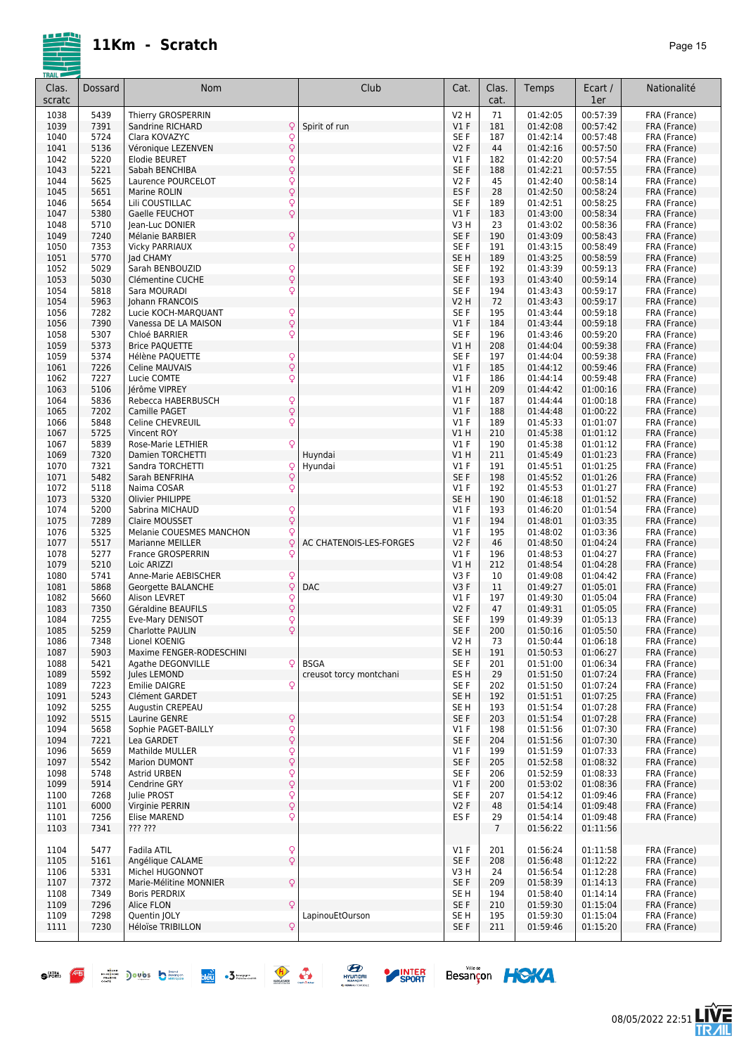# 11Km - Scratch

| Clas. scratc | Dossard | Nom | | Club | Cat. | Clas. cat. | Temps | Ecart / 1er | Nationalité |
|---|---|---|---|---|---|---|---|---|---|
| 1038 | 5439 | Thierry GROSPERRIN | | | V2 H | 71 | 01:42:05 | 00:57:39 | FRA (France) |
| 1039 | 7391 | Sandrine RICHARD | ♀ | Spirit of run | V1 F | 181 | 01:42:08 | 00:57:42 | FRA (France) |
| 1040 | 5724 | Clara KOVAZYC | ♀ | | SE F | 187 | 01:42:14 | 00:57:48 | FRA (France) |
| 1041 | 5136 | Véronique LEZENVEN | ♀ | | V2 F | 44 | 01:42:16 | 00:57:50 | FRA (France) |
| 1042 | 5220 | Elodie BEURET | ♀ | | V1 F | 182 | 01:42:20 | 00:57:54 | FRA (France) |
| 1043 | 5221 | Sabah BENCHIBA | ♀ | | SE F | 188 | 01:42:21 | 00:57:55 | FRA (France) |
| 1044 | 5625 | Laurence POURCELOT | ♀ | | V2 F | 45 | 01:42:40 | 00:58:14 | FRA (France) |
| 1045 | 5651 | Marine ROLIN | ♀ | | ES F | 28 | 01:42:50 | 00:58:24 | FRA (France) |
| 1046 | 5654 | Lili COUSTILLAC | ♀ | | SE F | 189 | 01:42:51 | 00:58:25 | FRA (France) |
| 1047 | 5380 | Gaelle FEUCHOT | ♀ | | V1 F | 183 | 01:43:00 | 00:58:34 | FRA (France) |
| 1048 | 5710 | Jean-Luc DONIER | | | V3 H | 23 | 01:43:02 | 00:58:36 | FRA (France) |
| 1049 | 7240 | Mélanie BARBIER | ♀ | | SE F | 190 | 01:43:09 | 00:58:43 | FRA (France) |
| 1050 | 7353 | Vicky PARRIAUX | ♀ | | SE F | 191 | 01:43:15 | 00:58:49 | FRA (France) |
| 1051 | 5770 | Jad CHAMY | | | SE H | 189 | 01:43:25 | 00:58:59 | FRA (France) |
| 1052 | 5029 | Sarah BENBOUZID | ♀ | | SE F | 192 | 01:43:39 | 00:59:13 | FRA (France) |
| 1053 | 5030 | Clémentine CUCHE | ♀ | | SE F | 193 | 01:43:40 | 00:59:14 | FRA (France) |
| 1054 | 5818 | Sara MOURADI | ♀ | | SE F | 194 | 01:43:43 | 00:59:17 | FRA (France) |
| 1054 | 5963 | Johann FRANCOIS | | | V2 H | 72 | 01:43:43 | 00:59:17 | FRA (France) |
| 1056 | 7282 | Lucie KOCH-MARQUANT | ♀ | | SE F | 195 | 01:43:44 | 00:59:18 | FRA (France) |
| 1056 | 7390 | Vanessa DE LA MAISON | ♀ | | V1 F | 184 | 01:43:44 | 00:59:18 | FRA (France) |
| 1058 | 5307 | Chloé BARRIER | ♀ | | SE F | 196 | 01:43:46 | 00:59:20 | FRA (France) |
| 1059 | 5373 | Brice PAQUETTE | | | V1 H | 208 | 01:44:04 | 00:59:38 | FRA (France) |
| 1059 | 5374 | Hélène PAQUETTE | ♀ | | SE F | 197 | 01:44:04 | 00:59:38 | FRA (France) |
| 1061 | 7226 | Celine MAUVAIS | ♀ | | V1 F | 185 | 01:44:12 | 00:59:46 | FRA (France) |
| 1062 | 7227 | Lucie COMTE | ♀ | | V1 F | 186 | 01:44:14 | 00:59:48 | FRA (France) |
| 1063 | 5106 | Jérôme VIPREY | | | V1 H | 209 | 01:44:42 | 01:00:16 | FRA (France) |
| 1064 | 5836 | Rebecca HABERBUSCH | ♀ | | V1 F | 187 | 01:44:44 | 01:00:18 | FRA (France) |
| 1065 | 7202 | Camille PAGET | ♀ | | V1 F | 188 | 01:44:48 | 01:00:22 | FRA (France) |
| 1066 | 5848 | Celine CHEVREUIL | ♀ | | V1 F | 189 | 01:45:33 | 01:01:07 | FRA (France) |
| 1067 | 5725 | Vincent ROY | | | V1 H | 210 | 01:45:38 | 01:01:12 | FRA (France) |
| 1067 | 5839 | Rose-Marie LETHIER | ♀ | | V1 F | 190 | 01:45:38 | 01:01:12 | FRA (France) |
| 1069 | 7320 | Damien TORCHETTI | | Huyndai | V1 H | 211 | 01:45:49 | 01:01:23 | FRA (France) |
| 1070 | 7321 | Sandra TORCHETTI | ♀ | Hyundai | V1 F | 191 | 01:45:51 | 01:01:25 | FRA (France) |
| 1071 | 5482 | Sarah BENFRIHA | ♀ | | SE F | 198 | 01:45:52 | 01:01:26 | FRA (France) |
| 1072 | 5118 | Naima COSAR | ♀ | | V1 F | 192 | 01:45:53 | 01:01:27 | FRA (France) |
| 1073 | 5320 | Olivier PHILIPPE | | | SE H | 190 | 01:46:18 | 01:01:52 | FRA (France) |
| 1074 | 5200 | Sabrina MICHAUD | ♀ | | V1 F | 193 | 01:46:20 | 01:01:54 | FRA (France) |
| 1075 | 7289 | Claire MOUSSET | ♀ | | V1 F | 194 | 01:48:01 | 01:03:35 | FRA (France) |
| 1076 | 5325 | Melanie COUESMES MANCHON | ♀ | | V1 F | 195 | 01:48:02 | 01:03:36 | FRA (France) |
| 1077 | 5517 | Marianne MEILLER | ♀ | AC CHATENOIS-LES-FORGES | V2 F | 46 | 01:48:50 | 01:04:24 | FRA (France) |
| 1078 | 5277 | France GROSPERRIN | ♀ | | V1 F | 196 | 01:48:53 | 01:04:27 | FRA (France) |
| 1079 | 5210 | Loic ARIZZI | | | V1 H | 212 | 01:48:54 | 01:04:28 | FRA (France) |
| 1080 | 5741 | Anne-Marie AEBISCHER | ♀ | | V3 F | 10 | 01:49:08 | 01:04:42 | FRA (France) |
| 1081 | 5868 | Georgette BALANCHE | ♀ | DAC | V3 F | 11 | 01:49:27 | 01:05:01 | FRA (France) |
| 1082 | 5660 | Alison LEVRET | ♀ | | V1 F | 197 | 01:49:30 | 01:05:04 | FRA (France) |
| 1083 | 7350 | Géraldine BEAUFILS | ♀ | | V2 F | 47 | 01:49:31 | 01:05:05 | FRA (France) |
| 1084 | 7255 | Eve-Mary DENISOT | ♀ | | SE F | 199 | 01:49:39 | 01:05:13 | FRA (France) |
| 1085 | 5259 | Charlotte PAULIN | ♀ | | SE F | 200 | 01:50:16 | 01:05:50 | FRA (France) |
| 1086 | 7348 | Lionel KOENIG | | | V2 H | 73 | 01:50:44 | 01:06:18 | FRA (France) |
| 1087 | 5903 | Maxime FENGER-RODESCHINI | | | SE H | 191 | 01:50:53 | 01:06:27 | FRA (France) |
| 1088 | 5421 | Agathe DEGONVILLE | ♀ | BSGA | SE F | 201 | 01:51:00 | 01:06:34 | FRA (France) |
| 1089 | 5592 | Jules LEMOND | | creusot torcy montchani | ES H | 29 | 01:51:50 | 01:07:24 | FRA (France) |
| 1089 | 7223 | Emilie DAIGRE | ♀ | | SE F | 202 | 01:51:50 | 01:07:24 | FRA (France) |
| 1091 | 5243 | Clément GARDET | | | SE H | 192 | 01:51:51 | 01:07:25 | FRA (France) |
| 1092 | 5255 | Augustin CREPEAU | | | SE H | 193 | 01:51:54 | 01:07:28 | FRA (France) |
| 1092 | 5515 | Laurine GENRE | ♀ | | SE F | 203 | 01:51:54 | 01:07:28 | FRA (France) |
| 1094 | 5658 | Sophie PAGET-BAILLY | ♀ | | V1 F | 198 | 01:51:56 | 01:07:30 | FRA (France) |
| 1094 | 7221 | Lea GARDET | ♀ | | SE F | 204 | 01:51:56 | 01:07:30 | FRA (France) |
| 1096 | 5659 | Mathilde MULLER | ♀ | | V1 F | 199 | 01:51:59 | 01:07:33 | FRA (France) |
| 1097 | 5542 | Marion DUMONT | ♀ | | SE F | 205 | 01:52:58 | 01:08:32 | FRA (France) |
| 1098 | 5748 | Astrid URBEN | ♀ | | SE F | 206 | 01:52:59 | 01:08:33 | FRA (France) |
| 1099 | 5914 | Cendrine GRY | ♀ | | V1 F | 200 | 01:53:02 | 01:08:36 | FRA (France) |
| 1100 | 7268 | Julie PROST | ♀ | | SE F | 207 | 01:54:12 | 01:09:46 | FRA (France) |
| 1101 | 6000 | Virginie PERRIN | ♀ | | V2 F | 48 | 01:54:14 | 01:09:48 | FRA (France) |
| 1101 | 7256 | Elise MAREND | ♀ | | ES F | 29 | 01:54:14 | 01:09:48 | FRA (France) |
| 1103 | 7341 | ??? ??? | | | | 7 | 01:56:22 | 01:11:56 | |
| 1104 | 5477 | Fadila ATIL | ♀ | | V1 F | 201 | 01:56:24 | 01:11:58 | FRA (France) |
| 1105 | 5161 | Angélique CALAME | ♀ | | SE F | 208 | 01:56:48 | 01:12:22 | FRA (France) |
| 1106 | 5331 | Michel HUGONNOT | | | V3 H | 24 | 01:56:54 | 01:12:28 | FRA (France) |
| 1107 | 7372 | Marie-Mélitine MONNIER | ♀ | | SE F | 209 | 01:58:39 | 01:14:13 | FRA (France) |
| 1108 | 7349 | Boris PERDRIX | | | SE H | 194 | 01:58:40 | 01:14:14 | FRA (France) |
| 1109 | 7296 | Alice FLON | ♀ | | SE F | 210 | 01:59:30 | 01:15:04 | FRA (France) |
| 1109 | 7298 | Quentin JOLY | | LapinouEtOurson | SE H | 195 | 01:59:30 | 01:15:04 | FRA (France) |
| 1111 | 7230 | Héloïse TRIBILLON | ♀ | | SE F | 211 | 01:59:46 | 01:15:20 | FRA (France) |

08/05/2022 22:51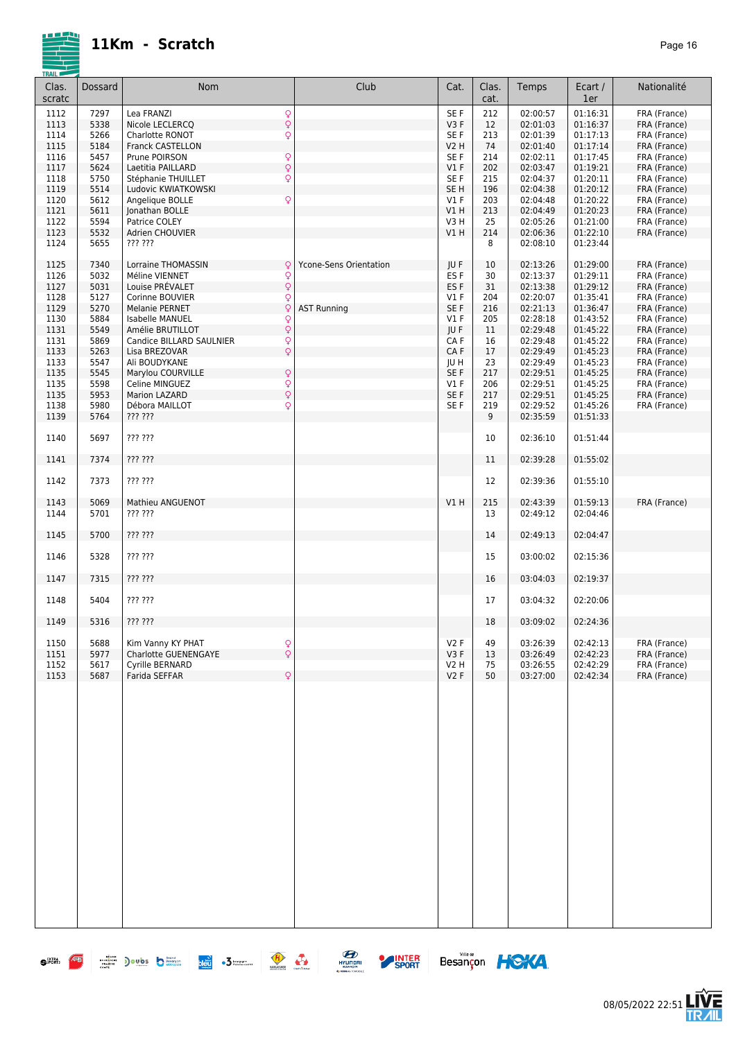# 11Km - Scratch

| Clas. scratc | Dossard | Nom | | Club | Cat. | Clas. cat. | Temps | Ecart / 1er | Nationalité |
|---|---|---|---|---|---|---|---|---|---|
| 1112 | 7297 | Lea FRANZI | ♀ | | SE F | 212 | 02:00:57 | 01:16:31 | FRA (France) |
| 1113 | 5338 | Nicole LECLERCQ | ♀ | | V3 F | 12 | 02:01:03 | 01:16:37 | FRA (France) |
| 1114 | 5266 | Charlotte RONOT | ♀ | | SE F | 213 | 02:01:39 | 01:17:13 | FRA (France) |
| 1115 | 5184 | Franck CASTELLON | | | V2 H | 74 | 02:01:40 | 01:17:14 | FRA (France) |
| 1116 | 5457 | Prune POIRSON | ♀ | | SE F | 214 | 02:02:11 | 01:17:45 | FRA (France) |
| 1117 | 5624 | Laetitia PAILLARD | ♀ | | V1 F | 202 | 02:03:47 | 01:19:21 | FRA (France) |
| 1118 | 5750 | Stéphanie THUILLET | ♀ | | SE F | 215 | 02:04:37 | 01:20:11 | FRA (France) |
| 1119 | 5514 | Ludovic KWIATKOWSKI | | | SE H | 196 | 02:04:38 | 01:20:12 | FRA (France) |
| 1120 | 5612 | Angelique BOLLE | ♀ | | V1 F | 203 | 02:04:48 | 01:20:22 | FRA (France) |
| 1121 | 5611 | Jonathan BOLLE | | | V1 H | 213 | 02:04:49 | 01:20:23 | FRA (France) |
| 1122 | 5594 | Patrice COLEY | | | V3 H | 25 | 02:05:26 | 01:21:00 | FRA (France) |
| 1123 | 5532 | Adrien CHOUVIER | | | V1 H | 214 | 02:06:36 | 01:22:10 | FRA (France) |
| 1124 | 5655 | ??? ??? | | | | 8 | 02:08:10 | 01:23:44 | |
| 1125 | 7340 | Lorraine THOMASSIN | ♀ | Ycone-Sens Orientation | JU F | 10 | 02:13:26 | 01:29:00 | FRA (France) |
| 1126 | 5032 | Méline VIENNET | ♀ | | ES F | 30 | 02:13:37 | 01:29:11 | FRA (France) |
| 1127 | 5031 | Louise PRÉVALET | ♀ | | ES F | 31 | 02:13:38 | 01:29:12 | FRA (France) |
| 1128 | 5127 | Corinne BOUVIER | ♀ | | V1 F | 204 | 02:20:07 | 01:35:41 | FRA (France) |
| 1129 | 5270 | Melanie PERNET | ♀ | AST Running | SE F | 216 | 02:21:13 | 01:36:47 | FRA (France) |
| 1130 | 5884 | Isabelle MANUEL | ♀ | | V1 F | 205 | 02:28:18 | 01:43:52 | FRA (France) |
| 1131 | 5549 | Amélie BRUTILLOT | ♀ | | JU F | 11 | 02:29:48 | 01:45:22 | FRA (France) |
| 1131 | 5869 | Candice BILLARD SAULNIER | ♀ | | CA F | 16 | 02:29:48 | 01:45:22 | FRA (France) |
| 1133 | 5263 | Lisa BREZOVAR | ♀ | | CA F | 17 | 02:29:49 | 01:45:23 | FRA (France) |
| 1133 | 5547 | Ali BOUDYKANE | | | JU H | 23 | 02:29:49 | 01:45:23 | FRA (France) |
| 1135 | 5545 | Marylou COURVILLE | ♀ | | SE F | 217 | 02:29:51 | 01:45:25 | FRA (France) |
| 1135 | 5598 | Celine MINGUEZ | ♀ | | V1 F | 206 | 02:29:51 | 01:45:25 | FRA (France) |
| 1135 | 5953 | Marion LAZARD | ♀ | | SE F | 217 | 02:29:51 | 01:45:25 | FRA (France) |
| 1138 | 5980 | Débora MAILLOT | ♀ | | SE F | 219 | 02:29:52 | 01:45:26 | FRA (France) |
| 1139 | 5764 | ??? ??? | | | | 9 | 02:35:59 | 01:51:33 | |
| 1140 | 5697 | ??? ??? | | | | 10 | 02:36:10 | 01:51:44 | |
| 1141 | 7374 | ??? ??? | | | | 11 | 02:39:28 | 01:55:02 | |
| 1142 | 7373 | ??? ??? | | | | 12 | 02:39:36 | 01:55:10 | |
| 1143 | 5069 | Mathieu ANGUENOT | | | V1 H | 215 | 02:43:39 | 01:59:13 | FRA (France) |
| 1144 | 5701 | ??? ??? | | | | 13 | 02:49:12 | 02:04:46 | |
| 1145 | 5700 | ??? ??? | | | | 14 | 02:49:13 | 02:04:47 | |
| 1146 | 5328 | ??? ??? | | | | 15 | 03:00:02 | 02:15:36 | |
| 1147 | 7315 | ??? ??? | | | | 16 | 03:04:03 | 02:19:37 | |
| 1148 | 5404 | ??? ??? | | | | 17 | 03:04:32 | 02:20:06 | |
| 1149 | 5316 | ??? ??? | | | | 18 | 03:09:02 | 02:24:36 | |
| 1150 | 5688 | Kim Vanny KY PHAT | ♀ | | V2 F | 49 | 03:26:39 | 02:42:13 | FRA (France) |
| 1151 | 5977 | Charlotte GUENENGAYE | ♀ | | V3 F | 13 | 03:26:49 | 02:42:23 | FRA (France) |
| 1152 | 5617 | Cyrille BERNARD | | | V2 H | 75 | 03:26:55 | 02:42:29 | FRA (France) |
| 1153 | 5687 | Farida SEFFAR | ♀ | | V2 F | 50 | 03:27:00 | 02:42:34 | FRA (France) |

08/05/2022 22:51